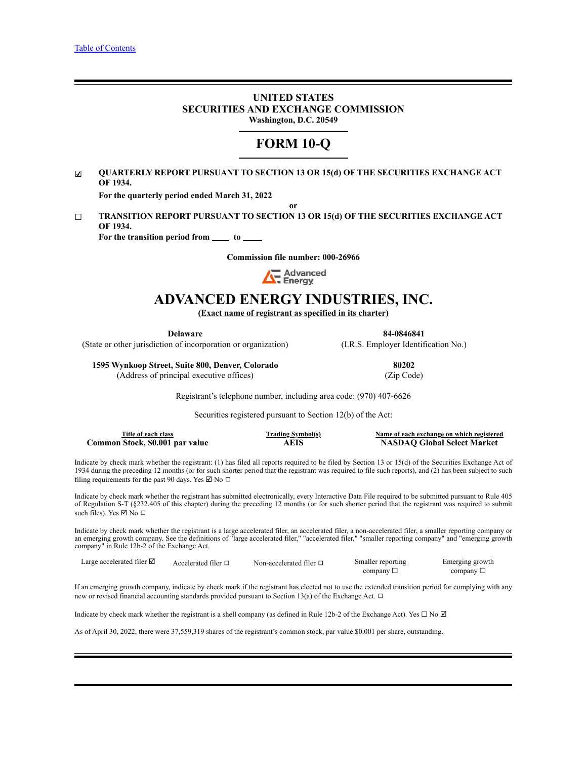[Table of Contents](#)

# UNITED STATES
# SECURITIES AND EXCHANGE COMMISSION
**Washington, D.C. 20549**

# FORM 10-Q

☑ **QUARTERLY REPORT PURSUANT TO SECTION 13 OR 15(d) OF THE SECURITIES EXCHANGE ACT OF 1934.**

**For the quarterly period ended March 31, 2022**

**or**

☐ **TRANSITION REPORT PURSUANT TO SECTION 13 OR 15(d) OF THE SECURITIES EXCHANGE ACT OF 1934.**

**For the transition period from \_\_\_\_ to \_\_\_\_**

**Commission file number: 000-26966**

# ADVANCED ENERGY INDUSTRIES, INC.
**(Exact name of registrant as specified in its charter)**

| | |
|---|---|
| **Delaware** | **84-0846841** |
| (State or other jurisdiction of incorporation or organization) | (I.R.S. Employer Identification No.) |
| **1595 Wynkoop Street, Suite 800, Denver, Colorado** | **80202** |
| (Address of principal executive offices) | (Zip Code) |

Registrant's telephone number, including area code: (970) 407-6626

Securities registered pursuant to Section 12(b) of the Act:

| Title of each class | Trading Symbol(s) | Name of each exchange on which registered |
|---|---|---|
| **Common Stock, $0.001 par value** | **AEIS** | **NASDAQ Global Select Market** |

Indicate by check mark whether the registrant: (1) has filed all reports required to be filed by Section 13 or 15(d) of the Securities Exchange Act of 1934 during the preceding 12 months (or for such shorter period that the registrant was required to file such reports), and (2) has been subject to such filing requirements for the past 90 days. Yes ☑ No ☐

Indicate by check mark whether the registrant has submitted electronically, every Interactive Data File required to be submitted pursuant to Rule 405 of Regulation S-T (§232.405 of this chapter) during the preceding 12 months (or for such shorter period that the registrant was required to submit such files). Yes ☑ No ☐

Indicate by check mark whether the registrant is a large accelerated filer, an accelerated filer, a non-accelerated filer, a smaller reporting company or an emerging growth company. See the definitions of "large accelerated filer," "accelerated filer," "smaller reporting company" and "emerging growth company" in Rule 12b-2 of the Exchange Act.

| Large accelerated filer ☑ | Accelerated filer ☐ | Non-accelerated filer ☐ | Smaller reporting company ☐ | Emerging growth company ☐ |
|---|---|---|---|---|

If an emerging growth company, indicate by check mark if the registrant has elected not to use the extended transition period for complying with any new or revised financial accounting standards provided pursuant to Section 13(a) of the Exchange Act. ☐

Indicate by check mark whether the registrant is a shell company (as defined in Rule 12b-2 of the Exchange Act). Yes ☐ No ☑

As of April 30, 2022, there were 37,559,319 shares of the registrant's common stock, par value $0.001 per share, outstanding.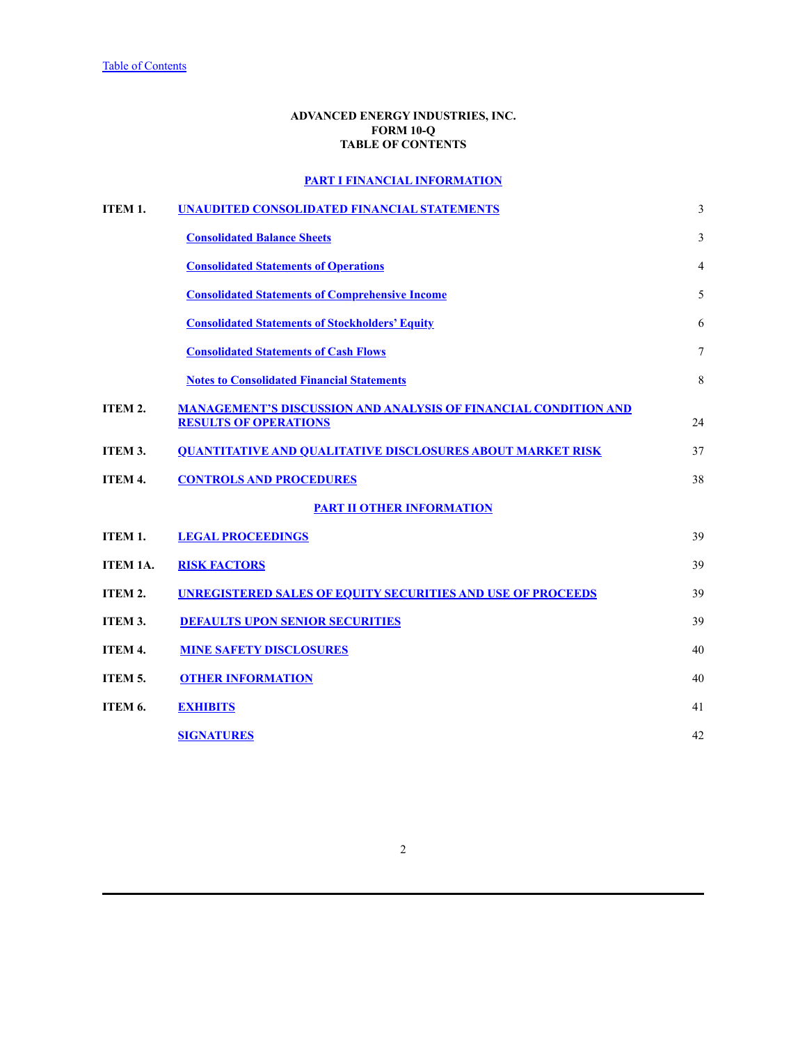Table of Contents

**ADVANCED ENERGY INDUSTRIES, INC.**
**FORM 10-Q**
**TABLE OF CONTENTS**

**PART I FINANCIAL INFORMATION**

| | | |
|---|---|---|
| **ITEM 1.** | **UNAUDITED CONSOLIDATED FINANCIAL STATEMENTS** | 3 |
| | **Consolidated Balance Sheets** | 3 |
| | **Consolidated Statements of Operations** | 4 |
| | **Consolidated Statements of Comprehensive Income** | 5 |
| | **Consolidated Statements of Stockholders' Equity** | 6 |
| | **Consolidated Statements of Cash Flows** | 7 |
| | **Notes to Consolidated Financial Statements** | 8 |
| **ITEM 2.** | **MANAGEMENT'S DISCUSSION AND ANALYSIS OF FINANCIAL CONDITION AND RESULTS OF OPERATIONS** | 24 |
| **ITEM 3.** | **QUANTITATIVE AND QUALITATIVE DISCLOSURES ABOUT MARKET RISK** | 37 |
| **ITEM 4.** | **CONTROLS AND PROCEDURES** | 38 |

**PART II OTHER INFORMATION**

| | | |
|---|---|---|
| **ITEM 1.** | **LEGAL PROCEEDINGS** | 39 |
| **ITEM 1A.** | **RISK FACTORS** | 39 |
| **ITEM 2.** | **UNREGISTERED SALES OF EQUITY SECURITIES AND USE OF PROCEEDS** | 39 |
| **ITEM 3.** | **DEFAULTS UPON SENIOR SECURITIES** | 39 |
| **ITEM 4.** | **MINE SAFETY DISCLOSURES** | 40 |
| **ITEM 5.** | **OTHER INFORMATION** | 40 |
| **ITEM 6.** | **EXHIBITS** | 41 |
| | **SIGNATURES** | 42 |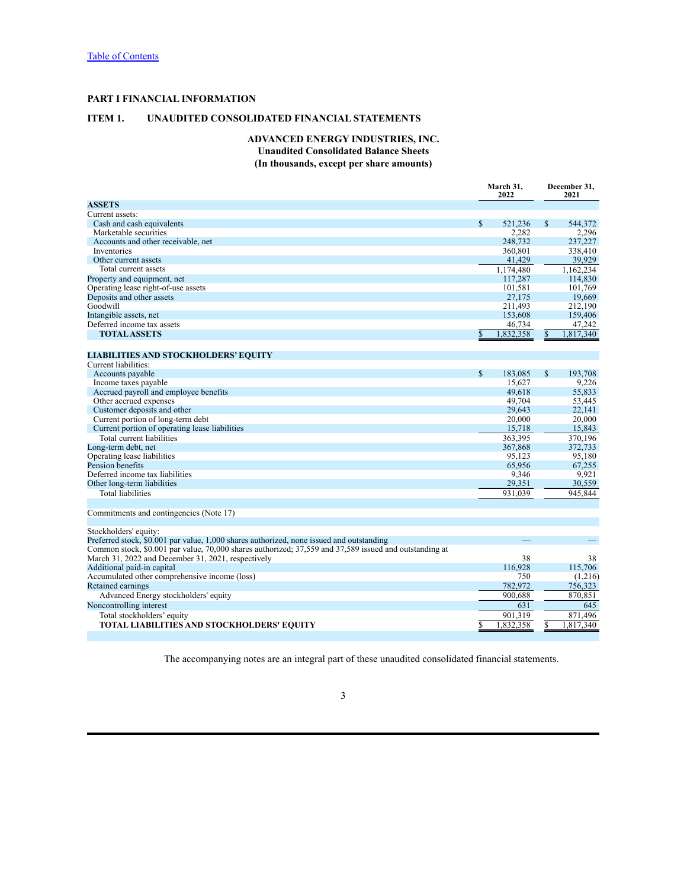[Table of Contents](#)

# PART I FINANCIAL INFORMATION

## ITEM 1. UNAUDITED CONSOLIDATED FINANCIAL STATEMENTS

### ADVANCED ENERGY INDUSTRIES, INC.
**Unaudited Consolidated Balance Sheets**
**(In thousands, except per share amounts)**

| | March 31, 2022 | December 31, 2021 |
|---|---|---|
| **ASSETS** | | |
| Current assets: | | |
| Cash and cash equivalents | $ 521,236 | $ 544,372 |
| Marketable securities | 2,282 | 2,296 |
| Accounts and other receivable, net | 248,732 | 237,227 |
| Inventories | 360,801 | 338,410 |
| Other current assets | 41,429 | 39,929 |
| Total current assets | 1,174,480 | 1,162,234 |
| Property and equipment, net | 117,287 | 114,830 |
| Operating lease right-of-use assets | 101,581 | 101,769 |
| Deposits and other assets | 27,175 | 19,669 |
| Goodwill | 211,493 | 212,190 |
| Intangible assets, net | 153,608 | 159,406 |
| Deferred income tax assets | 46,734 | 47,242 |
| **TOTAL ASSETS** | $ 1,832,358 | $ 1,817,340 |
| | | |
| **LIABILITIES AND STOCKHOLDERS' EQUITY** | | |
| Current liabilities: | | |
| Accounts payable | $ 183,085 | $ 193,708 |
| Income taxes payable | 15,627 | 9,226 |
| Accrued payroll and employee benefits | 49,618 | 55,833 |
| Other accrued expenses | 49,704 | 53,445 |
| Customer deposits and other | 29,643 | 22,141 |
| Current portion of long-term debt | 20,000 | 20,000 |
| Current portion of operating lease liabilities | 15,718 | 15,843 |
| Total current liabilities | 363,395 | 370,196 |
| Long-term debt, net | 367,868 | 372,733 |
| Operating lease liabilities | 95,123 | 95,180 |
| Pension benefits | 65,956 | 67,255 |
| Deferred income tax liabilities | 9,346 | 9,921 |
| Other long-term liabilities | 29,351 | 30,559 |
| Total liabilities | 931,039 | 945,844 |
| | | |
| Commitments and contingencies (Note 17) | | |
| | | |
| Stockholders' equity: | | |
| Preferred stock, $0.001 par value, 1,000 shares authorized, none issued and outstanding | — | — |
| Common stock, $0.001 par value, 70,000 shares authorized; 37,559 and 37,589 issued and outstanding at March 31, 2022 and December 31, 2021, respectively | 38 | 38 |
| Additional paid-in capital | 116,928 | 115,706 |
| Accumulated other comprehensive income (loss) | 750 | (1,216) |
| Retained earnings | 782,972 | 756,323 |
| Advanced Energy stockholders' equity | 900,688 | 870,851 |
| Noncontrolling interest | 631 | 645 |
| Total stockholders' equity | 901,319 | 871,496 |
| **TOTAL LIABILITIES AND STOCKHOLDERS' EQUITY** | $ 1,832,358 | $ 1,817,340 |

The accompanying notes are an integral part of these unaudited consolidated financial statements.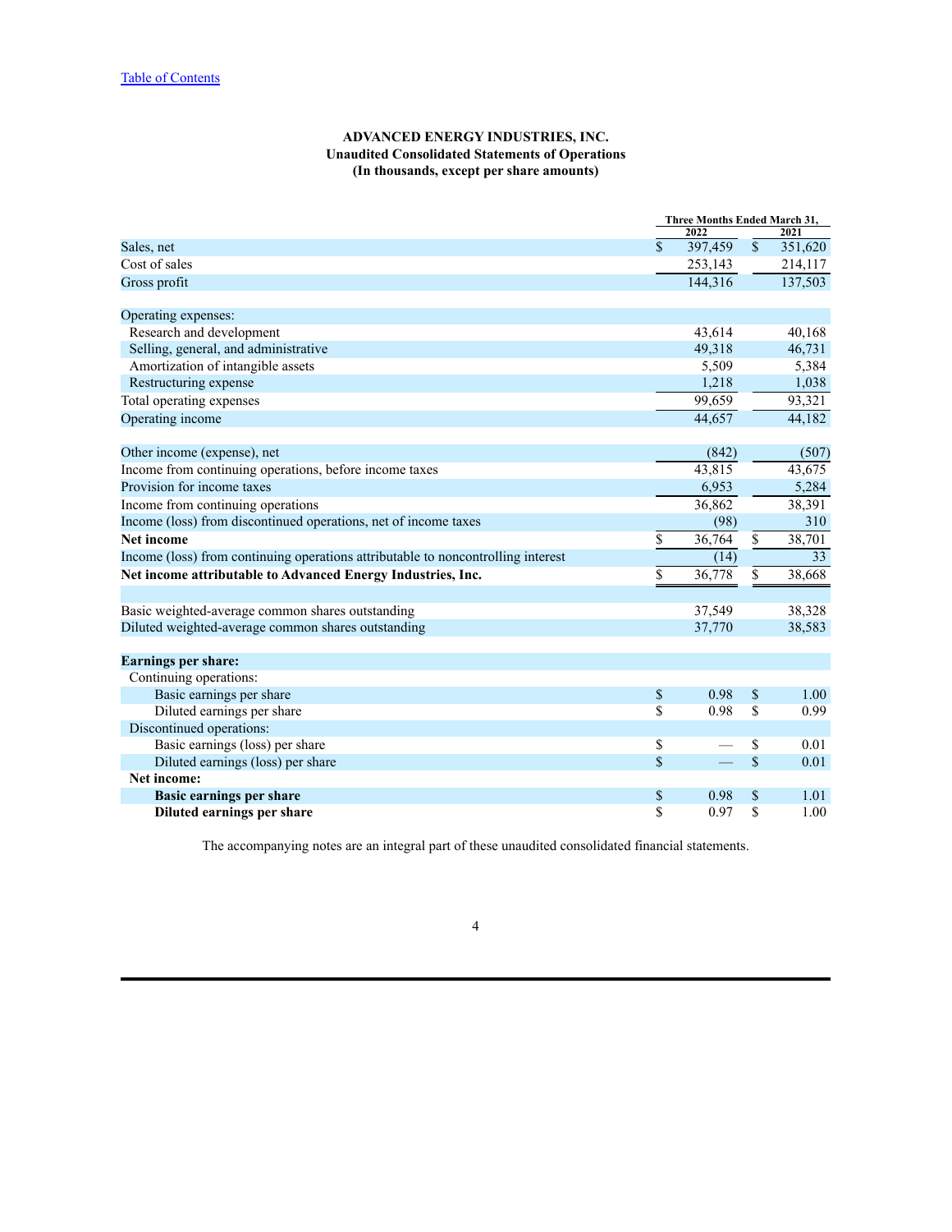[Table of Contents](#)

**ADVANCED ENERGY INDUSTRIES, INC.**
**Unaudited Consolidated Statements of Operations**
**(In thousands, except per share amounts)**

| | Three Months Ended March 31, | |
|---|---|---|
| | 2022 | 2021 |
| Sales, net | $ 397,459 | $ 351,620 |
| Cost of sales | 253,143 | 214,117 |
| Gross profit | 144,316 | 137,503 |
| | | |
| Operating expenses: | | |
| Research and development | 43,614 | 40,168 |
| Selling, general, and administrative | 49,318 | 46,731 |
| Amortization of intangible assets | 5,509 | 5,384 |
| Restructuring expense | 1,218 | 1,038 |
| Total operating expenses | 99,659 | 93,321 |
| Operating income | 44,657 | 44,182 |
| | | |
| Other income (expense), net | (842) | (507) |
| Income from continuing operations, before income taxes | 43,815 | 43,675 |
| Provision for income taxes | 6,953 | 5,284 |
| Income from continuing operations | 36,862 | 38,391 |
| Income (loss) from discontinued operations, net of income taxes | (98) | 310 |
| **Net income** | $ 36,764 | $ 38,701 |
| Income (loss) from continuing operations attributable to noncontrolling interest | (14) | 33 |
| **Net income attributable to Advanced Energy Industries, Inc.** | $ 36,778 | $ 38,668 |
| | | |
| Basic weighted-average common shares outstanding | 37,549 | 38,328 |
| Diluted weighted-average common shares outstanding | 37,770 | 38,583 |
| | | |
| **Earnings per share:** | | |
| Continuing operations: | | |
| Basic earnings per share | $ 0.98 | $ 1.00 |
| Diluted earnings per share | $ 0.98 | $ 0.99 |
| Discontinued operations: | | |
| Basic earnings (loss) per share | $ — | $ 0.01 |
| Diluted earnings (loss) per share | $ — | $ 0.01 |
| **Net income:** | | |
| **Basic earnings per share** | $ 0.98 | $ 1.01 |
| **Diluted earnings per share** | $ 0.97 | $ 1.00 |

The accompanying notes are an integral part of these unaudited consolidated financial statements.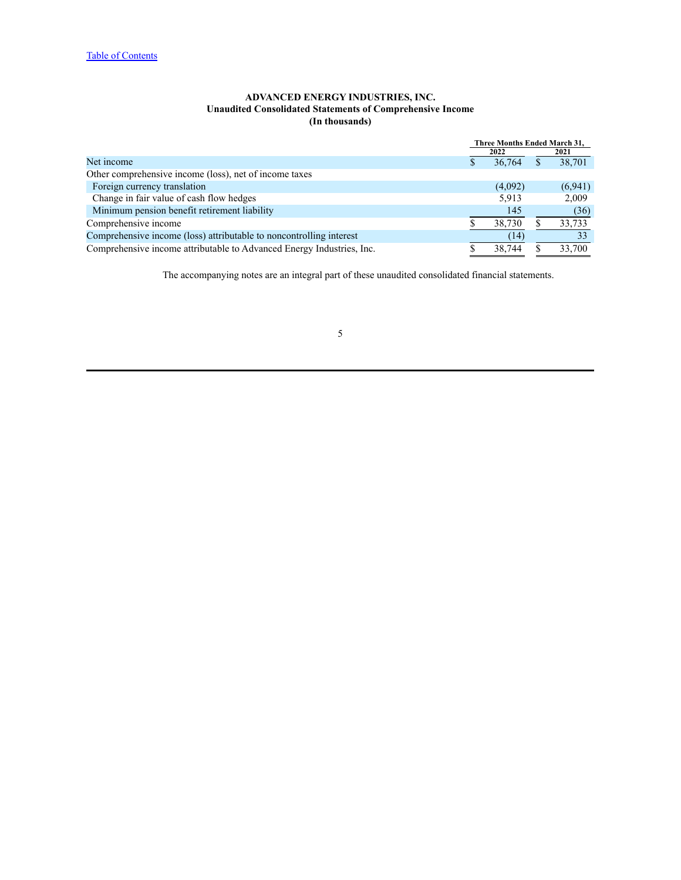[Table of Contents]

**ADVANCED ENERGY INDUSTRIES, INC.**
**Unaudited Consolidated Statements of Comprehensive Income**
**(In thousands)**

| | Three Months Ended March 31, | |
|---|---|---|
| | 2022 | 2021 |
| Net income | $ 36,764 | $ 38,701 |
| Other comprehensive income (loss), net of income taxes | | |
| Foreign currency translation | (4,092) | (6,941) |
| Change in fair value of cash flow hedges | 5,913 | 2,009 |
| Minimum pension benefit retirement liability | 145 | (36) |
| Comprehensive income | $ 38,730 | $ 33,733 |
| Comprehensive income (loss) attributable to noncontrolling interest | (14) | 33 |
| Comprehensive income attributable to Advanced Energy Industries, Inc. | $ 38,744 | $ 33,700 |

The accompanying notes are an integral part of these unaudited consolidated financial statements.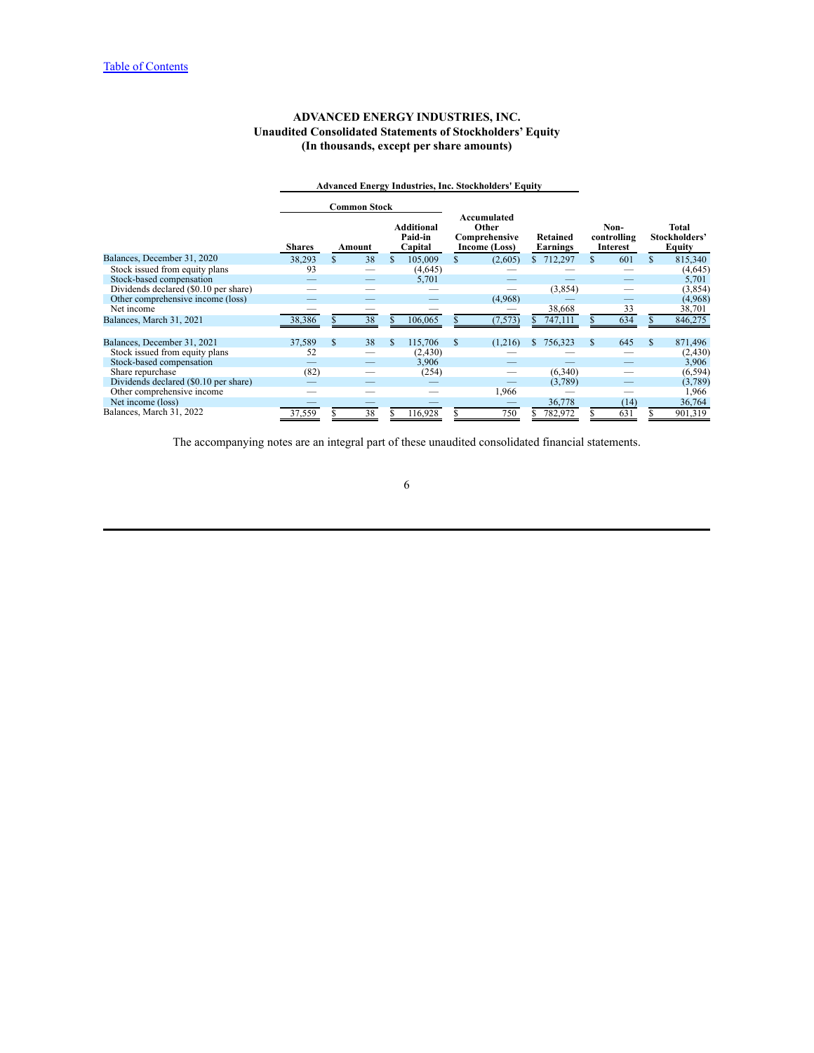# ADVANCED ENERGY INDUSTRIES, INC.
## Unaudited Consolidated Statements of Stockholders' Equity
### (In thousands, except per share amounts)

| | Advanced Energy Industries, Inc. Stockholders' Equity | | | | | | | |
|---|---|---|---|---|---|---|---|---|
| | Common Stock | | | | | | | |
| | Shares | Amount | Additional Paid-in Capital | Accumulated Other Comprehensive Income (Loss) | Retained Earnings | Non-controlling Interest | Total Stockholders' Equity |
| Balances, December 31, 2020 | 38,293 | $ 38 | $ 105,009 | $ (2,605) | $ 712,297 | $ 601 | $ 815,340 |
| Stock issued from equity plans | 93 | — | (4,645) | — | — | — | (4,645) |
| Stock-based compensation | — | — | 5,701 | — | — | — | 5,701 |
| Dividends declared ($0.10 per share) | — | — | — | — | (3,854) | — | (3,854) |
| Other comprehensive income (loss) | — | — | — | (4,968) | — | — | (4,968) |
| Net income | — | — | — | — | 38,668 | 33 | 38,701 |
| Balances, March 31, 2021 | 38,386 | $ 38 | $ 106,065 | $ (7,573) | $ 747,111 | $ 634 | $ 846,275 |
| | | | | | | | |
| Balances, December 31, 2021 | 37,589 | $ 38 | $ 115,706 | $ (1,216) | $ 756,323 | $ 645 | $ 871,496 |
| Stock issued from equity plans | 52 | — | (2,430) | — | — | — | (2,430) |
| Stock-based compensation | — | — | 3,906 | — | — | — | 3,906 |
| Share repurchase | (82) | — | (254) | — | (6,340) | — | (6,594) |
| Dividends declared ($0.10 per share) | — | — | — | — | (3,789) | — | (3,789) |
| Other comprehensive income | — | — | — | 1,966 | — | — | 1,966 |
| Net income (loss) | — | — | — | — | 36,778 | (14) | 36,764 |
| Balances, March 31, 2022 | 37,559 | $ 38 | $ 116,928 | $ 750 | $ 782,972 | $ 631 | $ 901,319 |

The accompanying notes are an integral part of these unaudited consolidated financial statements.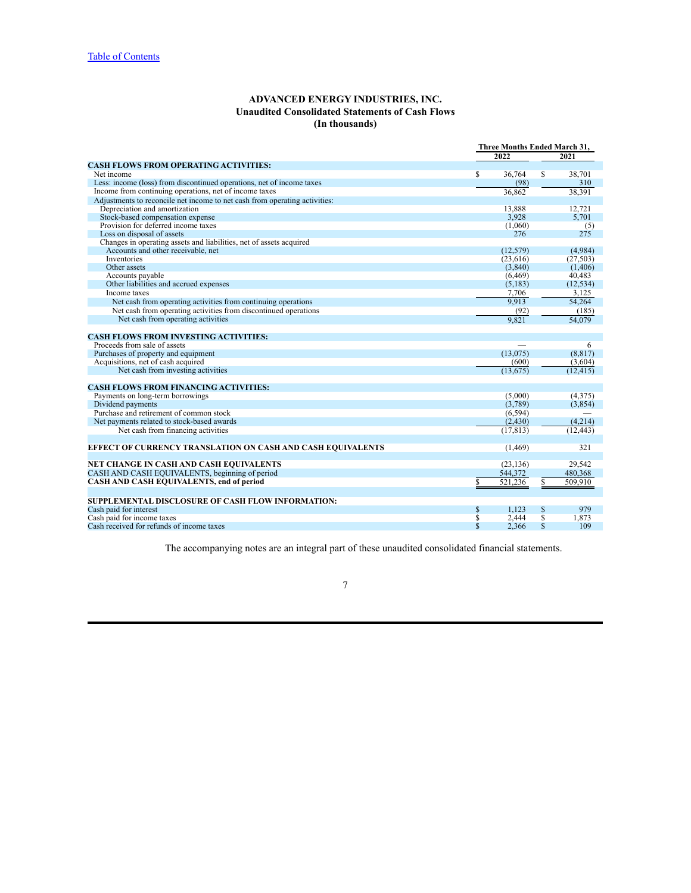[Table of Contents](#)

**ADVANCED ENERGY INDUSTRIES, INC.**
**Unaudited Consolidated Statements of Cash Flows**
**(In thousands)**

| | Three Months Ended March 31, | |
|---|---|---|
| | 2022 | 2021 |
| **CASH FLOWS FROM OPERATING ACTIVITIES:** | | |
| Net income | $ 36,764 | $ 38,701 |
| Less: income (loss) from discontinued operations, net of income taxes | (98) | 310 |
| Income from continuing operations, net of income taxes | 36,862 | 38,391 |
| Adjustments to reconcile net income to net cash from operating activities: | | |
| Depreciation and amortization | 13,888 | 12,721 |
| Stock-based compensation expense | 3,928 | 5,701 |
| Provision for deferred income taxes | (1,060) | (5) |
| Loss on disposal of assets | 276 | 275 |
| Changes in operating assets and liabilities, net of assets acquired | | |
| Accounts and other receivable, net | (12,579) | (4,984) |
| Inventories | (23,616) | (27,503) |
| Other assets | (3,840) | (1,406) |
| Accounts payable | (6,469) | 40,483 |
| Other liabilities and accrued expenses | (5,183) | (12,534) |
| Income taxes | 7,706 | 3,125 |
| Net cash from operating activities from continuing operations | 9,913 | 54,264 |
| Net cash from operating activities from discontinued operations | (92) | (185) |
| Net cash from operating activities | 9,821 | 54,079 |
| | | |
| **CASH FLOWS FROM INVESTING ACTIVITIES:** | | |
| Proceeds from sale of assets | — | 6 |
| Purchases of property and equipment | (13,075) | (8,817) |
| Acquisitions, net of cash acquired | (600) | (3,604) |
| Net cash from investing activities | (13,675) | (12,415) |
| | | |
| **CASH FLOWS FROM FINANCING ACTIVITIES:** | | |
| Payments on long-term borrowings | (5,000) | (4,375) |
| Dividend payments | (3,789) | (3,854) |
| Purchase and retirement of common stock | (6,594) | — |
| Net payments related to stock-based awards | (2,430) | (4,214) |
| Net cash from financing activities | (17,813) | (12,443) |
| | | |
| **EFFECT OF CURRENCY TRANSLATION ON CASH AND CASH EQUIVALENTS** | (1,469) | 321 |
| | | |
| **NET CHANGE IN CASH AND CASH EQUIVALENTS** | (23,136) | 29,542 |
| CASH AND CASH EQUIVALENTS, beginning of period | 544,372 | 480,368 |
| **CASH AND CASH EQUIVALENTS, end of period** | $ 521,236 | $ 509,910 |
| | | |
| **SUPPLEMENTAL DISCLOSURE OF CASH FLOW INFORMATION:** | | |
| Cash paid for interest | $ 1,123 | $ 979 |
| Cash paid for income taxes | $ 2,444 | $ 1,873 |
| Cash received for refunds of income taxes | $ 2,366 | $ 109 |

The accompanying notes are an integral part of these unaudited consolidated financial statements.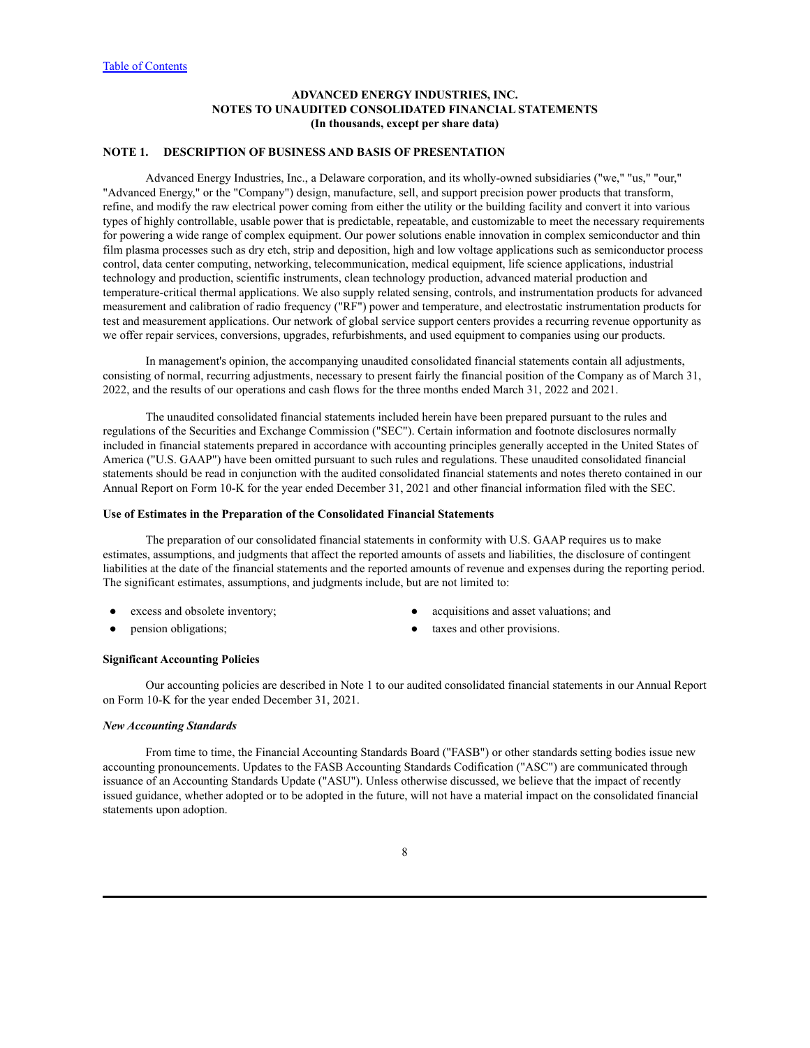**ADVANCED ENERGY INDUSTRIES, INC.**
**NOTES TO UNAUDITED CONSOLIDATED FINANCIAL STATEMENTS**
**(In thousands, except per share data)**

## NOTE 1. DESCRIPTION OF BUSINESS AND BASIS OF PRESENTATION

Advanced Energy Industries, Inc., a Delaware corporation, and its wholly-owned subsidiaries ("we," "us," "our," "Advanced Energy," or the "Company") design, manufacture, sell, and support precision power products that transform, refine, and modify the raw electrical power coming from either the utility or the building facility and convert it into various types of highly controllable, usable power that is predictable, repeatable, and customizable to meet the necessary requirements for powering a wide range of complex equipment. Our power solutions enable innovation in complex semiconductor and thin film plasma processes such as dry etch, strip and deposition, high and low voltage applications such as semiconductor process control, data center computing, networking, telecommunication, medical equipment, life science applications, industrial technology and production, scientific instruments, clean technology production, advanced material production and temperature-critical thermal applications. We also supply related sensing, controls, and instrumentation products for advanced measurement and calibration of radio frequency ("RF") power and temperature, and electrostatic instrumentation products for test and measurement applications. Our network of global service support centers provides a recurring revenue opportunity as we offer repair services, conversions, upgrades, refurbishments, and used equipment to companies using our products.

In management's opinion, the accompanying unaudited consolidated financial statements contain all adjustments, consisting of normal, recurring adjustments, necessary to present fairly the financial position of the Company as of March 31, 2022, and the results of our operations and cash flows for the three months ended March 31, 2022 and 2021.

The unaudited consolidated financial statements included herein have been prepared pursuant to the rules and regulations of the Securities and Exchange Commission ("SEC"). Certain information and footnote disclosures normally included in financial statements prepared in accordance with accounting principles generally accepted in the United States of America ("U.S. GAAP") have been omitted pursuant to such rules and regulations. These unaudited consolidated financial statements should be read in conjunction with the audited consolidated financial statements and notes thereto contained in our Annual Report on Form 10-K for the year ended December 31, 2021 and other financial information filed with the SEC.

### Use of Estimates in the Preparation of the Consolidated Financial Statements

The preparation of our consolidated financial statements in conformity with U.S. GAAP requires us to make estimates, assumptions, and judgments that affect the reported amounts of assets and liabilities, the disclosure of contingent liabilities at the date of the financial statements and the reported amounts of revenue and expenses during the reporting period. The significant estimates, assumptions, and judgments include, but are not limited to:

- excess and obsolete inventory;
- pension obligations;
- acquisitions and asset valuations; and
- taxes and other provisions.

### Significant Accounting Policies

Our accounting policies are described in Note 1 to our audited consolidated financial statements in our Annual Report on Form 10-K for the year ended December 31, 2021.

#### *New Accounting Standards*

From time to time, the Financial Accounting Standards Board ("FASB") or other standards setting bodies issue new accounting pronouncements. Updates to the FASB Accounting Standards Codification ("ASC") are communicated through issuance of an Accounting Standards Update ("ASU"). Unless otherwise discussed, we believe that the impact of recently issued guidance, whether adopted or to be adopted in the future, will not have a material impact on the consolidated financial statements upon adoption.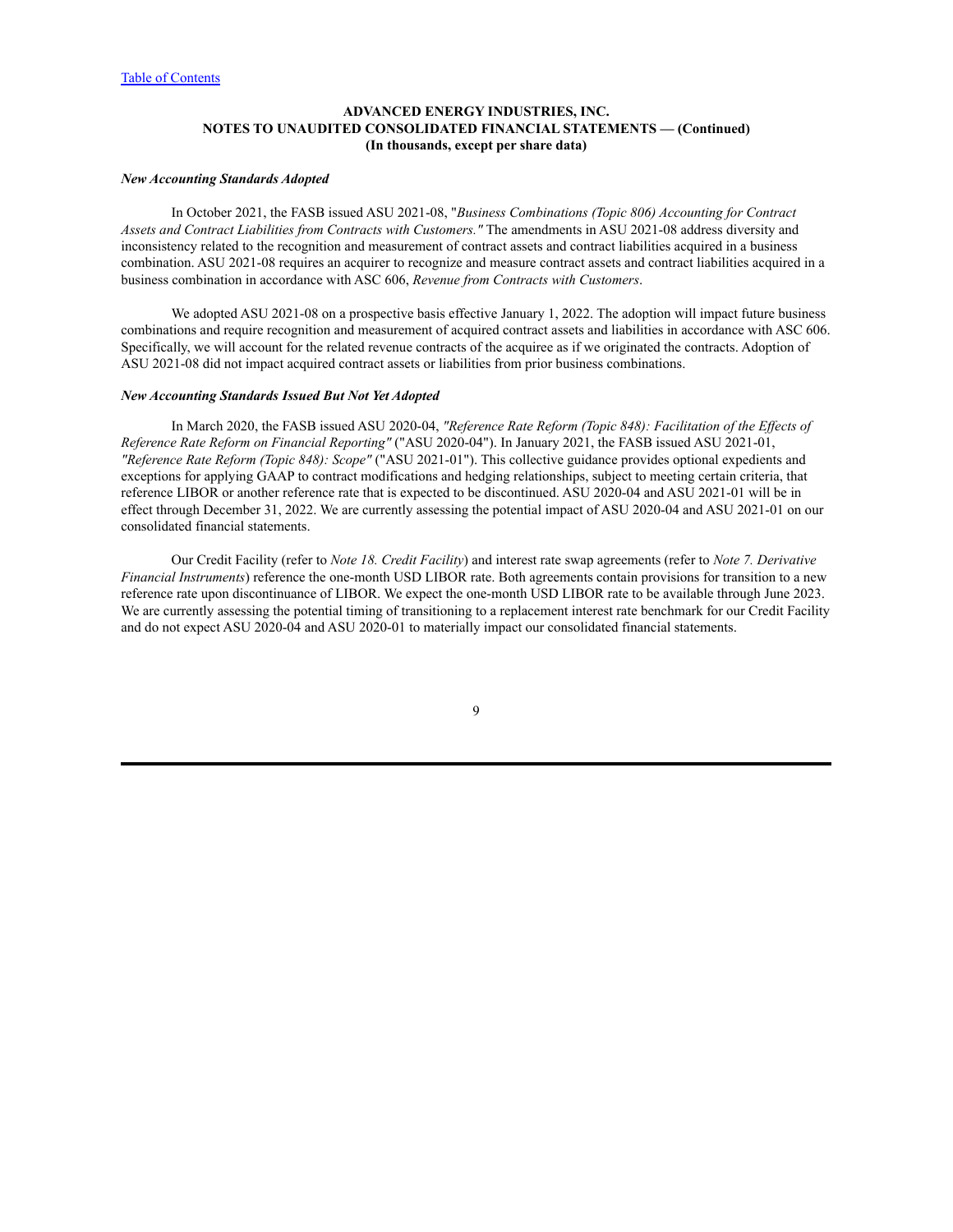**ADVANCED ENERGY INDUSTRIES, INC.**
**NOTES TO UNAUDITED CONSOLIDATED FINANCIAL STATEMENTS — (Continued)**
**(In thousands, except per share data)**

***New Accounting Standards Adopted***

In October 2021, the FASB issued ASU 2021-08, "*Business Combinations (Topic 806) Accounting for Contract Assets and Contract Liabilities from Contracts with Customers."* The amendments in ASU 2021-08 address diversity and inconsistency related to the recognition and measurement of contract assets and contract liabilities acquired in a business combination. ASU 2021-08 requires an acquirer to recognize and measure contract assets and contract liabilities acquired in a business combination in accordance with ASC 606, *Revenue from Contracts with Customers*.

We adopted ASU 2021-08 on a prospective basis effective January 1, 2022. The adoption will impact future business combinations and require recognition and measurement of acquired contract assets and liabilities in accordance with ASC 606. Specifically, we will account for the related revenue contracts of the acquiree as if we originated the contracts. Adoption of ASU 2021-08 did not impact acquired contract assets or liabilities from prior business combinations.

***New Accounting Standards Issued But Not Yet Adopted***

In March 2020, the FASB issued ASU 2020-04, *"Reference Rate Reform (Topic 848): Facilitation of the Effects of Reference Rate Reform on Financial Reporting"* ("ASU 2020-04"). In January 2021, the FASB issued ASU 2021-01, *"Reference Rate Reform (Topic 848): Scope"* ("ASU 2021-01"). This collective guidance provides optional expedients and exceptions for applying GAAP to contract modifications and hedging relationships, subject to meeting certain criteria, that reference LIBOR or another reference rate that is expected to be discontinued. ASU 2020-04 and ASU 2021-01 will be in effect through December 31, 2022. We are currently assessing the potential impact of ASU 2020-04 and ASU 2021-01 on our consolidated financial statements.

Our Credit Facility (refer to *Note 18. Credit Facility*) and interest rate swap agreements (refer to *Note 7. Derivative Financial Instruments*) reference the one-month USD LIBOR rate. Both agreements contain provisions for transition to a new reference rate upon discontinuance of LIBOR. We expect the one-month USD LIBOR rate to be available through June 2023. We are currently assessing the potential timing of transitioning to a replacement interest rate benchmark for our Credit Facility and do not expect ASU 2020-04 and ASU 2020-01 to materially impact our consolidated financial statements.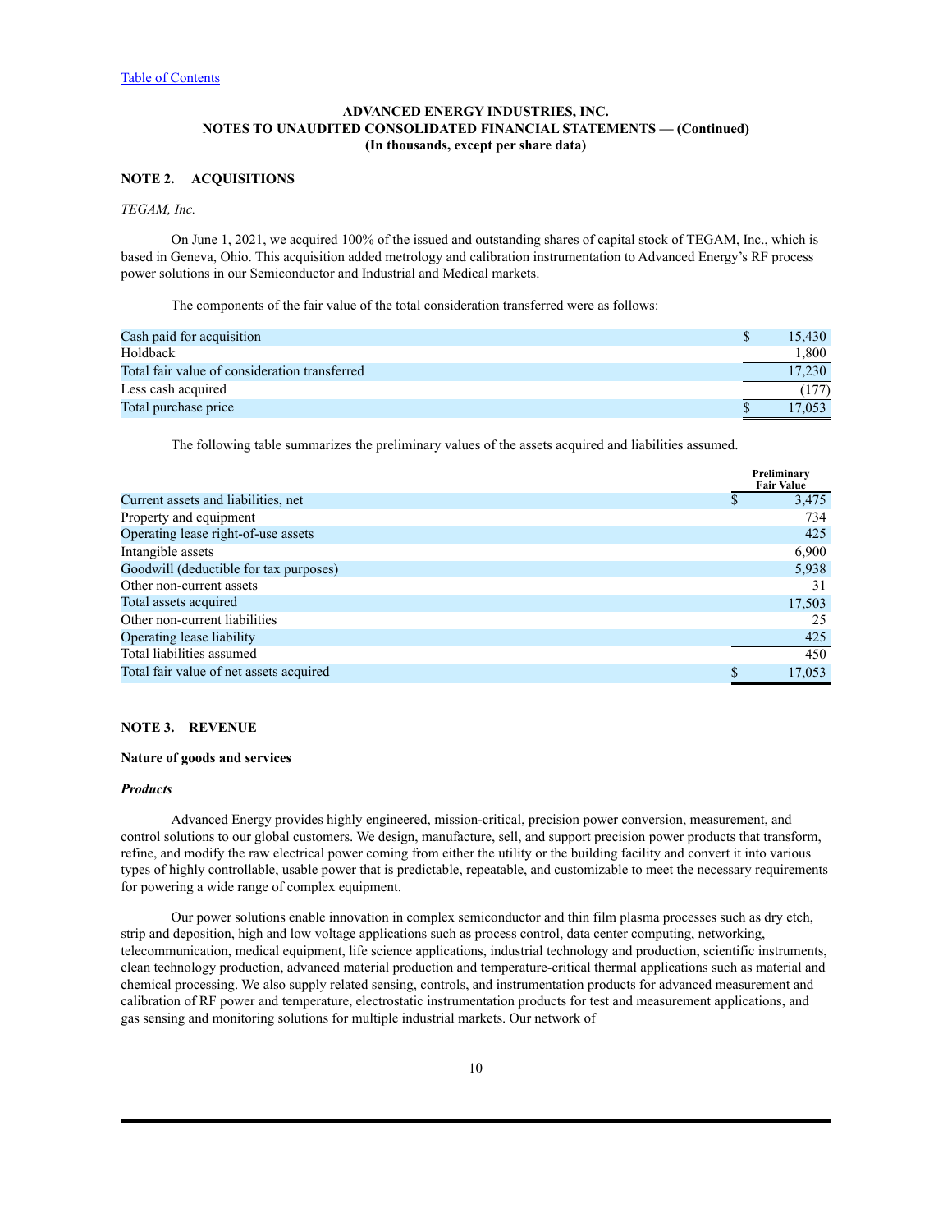**ADVANCED ENERGY INDUSTRIES, INC.**
**NOTES TO UNAUDITED CONSOLIDATED FINANCIAL STATEMENTS — (Continued)**
**(In thousands, except per share data)**

## NOTE 2. ACQUISITIONS

*TEGAM, Inc.*

On June 1, 2021, we acquired 100% of the issued and outstanding shares of capital stock of TEGAM, Inc., which is based in Geneva, Ohio. This acquisition added metrology and calibration instrumentation to Advanced Energy's RF process power solutions in our Semiconductor and Industrial and Medical markets.

The components of the fair value of the total consideration transferred were as follows:

| | |
|---|---|
| Cash paid for acquisition | $ 15,430 |
| Holdback | 1,800 |
| Total fair value of consideration transferred | 17,230 |
| Less cash acquired | (177) |
| Total purchase price | $ 17,053 |

The following table summarizes the preliminary values of the assets acquired and liabilities assumed.

| | Preliminary Fair Value |
|---|---|
| Current assets and liabilities, net | $ 3,475 |
| Property and equipment | 734 |
| Operating lease right-of-use assets | 425 |
| Intangible assets | 6,900 |
| Goodwill (deductible for tax purposes) | 5,938 |
| Other non-current assets | 31 |
| Total assets acquired | 17,503 |
| Other non-current liabilities | 25 |
| Operating lease liability | 425 |
| Total liabilities assumed | 450 |
| Total fair value of net assets acquired | $ 17,053 |

## NOTE 3. REVENUE

### Nature of goods and services

***Products***

Advanced Energy provides highly engineered, mission-critical, precision power conversion, measurement, and control solutions to our global customers. We design, manufacture, sell, and support precision power products that transform, refine, and modify the raw electrical power coming from either the utility or the building facility and convert it into various types of highly controllable, usable power that is predictable, repeatable, and customizable to meet the necessary requirements for powering a wide range of complex equipment.

Our power solutions enable innovation in complex semiconductor and thin film plasma processes such as dry etch, strip and deposition, high and low voltage applications such as process control, data center computing, networking, telecommunication, medical equipment, life science applications, industrial technology and production, scientific instruments, clean technology production, advanced material production and temperature-critical thermal applications such as material and chemical processing. We also supply related sensing, controls, and instrumentation products for advanced measurement and calibration of RF power and temperature, electrostatic instrumentation products for test and measurement applications, and gas sensing and monitoring solutions for multiple industrial markets. Our network of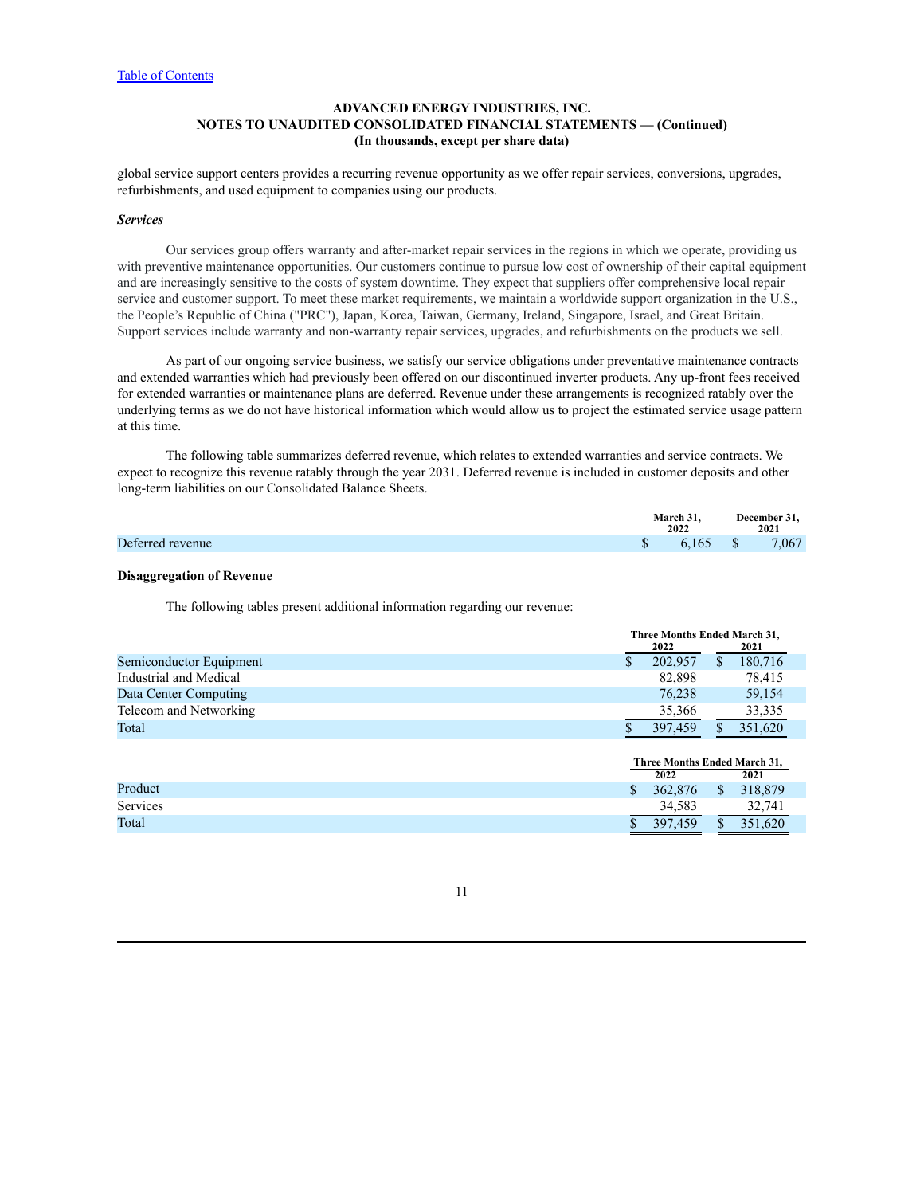global service support centers provides a recurring revenue opportunity as we offer repair services, conversions, upgrades, refurbishments, and used equipment to companies using our products.

***Services***

Our services group offers warranty and after-market repair services in the regions in which we operate, providing us with preventive maintenance opportunities. Our customers continue to pursue low cost of ownership of their capital equipment and are increasingly sensitive to the costs of system downtime. They expect that suppliers offer comprehensive local repair service and customer support. To meet these market requirements, we maintain a worldwide support organization in the U.S., the People's Republic of China ("PRC"), Japan, Korea, Taiwan, Germany, Ireland, Singapore, Israel, and Great Britain. Support services include warranty and non-warranty repair services, upgrades, and refurbishments on the products we sell.

As part of our ongoing service business, we satisfy our service obligations under preventative maintenance contracts and extended warranties which had previously been offered on our discontinued inverter products. Any up-front fees received for extended warranties or maintenance plans are deferred. Revenue under these arrangements is recognized ratably over the underlying terms as we do not have historical information which would allow us to project the estimated service usage pattern at this time.

The following table summarizes deferred revenue, which relates to extended warranties and service contracts. We expect to recognize this revenue ratably through the year 2031. Deferred revenue is included in customer deposits and other long-term liabilities on our Consolidated Balance Sheets.

| | March 31, 2022 | December 31, 2021 |
|---|---|---|
| Deferred revenue | $ 6,165 | $ 7,067 |

**Disaggregation of Revenue**

The following tables present additional information regarding our revenue:

| | Three Months Ended March 31, | |
|---|---|---|
| | 2022 | 2021 |
| Semiconductor Equipment | $ 202,957 | $ 180,716 |
| Industrial and Medical | 82,898 | 78,415 |
| Data Center Computing | 76,238 | 59,154 |
| Telecom and Networking | 35,366 | 33,335 |
| Total | $ 397,459 | $ 351,620 |

| | Three Months Ended March 31, | |
|---|---|---|
| | 2022 | 2021 |
| Product | $ 362,876 | $ 318,879 |
| Services | 34,583 | 32,741 |
| Total | $ 397,459 | $ 351,620 |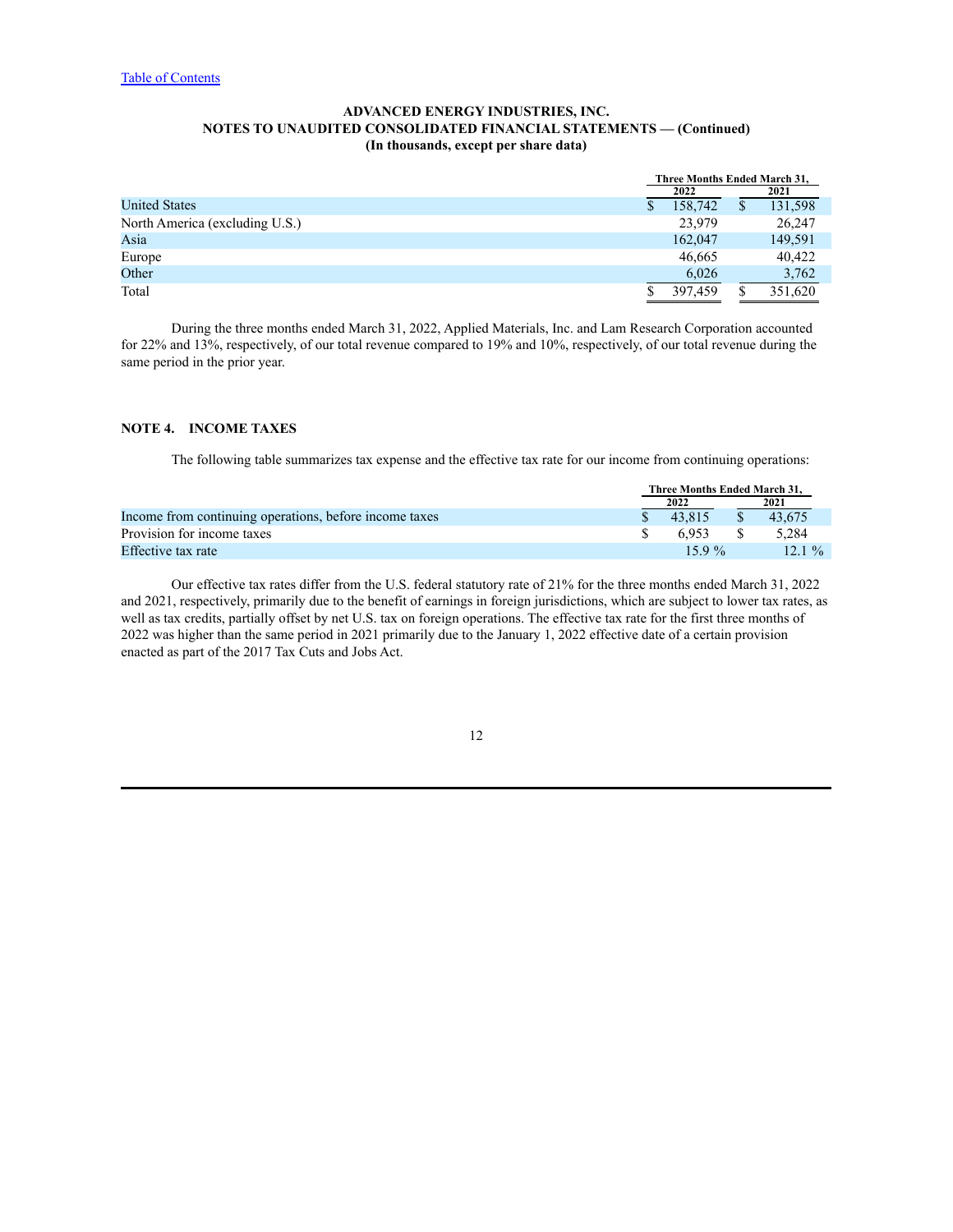**ADVANCED ENERGY INDUSTRIES, INC.**
**NOTES TO UNAUDITED CONSOLIDATED FINANCIAL STATEMENTS — (Continued)**
**(In thousands, except per share data)**

| | Three Months Ended March 31, | |
|---|---|---|
| | 2022 | 2021 |
| United States | $ 158,742 | $ 131,598 |
| North America (excluding U.S.) | 23,979 | 26,247 |
| Asia | 162,047 | 149,591 |
| Europe | 46,665 | 40,422 |
| Other | 6,026 | 3,762 |
| Total | $ 397,459 | $ 351,620 |

During the three months ended March 31, 2022, Applied Materials, Inc. and Lam Research Corporation accounted for 22% and 13%, respectively, of our total revenue compared to 19% and 10%, respectively, of our total revenue during the same period in the prior year.

## NOTE 4. INCOME TAXES

The following table summarizes tax expense and the effective tax rate for our income from continuing operations:

| | Three Months Ended March 31, | |
|---|---|---|
| | 2022 | 2021 |
| Income from continuing operations, before income taxes | $ 43,815 | $ 43,675 |
| Provision for income taxes | $ 6,953 | $ 5,284 |
| Effective tax rate | 15.9 % | 12.1 % |

Our effective tax rates differ from the U.S. federal statutory rate of 21% for the three months ended March 31, 2022 and 2021, respectively, primarily due to the benefit of earnings in foreign jurisdictions, which are subject to lower tax rates, as well as tax credits, partially offset by net U.S. tax on foreign operations. The effective tax rate for the first three months of 2022 was higher than the same period in 2021 primarily due to the January 1, 2022 effective date of a certain provision enacted as part of the 2017 Tax Cuts and Jobs Act.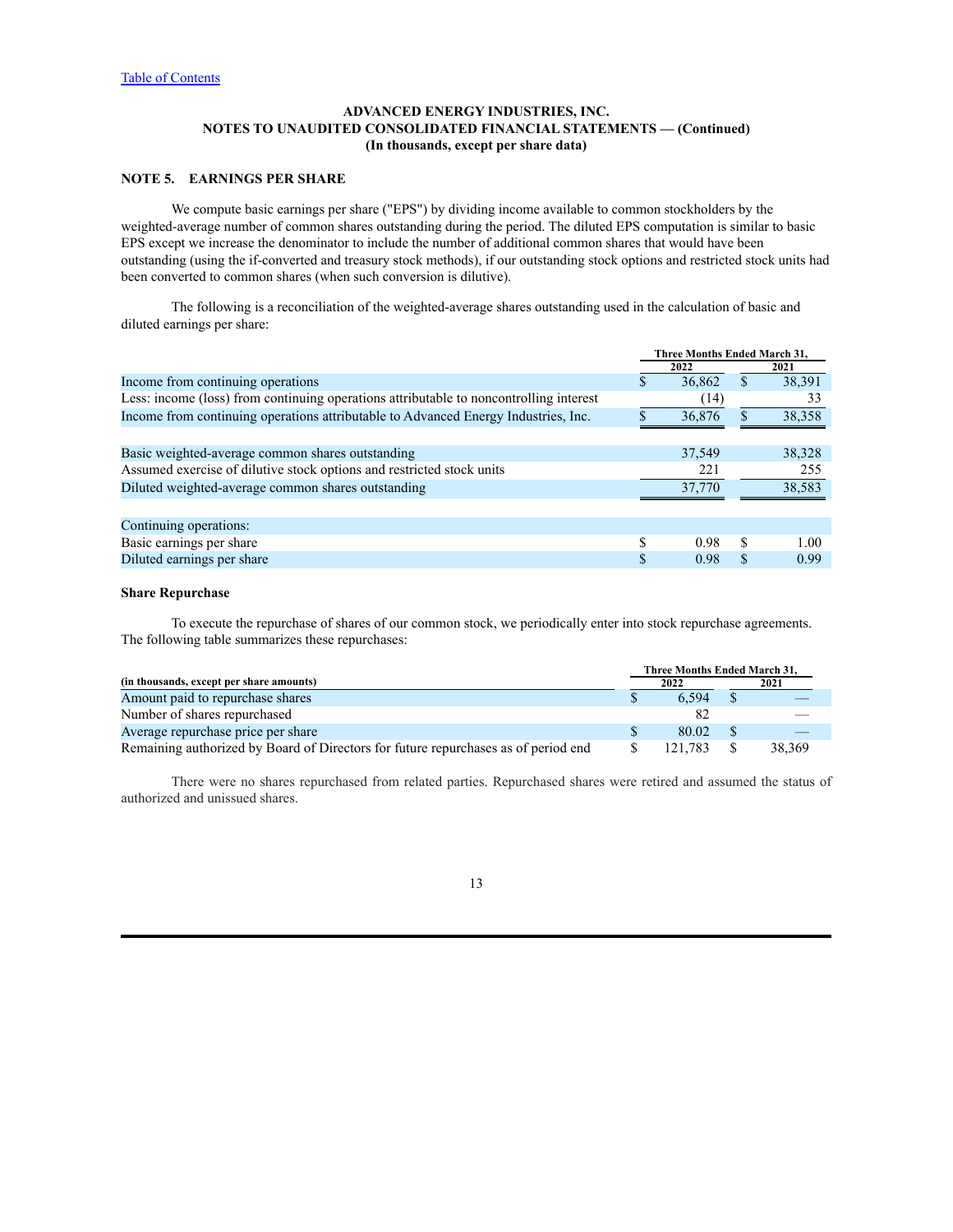[Table of Contents]

**ADVANCED ENERGY INDUSTRIES, INC.**
**NOTES TO UNAUDITED CONSOLIDATED FINANCIAL STATEMENTS — (Continued)**
**(In thousands, except per share data)**

## NOTE 5. EARNINGS PER SHARE

We compute basic earnings per share ("EPS") by dividing income available to common stockholders by the weighted-average number of common shares outstanding during the period. The diluted EPS computation is similar to basic EPS except we increase the denominator to include the number of additional common shares that would have been outstanding (using the if-converted and treasury stock methods), if our outstanding stock options and restricted stock units had been converted to common shares (when such conversion is dilutive).

The following is a reconciliation of the weighted-average shares outstanding used in the calculation of basic and diluted earnings per share:

| | Three Months Ended March 31, | |
|---|---|---|
| | 2022 | 2021 |
| Income from continuing operations | $ 36,862 | $ 38,391 |
| Less: income (loss) from continuing operations attributable to noncontrolling interest | (14) | 33 |
| Income from continuing operations attributable to Advanced Energy Industries, Inc. | $ 36,876 | $ 38,358 |
| | | |
| Basic weighted-average common shares outstanding | 37,549 | 38,328 |
| Assumed exercise of dilutive stock options and restricted stock units | 221 | 255 |
| Diluted weighted-average common shares outstanding | 37,770 | 38,583 |
| | | |
| Continuing operations: | | |
| Basic earnings per share | $ 0.98 | $ 1.00 |
| Diluted earnings per share | $ 0.98 | $ 0.99 |

### Share Repurchase

To execute the repurchase of shares of our common stock, we periodically enter into stock repurchase agreements. The following table summarizes these repurchases:

| (in thousands, except per share amounts) | Three Months Ended March 31, | |
|---|---|---|
| | 2022 | 2021 |
| Amount paid to repurchase shares | $ 6,594 | $ — |
| Number of shares repurchased | 82 | — |
| Average repurchase price per share | $ 80.02 | $ — |
| Remaining authorized by Board of Directors for future repurchases as of period end | $ 121,783 | $ 38,369 |

There were no shares repurchased from related parties. Repurchased shares were retired and assumed the status of authorized and unissued shares.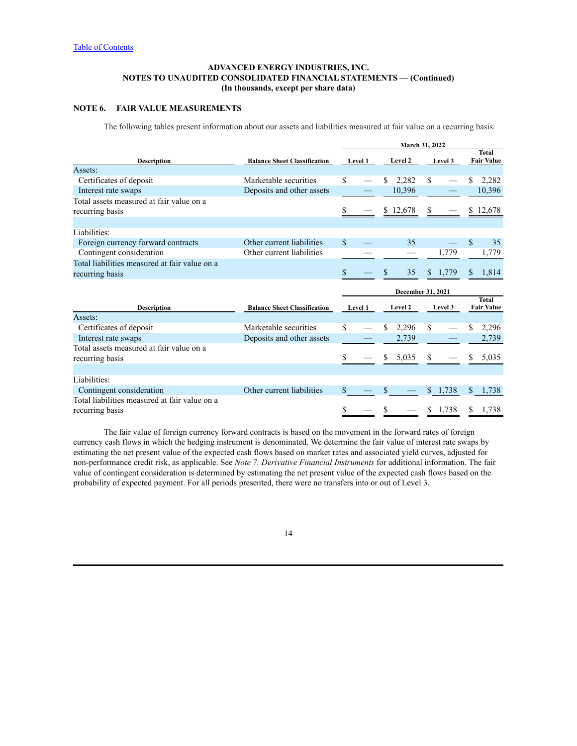[Table of Contents](#)

**ADVANCED ENERGY INDUSTRIES, INC.**
**NOTES TO UNAUDITED CONSOLIDATED FINANCIAL STATEMENTS — (Continued)**
**(In thousands, except per share data)**

## NOTE 6. FAIR VALUE MEASUREMENTS

The following tables present information about our assets and liabilities measured at fair value on a recurring basis.

| | | March 31, 2022 | | | |
|---|---|---|---|---|---|
| **Description** | **Balance Sheet Classification** | **Level 1** | **Level 2** | **Level 3** | **Total Fair Value** |
| Assets: | | | | | |
| Certificates of deposit | Marketable securities | $ — | $ 2,282 | $ — | $ 2,282 |
| Interest rate swaps | Deposits and other assets | — | 10,396 | — | 10,396 |
| Total assets measured at fair value on a recurring basis | | $ — | $ 12,678 | $ — | $ 12,678 |
| Liabilities: | | | | | |
| Foreign currency forward contracts | Other current liabilities | $ — | 35 | — | $ 35 |
| Contingent consideration | Other current liabilities | — | — | 1,779 | 1,779 |
| Total liabilities measured at fair value on a recurring basis | | $ — | $ 35 | $ 1,779 | $ 1,814 |

| | | December 31, 2021 | | | |
|---|---|---|---|---|---|
| **Description** | **Balance Sheet Classification** | **Level 1** | **Level 2** | **Level 3** | **Total Fair Value** |
| Assets: | | | | | |
| Certificates of deposit | Marketable securities | $ — | $ 2,296 | $ — | $ 2,296 |
| Interest rate swaps | Deposits and other assets | — | 2,739 | — | 2,739 |
| Total assets measured at fair value on a recurring basis | | $ — | $ 5,035 | $ — | $ 5,035 |
| Liabilities: | | | | | |
| Contingent consideration | Other current liabilities | $ — | $ — | $ 1,738 | $ 1,738 |
| Total liabilities measured at fair value on a recurring basis | | $ — | $ — | $ 1,738 | $ 1,738 |

The fair value of foreign currency forward contracts is based on the movement in the forward rates of foreign currency cash flows in which the hedging instrument is denominated. We determine the fair value of interest rate swaps by estimating the net present value of the expected cash flows based on market rates and associated yield curves, adjusted for non-performance credit risk, as applicable. See *Note 7. Derivative Financial Instruments* for additional information. The fair value of contingent consideration is determined by estimating the net present value of the expected cash flows based on the probability of expected payment. For all periods presented, there were no transfers into or out of Level 3.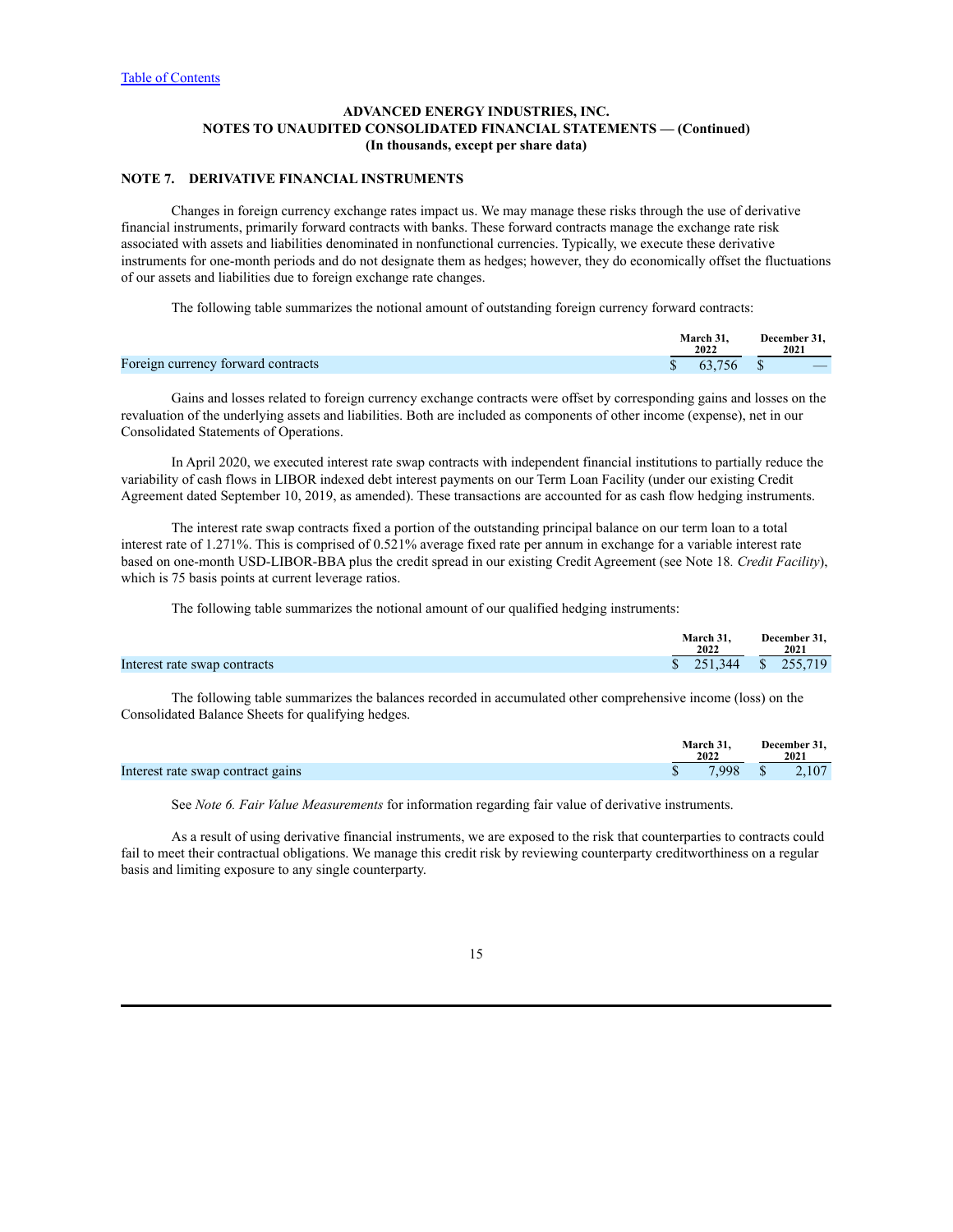[Table of Contents](#)

**ADVANCED ENERGY INDUSTRIES, INC.**
**NOTES TO UNAUDITED CONSOLIDATED FINANCIAL STATEMENTS — (Continued)**
**(In thousands, except per share data)**

## NOTE 7. DERIVATIVE FINANCIAL INSTRUMENTS

Changes in foreign currency exchange rates impact us. We may manage these risks through the use of derivative financial instruments, primarily forward contracts with banks. These forward contracts manage the exchange rate risk associated with assets and liabilities denominated in nonfunctional currencies. Typically, we execute these derivative instruments for one-month periods and do not designate them as hedges; however, they do economically offset the fluctuations of our assets and liabilities due to foreign exchange rate changes.

The following table summarizes the notional amount of outstanding foreign currency forward contracts:

| | March 31, 2022 | December 31, 2021 |
|---|---|---|
| Foreign currency forward contracts | $ 63,756 | $ — |

Gains and losses related to foreign currency exchange contracts were offset by corresponding gains and losses on the revaluation of the underlying assets and liabilities. Both are included as components of other income (expense), net in our Consolidated Statements of Operations.

In April 2020, we executed interest rate swap contracts with independent financial institutions to partially reduce the variability of cash flows in LIBOR indexed debt interest payments on our Term Loan Facility (under our existing Credit Agreement dated September 10, 2019, as amended). These transactions are accounted for as cash flow hedging instruments.

The interest rate swap contracts fixed a portion of the outstanding principal balance on our term loan to a total interest rate of 1.271%. This is comprised of 0.521% average fixed rate per annum in exchange for a variable interest rate based on one-month USD-LIBOR-BBA plus the credit spread in our existing Credit Agreement (see Note 18. *Credit Facility*), which is 75 basis points at current leverage ratios.

The following table summarizes the notional amount of our qualified hedging instruments:

| | March 31, 2022 | December 31, 2021 |
|---|---|---|
| Interest rate swap contracts | $ 251,344 | $ 255,719 |

The following table summarizes the balances recorded in accumulated other comprehensive income (loss) on the Consolidated Balance Sheets for qualifying hedges.

| | March 31, 2022 | December 31, 2021 |
|---|---|---|
| Interest rate swap contract gains | $ 7,998 | $ 2,107 |

See *Note 6. Fair Value Measurements* for information regarding fair value of derivative instruments.

As a result of using derivative financial instruments, we are exposed to the risk that counterparties to contracts could fail to meet their contractual obligations. We manage this credit risk by reviewing counterparty creditworthiness on a regular basis and limiting exposure to any single counterparty.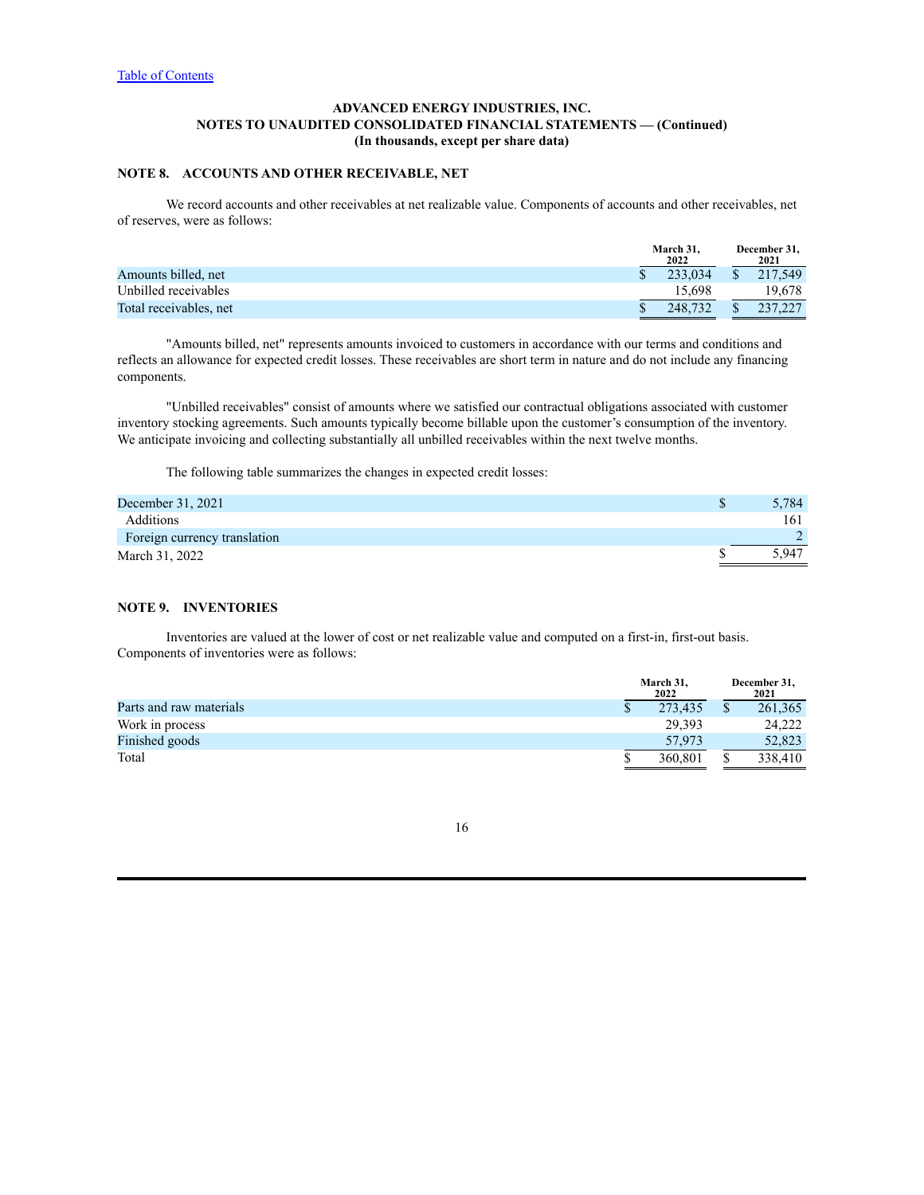ADVANCED ENERGY INDUSTRIES, INC.
NOTES TO UNAUDITED CONSOLIDATED FINANCIAL STATEMENTS — (Continued)
(In thousands, except per share data)

## NOTE 8. ACCOUNTS AND OTHER RECEIVABLE, NET

We record accounts and other receivables at net realizable value. Components of accounts and other receivables, net of reserves, were as follows:

| | March 31, 2022 | December 31, 2021 |
|---|---|---|
| Amounts billed, net | $ 233,034 | $ 217,549 |
| Unbilled receivables | 15,698 | 19,678 |
| Total receivables, net | $ 248,732 | $ 237,227 |

"Amounts billed, net" represents amounts invoiced to customers in accordance with our terms and conditions and reflects an allowance for expected credit losses. These receivables are short term in nature and do not include any financing components.

"Unbilled receivables" consist of amounts where we satisfied our contractual obligations associated with customer inventory stocking agreements. Such amounts typically become billable upon the customer's consumption of the inventory. We anticipate invoicing and collecting substantially all unbilled receivables within the next twelve months.

The following table summarizes the changes in expected credit losses:

| | |
|---|---|
| December 31, 2021 | $ 5,784 |
| Additions | 161 |
| Foreign currency translation | 2 |
| March 31, 2022 | $ 5,947 |

## NOTE 9. INVENTORIES

Inventories are valued at the lower of cost or net realizable value and computed on a first-in, first-out basis. Components of inventories were as follows:

| | March 31, 2022 | December 31, 2021 |
|---|---|---|
| Parts and raw materials | $ 273,435 | $ 261,365 |
| Work in process | 29,393 | 24,222 |
| Finished goods | 57,973 | 52,823 |
| Total | $ 360,801 | $ 338,410 |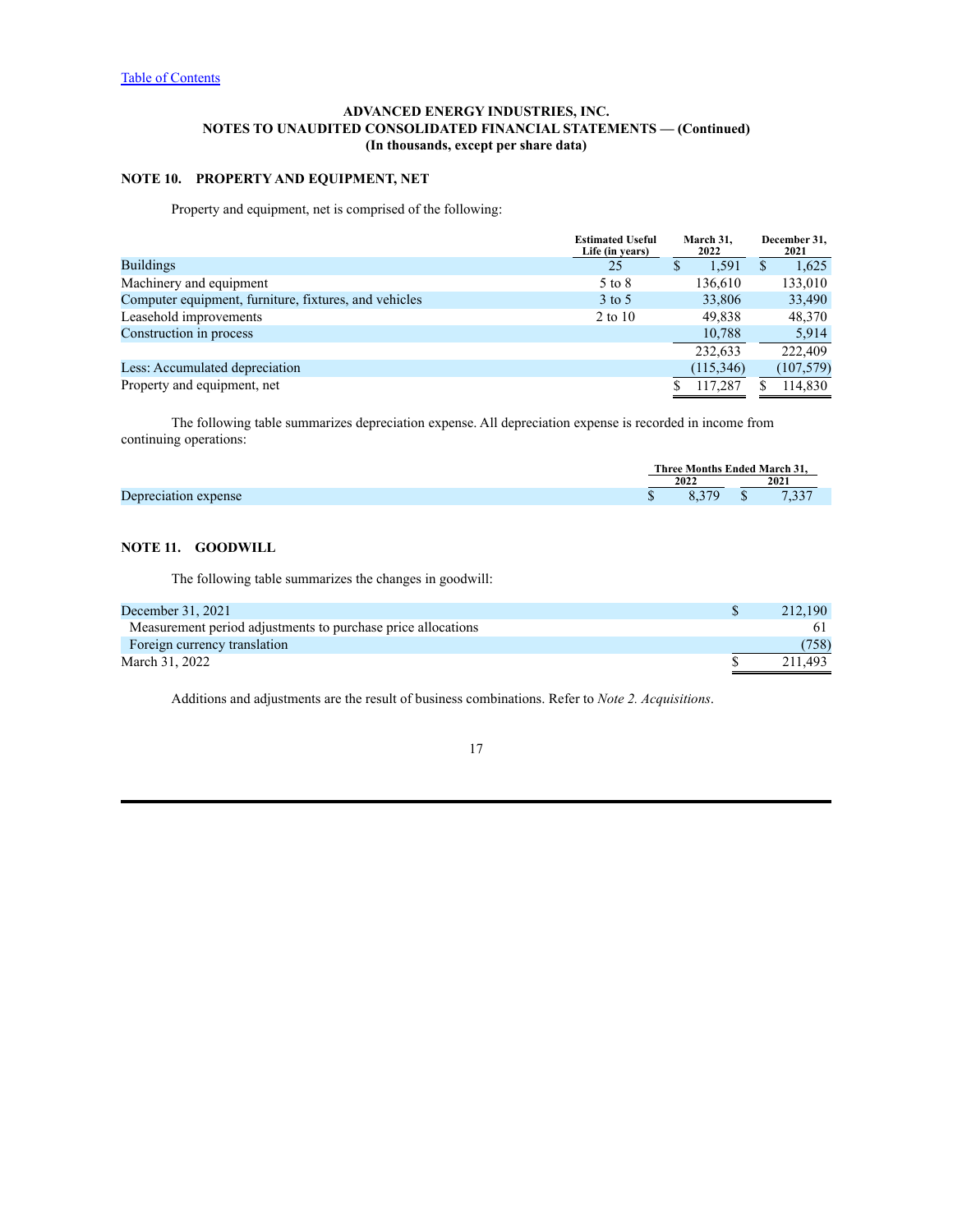[Table of Contents](#)

**ADVANCED ENERGY INDUSTRIES, INC.**
**NOTES TO UNAUDITED CONSOLIDATED FINANCIAL STATEMENTS — (Continued)**
**(In thousands, except per share data)**

## NOTE 10. PROPERTY AND EQUIPMENT, NET

Property and equipment, net is comprised of the following:

| | Estimated Useful Life (in years) | March 31, 2022 | December 31, 2021 |
|---|---|---|---|
| Buildings | 25 | $ 1,591 | $ 1,625 |
| Machinery and equipment | 5 to 8 | 136,610 | 133,010 |
| Computer equipment, furniture, fixtures, and vehicles | 3 to 5 | 33,806 | 33,490 |
| Leasehold improvements | 2 to 10 | 49,838 | 48,370 |
| Construction in process | | 10,788 | 5,914 |
| | | 232,633 | 222,409 |
| Less: Accumulated depreciation | | (115,346) | (107,579) |
| Property and equipment, net | | $ 117,287 | $ 114,830 |

The following table summarizes depreciation expense. All depreciation expense is recorded in income from continuing operations:

| | Three Months Ended March 31, | |
|---|---|---|
| | 2022 | 2021 |
| Depreciation expense | $ 8,379 | $ 7,337 |

## NOTE 11. GOODWILL

The following table summarizes the changes in goodwill:

| | |
|---|---|
| December 31, 2021 | $ 212,190 |
| Measurement period adjustments to purchase price allocations | 61 |
| Foreign currency translation | (758) |
| March 31, 2022 | $ 211,493 |

Additions and adjustments are the result of business combinations. Refer to *Note 2. Acquisitions*.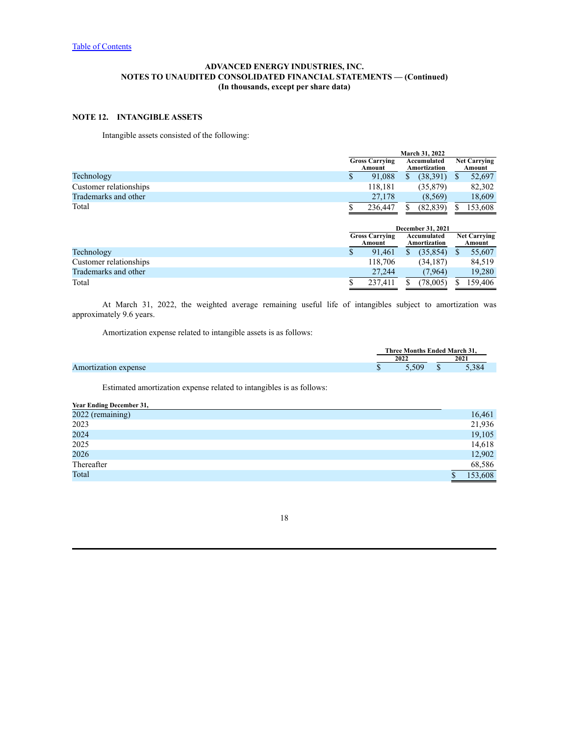[Table of Contents](#)

**ADVANCED ENERGY INDUSTRIES, INC.**
**NOTES TO UNAUDITED CONSOLIDATED FINANCIAL STATEMENTS — (Continued)**
**(In thousands, except per share data)**

## NOTE 12. INTANGIBLE ASSETS

Intangible assets consisted of the following:

| | March 31, 2022 | | |
|---|---|---|---|
| | Gross Carrying Amount | Accumulated Amortization | Net Carrying Amount |
| Technology | $ 91,088 | $ (38,391) | $ 52,697 |
| Customer relationships | 118,181 | (35,879) | 82,302 |
| Trademarks and other | 27,178 | (8,569) | 18,609 |
| Total | $ 236,447 | $ (82,839) | $ 153,608 |

| | December 31, 2021 | | |
|---|---|---|---|
| | Gross Carrying Amount | Accumulated Amortization | Net Carrying Amount |
| Technology | $ 91,461 | $ (35,854) | $ 55,607 |
| Customer relationships | 118,706 | (34,187) | 84,519 |
| Trademarks and other | 27,244 | (7,964) | 19,280 |
| Total | $ 237,411 | $ (78,005) | $ 159,406 |

At March 31, 2022, the weighted average remaining useful life of intangibles subject to amortization was approximately 9.6 years.

Amortization expense related to intangible assets is as follows:

| | Three Months Ended March 31, | |
|---|---|---|
| | 2022 | 2021 |
| Amortization expense | $ 5,509 | $ 5,384 |

Estimated amortization expense related to intangibles is as follows:

| Year Ending December 31, | |
|---|---|
| 2022 (remaining) | 16,461 |
| 2023 | 21,936 |
| 2024 | 19,105 |
| 2025 | 14,618 |
| 2026 | 12,902 |
| Thereafter | 68,586 |
| Total | $ 153,608 |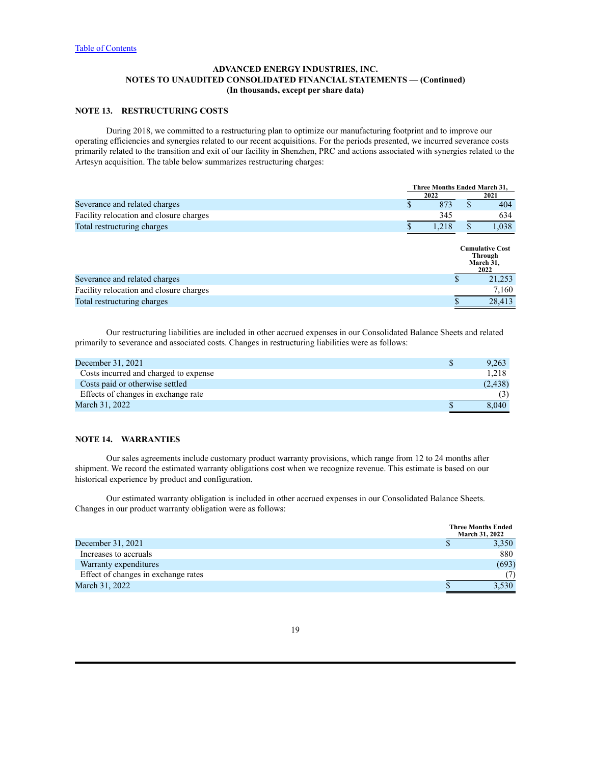Table of Contents

**ADVANCED ENERGY INDUSTRIES, INC.**
**NOTES TO UNAUDITED CONSOLIDATED FINANCIAL STATEMENTS — (Continued)**
**(In thousands, except per share data)**

## NOTE 13. RESTRUCTURING COSTS

During 2018, we committed to a restructuring plan to optimize our manufacturing footprint and to improve our operating efficiencies and synergies related to our recent acquisitions. For the periods presented, we incurred severance costs primarily related to the transition and exit of our facility in Shenzhen, PRC and actions associated with synergies related to the Artesyn acquisition. The table below summarizes restructuring charges:

| | Three Months Ended March 31, | |
|---|---|---|
| | 2022 | 2021 |
| Severance and related charges | $ 873 | $ 404 |
| Facility relocation and closure charges | 345 | 634 |
| Total restructuring charges | $ 1,218 | $ 1,038 |

| | Cumulative Cost Through March 31, 2022 |
|---|---|
| Severance and related charges | $ 21,253 |
| Facility relocation and closure charges | 7,160 |
| Total restructuring charges | $ 28,413 |

Our restructuring liabilities are included in other accrued expenses in our Consolidated Balance Sheets and related primarily to severance and associated costs. Changes in restructuring liabilities were as follows:

| | |
|---|---|
| December 31, 2021 | $ 9,263 |
| Costs incurred and charged to expense | 1,218 |
| Costs paid or otherwise settled | (2,438) |
| Effects of changes in exchange rate | (3) |
| March 31, 2022 | $ 8,040 |

## NOTE 14. WARRANTIES

Our sales agreements include customary product warranty provisions, which range from 12 to 24 months after shipment. We record the estimated warranty obligations cost when we recognize revenue. This estimate is based on our historical experience by product and configuration.

Our estimated warranty obligation is included in other accrued expenses in our Consolidated Balance Sheets. Changes in our product warranty obligation were as follows:

| | Three Months Ended March 31, 2022 |
|---|---|
| December 31, 2021 | $ 3,350 |
| Increases to accruals | 880 |
| Warranty expenditures | (693) |
| Effect of changes in exchange rates | (7) |
| March 31, 2022 | $ 3,530 |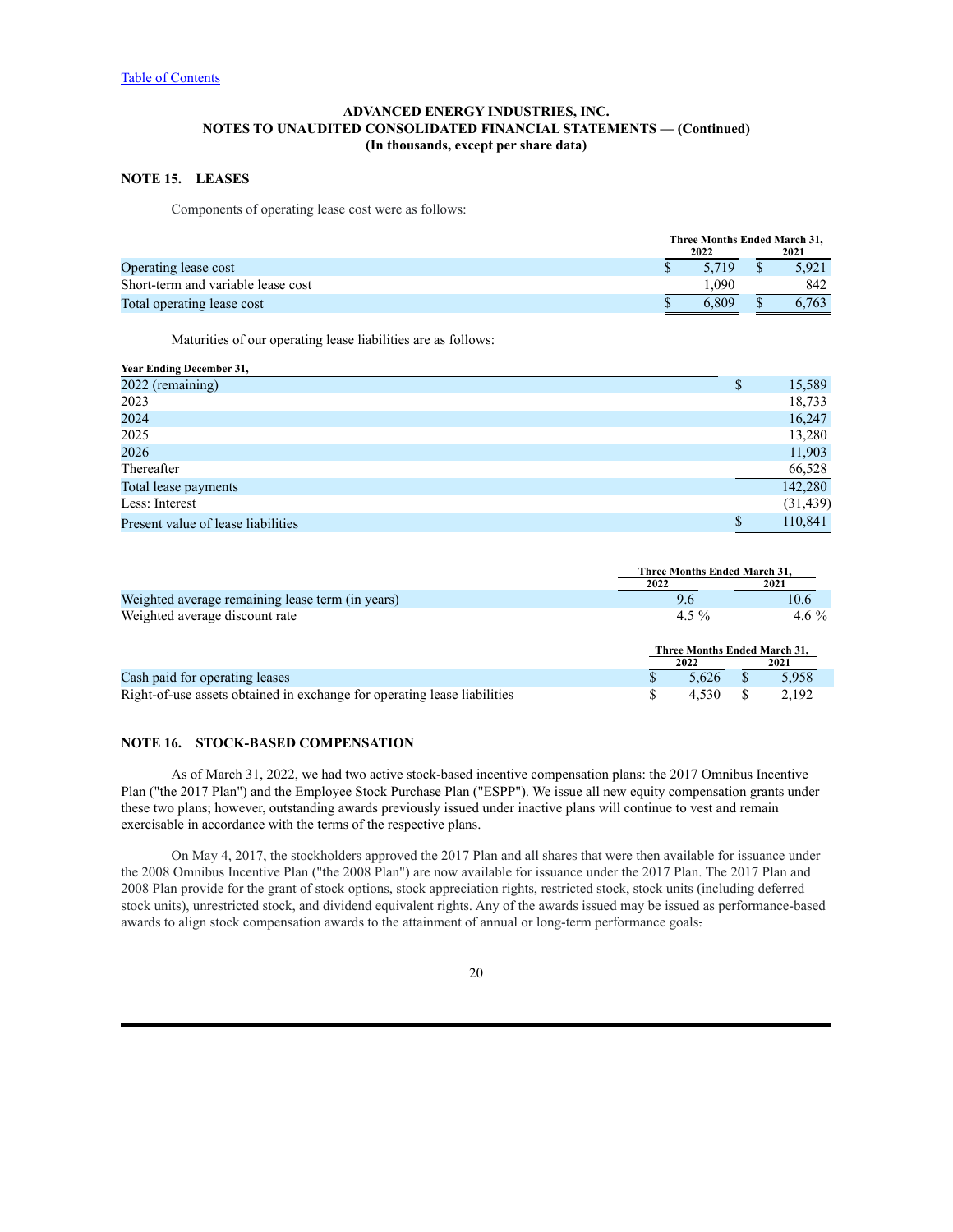[Table of Contents]

**ADVANCED ENERGY INDUSTRIES, INC.**
**NOTES TO UNAUDITED CONSOLIDATED FINANCIAL STATEMENTS — (Continued)**
**(In thousands, except per share data)**

## NOTE 15. LEASES

Components of operating lease cost were as follows:

| | Three Months Ended March 31, | |
|---|---|---|
| | 2022 | 2021 |
| Operating lease cost | $ 5,719 | $ 5,921 |
| Short-term and variable lease cost | 1,090 | 842 |
| Total operating lease cost | $ 6,809 | $ 6,763 |

Maturities of our operating lease liabilities are as follows:

| Year Ending December 31, | |
|---|---|
| 2022 (remaining) | $ 15,589 |
| 2023 | 18,733 |
| 2024 | 16,247 |
| 2025 | 13,280 |
| 2026 | 11,903 |
| Thereafter | 66,528 |
| Total lease payments | 142,280 |
| Less: Interest | (31,439) |
| Present value of lease liabilities | $ 110,841 |

| | Three Months Ended March 31, | |
|---|---|---|
| | 2022 | 2021 |
| Weighted average remaining lease term (in years) | 9.6 | 10.6 |
| Weighted average discount rate | 4.5 % | 4.6 % |

| | Three Months Ended March 31, | |
|---|---|---|
| | 2022 | 2021 |
| Cash paid for operating leases | $ 5,626 | $ 5,958 |
| Right-of-use assets obtained in exchange for operating lease liabilities | $ 4,530 | $ 2,192 |

## NOTE 16. STOCK-BASED COMPENSATION

As of March 31, 2022, we had two active stock-based incentive compensation plans: the 2017 Omnibus Incentive Plan ("the 2017 Plan") and the Employee Stock Purchase Plan ("ESPP"). We issue all new equity compensation grants under these two plans; however, outstanding awards previously issued under inactive plans will continue to vest and remain exercisable in accordance with the terms of the respective plans.

On May 4, 2017, the stockholders approved the 2017 Plan and all shares that were then available for issuance under the 2008 Omnibus Incentive Plan ("the 2008 Plan") are now available for issuance under the 2017 Plan. The 2017 Plan and 2008 Plan provide for the grant of stock options, stock appreciation rights, restricted stock, stock units (including deferred stock units), unrestricted stock, and dividend equivalent rights. Any of the awards issued may be issued as performance-based awards to align stock compensation awards to the attainment of annual or long-term performance goals.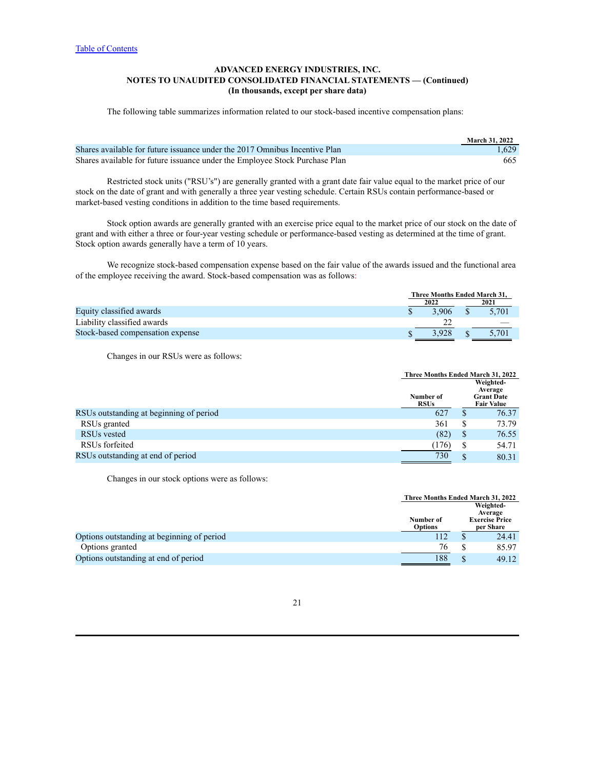ADVANCED ENERGY INDUSTRIES, INC.
NOTES TO UNAUDITED CONSOLIDATED FINANCIAL STATEMENTS — (Continued)
(In thousands, except per share data)

The following table summarizes information related to our stock-based incentive compensation plans:

| | March 31, 2022 |
|---|---|
| Shares available for future issuance under the 2017 Omnibus Incentive Plan | 1,629 |
| Shares available for future issuance under the Employee Stock Purchase Plan | 665 |

Restricted stock units ("RSU's") are generally granted with a grant date fair value equal to the market price of our stock on the date of grant and with generally a three year vesting schedule. Certain RSUs contain performance-based or market-based vesting conditions in addition to the time based requirements.

Stock option awards are generally granted with an exercise price equal to the market price of our stock on the date of grant and with either a three or four-year vesting schedule or performance-based vesting as determined at the time of grant. Stock option awards generally have a term of 10 years.

We recognize stock-based compensation expense based on the fair value of the awards issued and the functional area of the employee receiving the award. Stock-based compensation was as follows:

| | Three Months Ended March 31, | |
|---|---|---|
| | 2022 | 2021 |
| Equity classified awards | $ 3,906 | $ 5,701 |
| Liability classified awards | 22 | — |
| Stock-based compensation expense | $ 3,928 | $ 5,701 |

Changes in our RSUs were as follows:

| | Three Months Ended March 31, 2022 | |
|---|---|---|
| | Number of RSUs | Weighted-Average Grant Date Fair Value |
| RSUs outstanding at beginning of period | 627 | $ 76.37 |
| RSUs granted | 361 | $ 73.79 |
| RSUs vested | (82) | $ 76.55 |
| RSUs forfeited | (176) | $ 54.71 |
| RSUs outstanding at end of period | 730 | $ 80.31 |

Changes in our stock options were as follows:

| | Three Months Ended March 31, 2022 | |
|---|---|---|
| | Number of Options | Weighted-Average Exercise Price per Share |
| Options outstanding at beginning of period | 112 | $ 24.41 |
| Options granted | 76 | $ 85.97 |
| Options outstanding at end of period | 188 | $ 49.12 |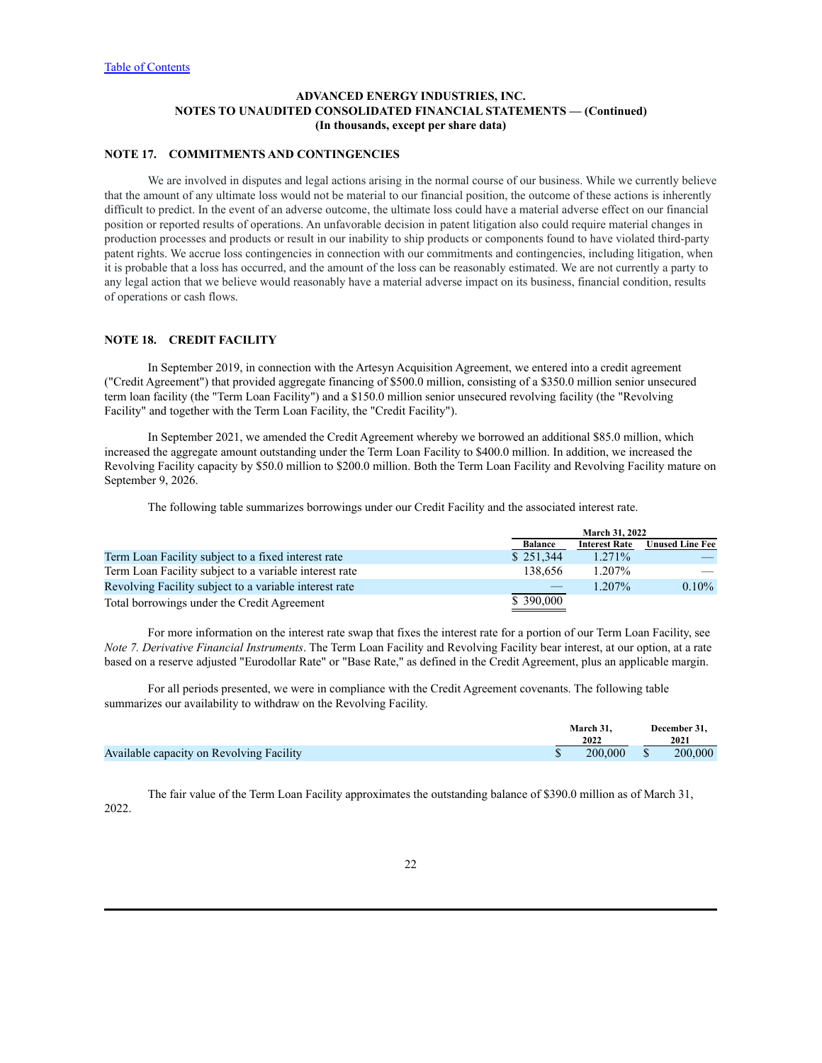[Table of Contents](#)

**ADVANCED ENERGY INDUSTRIES, INC.**
**NOTES TO UNAUDITED CONSOLIDATED FINANCIAL STATEMENTS — (Continued)**
**(In thousands, except per share data)**

## NOTE 17. COMMITMENTS AND CONTINGENCIES

We are involved in disputes and legal actions arising in the normal course of our business. While we currently believe that the amount of any ultimate loss would not be material to our financial position, the outcome of these actions is inherently difficult to predict. In the event of an adverse outcome, the ultimate loss could have a material adverse effect on our financial position or reported results of operations. An unfavorable decision in patent litigation also could require material changes in production processes and products or result in our inability to ship products or components found to have violated third-party patent rights. We accrue loss contingencies in connection with our commitments and contingencies, including litigation, when it is probable that a loss has occurred, and the amount of the loss can be reasonably estimated. We are not currently a party to any legal action that we believe would reasonably have a material adverse impact on its business, financial condition, results of operations or cash flows.

## NOTE 18. CREDIT FACILITY

In September 2019, in connection with the Artesyn Acquisition Agreement, we entered into a credit agreement ("Credit Agreement") that provided aggregate financing of $500.0 million, consisting of a $350.0 million senior unsecured term loan facility (the "Term Loan Facility") and a $150.0 million senior unsecured revolving facility (the "Revolving Facility" and together with the Term Loan Facility, the "Credit Facility").

In September 2021, we amended the Credit Agreement whereby we borrowed an additional $85.0 million, which increased the aggregate amount outstanding under the Term Loan Facility to $400.0 million. In addition, we increased the Revolving Facility capacity by $50.0 million to $200.0 million. Both the Term Loan Facility and Revolving Facility mature on September 9, 2026.

The following table summarizes borrowings under our Credit Facility and the associated interest rate.

| | March 31, 2022 | | |
|---|---|---|---|
| | Balance | Interest Rate | Unused Line Fee |
| Term Loan Facility subject to a fixed interest rate | $ 251,344 | 1.271% | — |
| Term Loan Facility subject to a variable interest rate | 138,656 | 1.207% | — |
| Revolving Facility subject to a variable interest rate | — | 1.207% | 0.10% |
| Total borrowings under the Credit Agreement | $ 390,000 | | |

For more information on the interest rate swap that fixes the interest rate for a portion of our Term Loan Facility, see *Note 7. Derivative Financial Instruments*. The Term Loan Facility and Revolving Facility bear interest, at our option, at a rate based on a reserve adjusted "Eurodollar Rate" or "Base Rate," as defined in the Credit Agreement, plus an applicable margin.

For all periods presented, we were in compliance with the Credit Agreement covenants. The following table summarizes our availability to withdraw on the Revolving Facility.

| | March 31, 2022 | December 31, 2021 |
|---|---|---|
| Available capacity on Revolving Facility | $ 200,000 | $ 200,000 |

The fair value of the Term Loan Facility approximates the outstanding balance of $390.0 million as of March 31, 2022.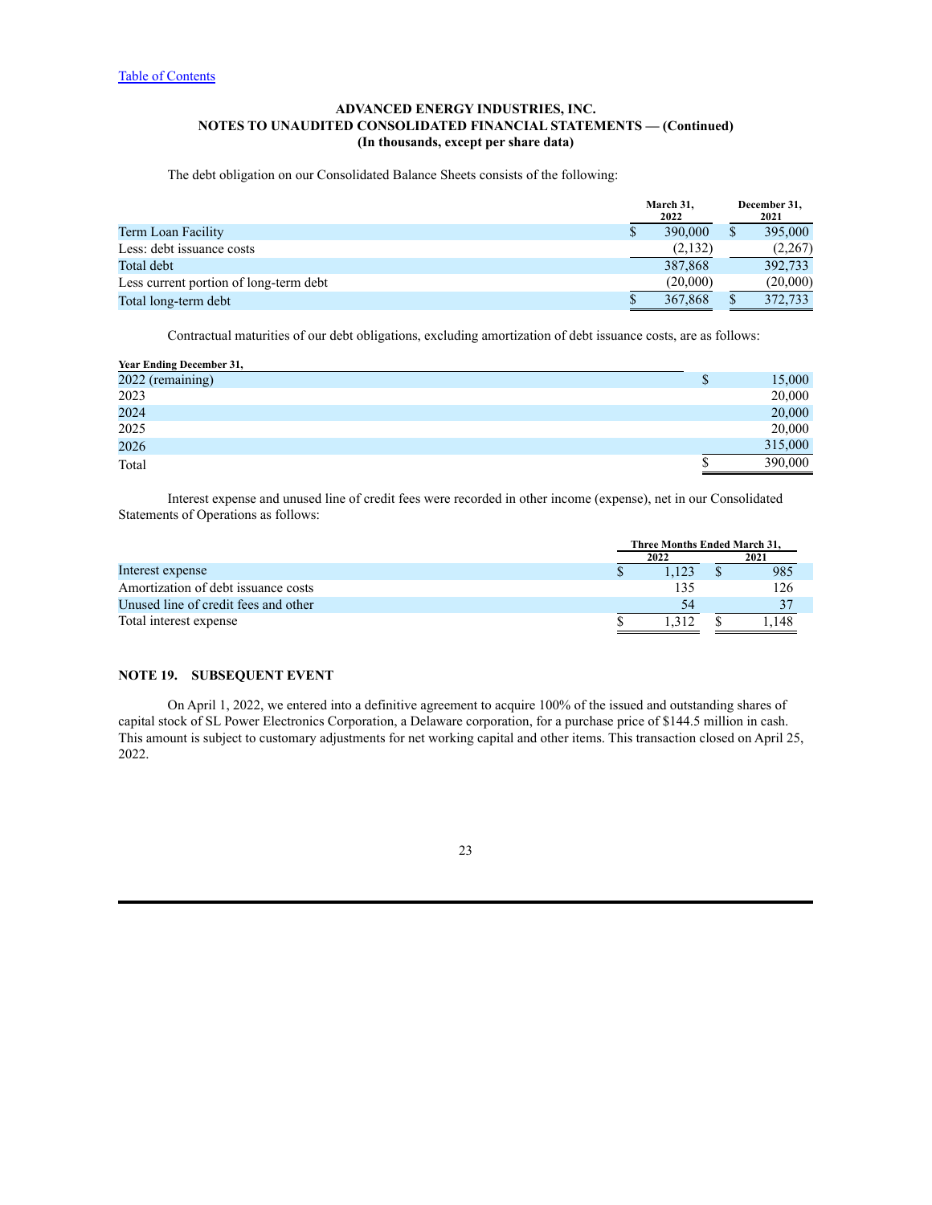ADVANCED ENERGY INDUSTRIES, INC.
NOTES TO UNAUDITED CONSOLIDATED FINANCIAL STATEMENTS — (Continued)
(In thousands, except per share data)

The debt obligation on our Consolidated Balance Sheets consists of the following:

| | March 31, 2022 | December 31, 2021 |
|---|---|---|
| Term Loan Facility | $ 390,000 | $ 395,000 |
| Less: debt issuance costs | (2,132) | (2,267) |
| Total debt | 387,868 | 392,733 |
| Less current portion of long-term debt | (20,000) | (20,000) |
| Total long-term debt | $ 367,868 | $ 372,733 |

Contractual maturities of our debt obligations, excluding amortization of debt issuance costs, are as follows:

| Year Ending December 31, | |
|---|---|
| 2022 (remaining) | $ 15,000 |
| 2023 | 20,000 |
| 2024 | 20,000 |
| 2025 | 20,000 |
| 2026 | 315,000 |
| Total | $ 390,000 |

Interest expense and unused line of credit fees were recorded in other income (expense), net in our Consolidated Statements of Operations as follows:

| | Three Months Ended March 31, | |
|---|---|---|
| | 2022 | 2021 |
| Interest expense | $ 1,123 | $ 985 |
| Amortization of debt issuance costs | 135 | 126 |
| Unused line of credit fees and other | 54 | 37 |
| Total interest expense | $ 1,312 | $ 1,148 |

## NOTE 19. SUBSEQUENT EVENT

On April 1, 2022, we entered into a definitive agreement to acquire 100% of the issued and outstanding shares of capital stock of SL Power Electronics Corporation, a Delaware corporation, for a purchase price of $144.5 million in cash. This amount is subject to customary adjustments for net working capital and other items. This transaction closed on April 25, 2022.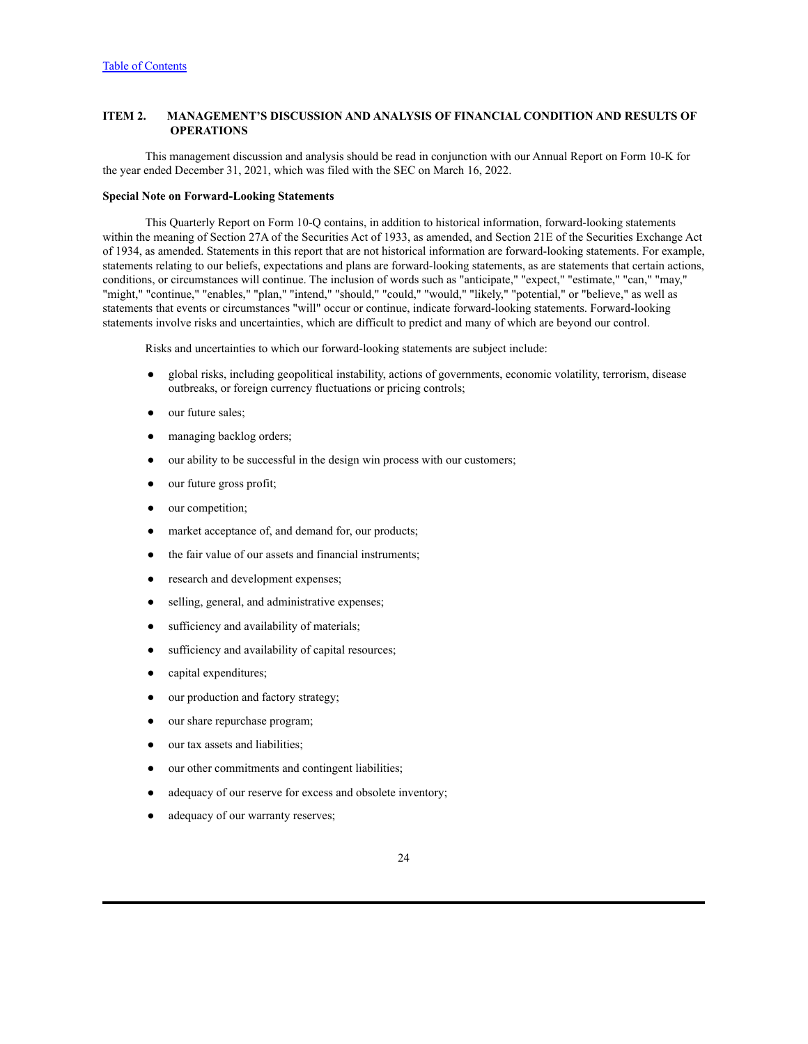## ITEM 2. MANAGEMENT'S DISCUSSION AND ANALYSIS OF FINANCIAL CONDITION AND RESULTS OF OPERATIONS

This management discussion and analysis should be read in conjunction with our Annual Report on Form 10-K for the year ended December 31, 2021, which was filed with the SEC on March 16, 2022.

**Special Note on Forward-Looking Statements**

This Quarterly Report on Form 10-Q contains, in addition to historical information, forward-looking statements within the meaning of Section 27A of the Securities Act of 1933, as amended, and Section 21E of the Securities Exchange Act of 1934, as amended. Statements in this report that are not historical information are forward-looking statements. For example, statements relating to our beliefs, expectations and plans are forward-looking statements, as are statements that certain actions, conditions, or circumstances will continue. The inclusion of words such as "anticipate," "expect," "estimate," "can," "may," "might," "continue," "enables," "plan," "intend," "should," "could," "would," "likely," "potential," or "believe," as well as statements that events or circumstances "will" occur or continue, indicate forward-looking statements. Forward-looking statements involve risks and uncertainties, which are difficult to predict and many of which are beyond our control.

Risks and uncertainties to which our forward-looking statements are subject include:

- global risks, including geopolitical instability, actions of governments, economic volatility, terrorism, disease outbreaks, or foreign currency fluctuations or pricing controls;
- our future sales;
- managing backlog orders;
- our ability to be successful in the design win process with our customers;
- our future gross profit;
- our competition;
- market acceptance of, and demand for, our products;
- the fair value of our assets and financial instruments;
- research and development expenses;
- selling, general, and administrative expenses;
- sufficiency and availability of materials;
- sufficiency and availability of capital resources;
- capital expenditures;
- our production and factory strategy;
- our share repurchase program;
- our tax assets and liabilities;
- our other commitments and contingent liabilities;
- adequacy of our reserve for excess and obsolete inventory;
- adequacy of our warranty reserves;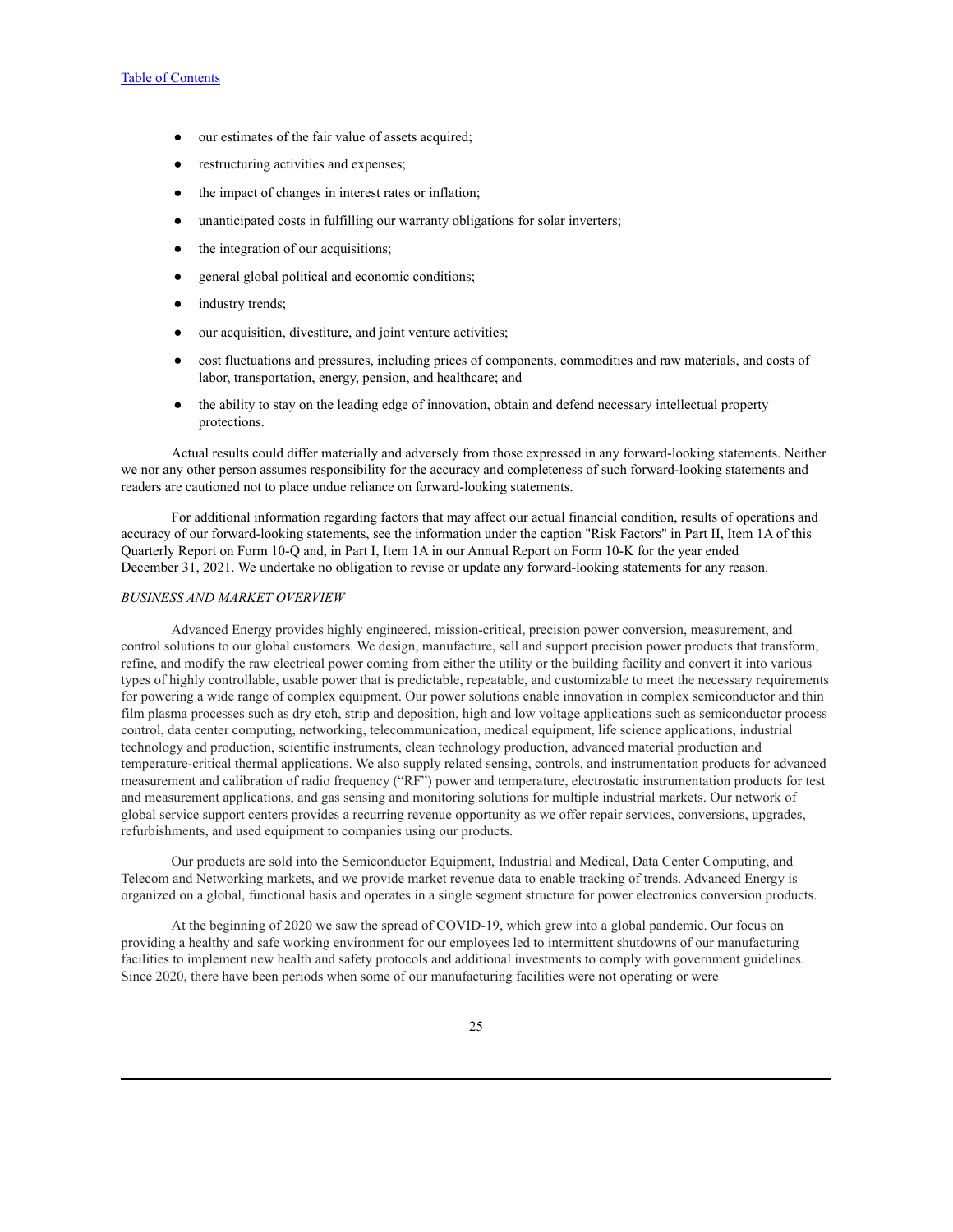- our estimates of the fair value of assets acquired;
- restructuring activities and expenses;
- the impact of changes in interest rates or inflation;
- unanticipated costs in fulfilling our warranty obligations for solar inverters;
- the integration of our acquisitions;
- general global political and economic conditions;
- industry trends;
- our acquisition, divestiture, and joint venture activities;
- cost fluctuations and pressures, including prices of components, commodities and raw materials, and costs of labor, transportation, energy, pension, and healthcare; and
- the ability to stay on the leading edge of innovation, obtain and defend necessary intellectual property protections.

Actual results could differ materially and adversely from those expressed in any forward-looking statements. Neither we nor any other person assumes responsibility for the accuracy and completeness of such forward-looking statements and readers are cautioned not to place undue reliance on forward-looking statements.

For additional information regarding factors that may affect our actual financial condition, results of operations and accuracy of our forward-looking statements, see the information under the caption "Risk Factors" in Part II, Item 1A of this Quarterly Report on Form 10-Q and, in Part I, Item 1A in our Annual Report on Form 10-K for the year ended December 31, 2021. We undertake no obligation to revise or update any forward-looking statements for any reason.

*BUSINESS AND MARKET OVERVIEW*

Advanced Energy provides highly engineered, mission-critical, precision power conversion, measurement, and control solutions to our global customers. We design, manufacture, sell and support precision power products that transform, refine, and modify the raw electrical power coming from either the utility or the building facility and convert it into various types of highly controllable, usable power that is predictable, repeatable, and customizable to meet the necessary requirements for powering a wide range of complex equipment. Our power solutions enable innovation in complex semiconductor and thin film plasma processes such as dry etch, strip and deposition, high and low voltage applications such as semiconductor process control, data center computing, networking, telecommunication, medical equipment, life science applications, industrial technology and production, scientific instruments, clean technology production, advanced material production and temperature-critical thermal applications. We also supply related sensing, controls, and instrumentation products for advanced measurement and calibration of radio frequency ("RF") power and temperature, electrostatic instrumentation products for test and measurement applications, and gas sensing and monitoring solutions for multiple industrial markets. Our network of global service support centers provides a recurring revenue opportunity as we offer repair services, conversions, upgrades, refurbishments, and used equipment to companies using our products.

Our products are sold into the Semiconductor Equipment, Industrial and Medical, Data Center Computing, and Telecom and Networking markets, and we provide market revenue data to enable tracking of trends. Advanced Energy is organized on a global, functional basis and operates in a single segment structure for power electronics conversion products.

At the beginning of 2020 we saw the spread of COVID-19, which grew into a global pandemic. Our focus on providing a healthy and safe working environment for our employees led to intermittent shutdowns of our manufacturing facilities to implement new health and safety protocols and additional investments to comply with government guidelines. Since 2020, there have been periods when some of our manufacturing facilities were not operating or were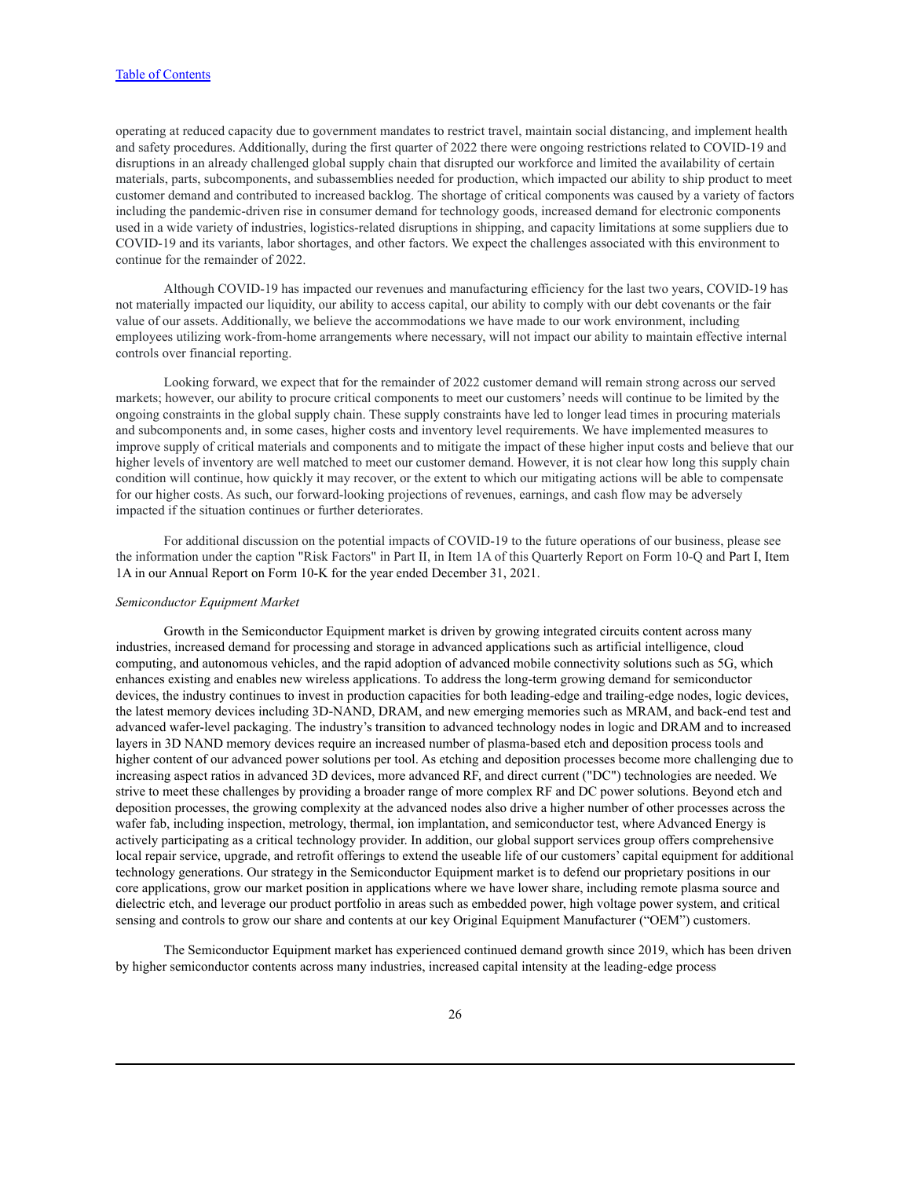operating at reduced capacity due to government mandates to restrict travel, maintain social distancing, and implement health and safety procedures. Additionally, during the first quarter of 2022 there were ongoing restrictions related to COVID-19 and disruptions in an already challenged global supply chain that disrupted our workforce and limited the availability of certain materials, parts, subcomponents, and subassemblies needed for production, which impacted our ability to ship product to meet customer demand and contributed to increased backlog. The shortage of critical components was caused by a variety of factors including the pandemic-driven rise in consumer demand for technology goods, increased demand for electronic components used in a wide variety of industries, logistics-related disruptions in shipping, and capacity limitations at some suppliers due to COVID-19 and its variants, labor shortages, and other factors. We expect the challenges associated with this environment to continue for the remainder of 2022.

Although COVID-19 has impacted our revenues and manufacturing efficiency for the last two years, COVID-19 has not materially impacted our liquidity, our ability to access capital, our ability to comply with our debt covenants or the fair value of our assets. Additionally, we believe the accommodations we have made to our work environment, including employees utilizing work-from-home arrangements where necessary, will not impact our ability to maintain effective internal controls over financial reporting.

Looking forward, we expect that for the remainder of 2022 customer demand will remain strong across our served markets; however, our ability to procure critical components to meet our customers' needs will continue to be limited by the ongoing constraints in the global supply chain. These supply constraints have led to longer lead times in procuring materials and subcomponents and, in some cases, higher costs and inventory level requirements. We have implemented measures to improve supply of critical materials and components and to mitigate the impact of these higher input costs and believe that our higher levels of inventory are well matched to meet our customer demand. However, it is not clear how long this supply chain condition will continue, how quickly it may recover, or the extent to which our mitigating actions will be able to compensate for our higher costs. As such, our forward-looking projections of revenues, earnings, and cash flow may be adversely impacted if the situation continues or further deteriorates.

For additional discussion on the potential impacts of COVID-19 to the future operations of our business, please see the information under the caption "Risk Factors" in Part II, in Item 1A of this Quarterly Report on Form 10-Q and Part I, Item 1A in our Annual Report on Form 10-K for the year ended December 31, 2021.

*Semiconductor Equipment Market*

Growth in the Semiconductor Equipment market is driven by growing integrated circuits content across many industries, increased demand for processing and storage in advanced applications such as artificial intelligence, cloud computing, and autonomous vehicles, and the rapid adoption of advanced mobile connectivity solutions such as 5G, which enhances existing and enables new wireless applications. To address the long-term growing demand for semiconductor devices, the industry continues to invest in production capacities for both leading-edge and trailing-edge nodes, logic devices, the latest memory devices including 3D-NAND, DRAM, and new emerging memories such as MRAM, and back-end test and advanced wafer-level packaging. The industry's transition to advanced technology nodes in logic and DRAM and to increased layers in 3D NAND memory devices require an increased number of plasma-based etch and deposition process tools and higher content of our advanced power solutions per tool. As etching and deposition processes become more challenging due to increasing aspect ratios in advanced 3D devices, more advanced RF, and direct current ("DC") technologies are needed. We strive to meet these challenges by providing a broader range of more complex RF and DC power solutions. Beyond etch and deposition processes, the growing complexity at the advanced nodes also drive a higher number of other processes across the wafer fab, including inspection, metrology, thermal, ion implantation, and semiconductor test, where Advanced Energy is actively participating as a critical technology provider. In addition, our global support services group offers comprehensive local repair service, upgrade, and retrofit offerings to extend the useable life of our customers' capital equipment for additional technology generations. Our strategy in the Semiconductor Equipment market is to defend our proprietary positions in our core applications, grow our market position in applications where we have lower share, including remote plasma source and dielectric etch, and leverage our product portfolio in areas such as embedded power, high voltage power system, and critical sensing and controls to grow our share and contents at our key Original Equipment Manufacturer ("OEM") customers.

The Semiconductor Equipment market has experienced continued demand growth since 2019, which has been driven by higher semiconductor contents across many industries, increased capital intensity at the leading-edge process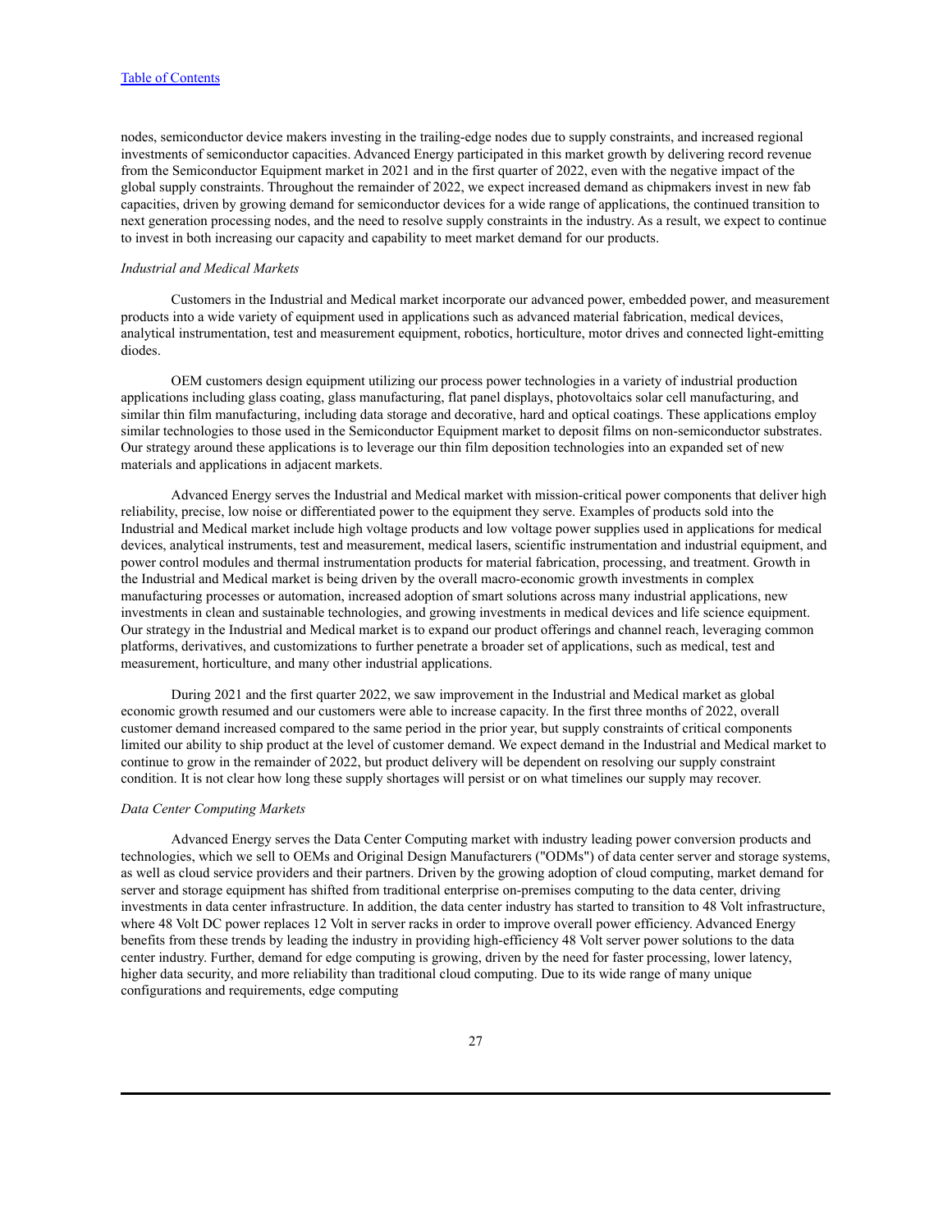nodes, semiconductor device makers investing in the trailing-edge nodes due to supply constraints, and increased regional investments of semiconductor capacities. Advanced Energy participated in this market growth by delivering record revenue from the Semiconductor Equipment market in 2021 and in the first quarter of 2022, even with the negative impact of the global supply constraints. Throughout the remainder of 2022, we expect increased demand as chipmakers invest in new fab capacities, driven by growing demand for semiconductor devices for a wide range of applications, the continued transition to next generation processing nodes, and the need to resolve supply constraints in the industry. As a result, we expect to continue to invest in both increasing our capacity and capability to meet market demand for our products.

*Industrial and Medical Markets*

Customers in the Industrial and Medical market incorporate our advanced power, embedded power, and measurement products into a wide variety of equipment used in applications such as advanced material fabrication, medical devices, analytical instrumentation, test and measurement equipment, robotics, horticulture, motor drives and connected light-emitting diodes.

OEM customers design equipment utilizing our process power technologies in a variety of industrial production applications including glass coating, glass manufacturing, flat panel displays, photovoltaics solar cell manufacturing, and similar thin film manufacturing, including data storage and decorative, hard and optical coatings. These applications employ similar technologies to those used in the Semiconductor Equipment market to deposit films on non-semiconductor substrates. Our strategy around these applications is to leverage our thin film deposition technologies into an expanded set of new materials and applications in adjacent markets.

Advanced Energy serves the Industrial and Medical market with mission-critical power components that deliver high reliability, precise, low noise or differentiated power to the equipment they serve. Examples of products sold into the Industrial and Medical market include high voltage products and low voltage power supplies used in applications for medical devices, analytical instruments, test and measurement, medical lasers, scientific instrumentation and industrial equipment, and power control modules and thermal instrumentation products for material fabrication, processing, and treatment. Growth in the Industrial and Medical market is being driven by the overall macro-economic growth investments in complex manufacturing processes or automation, increased adoption of smart solutions across many industrial applications, new investments in clean and sustainable technologies, and growing investments in medical devices and life science equipment. Our strategy in the Industrial and Medical market is to expand our product offerings and channel reach, leveraging common platforms, derivatives, and customizations to further penetrate a broader set of applications, such as medical, test and measurement, horticulture, and many other industrial applications.

During 2021 and the first quarter 2022, we saw improvement in the Industrial and Medical market as global economic growth resumed and our customers were able to increase capacity. In the first three months of 2022, overall customer demand increased compared to the same period in the prior year, but supply constraints of critical components limited our ability to ship product at the level of customer demand. We expect demand in the Industrial and Medical market to continue to grow in the remainder of 2022, but product delivery will be dependent on resolving our supply constraint condition. It is not clear how long these supply shortages will persist or on what timelines our supply may recover.

*Data Center Computing Markets*

Advanced Energy serves the Data Center Computing market with industry leading power conversion products and technologies, which we sell to OEMs and Original Design Manufacturers ("ODMs") of data center server and storage systems, as well as cloud service providers and their partners. Driven by the growing adoption of cloud computing, market demand for server and storage equipment has shifted from traditional enterprise on-premises computing to the data center, driving investments in data center infrastructure. In addition, the data center industry has started to transition to 48 Volt infrastructure, where 48 Volt DC power replaces 12 Volt in server racks in order to improve overall power efficiency. Advanced Energy benefits from these trends by leading the industry in providing high-efficiency 48 Volt server power solutions to the data center industry. Further, demand for edge computing is growing, driven by the need for faster processing, lower latency, higher data security, and more reliability than traditional cloud computing. Due to its wide range of many unique configurations and requirements, edge computing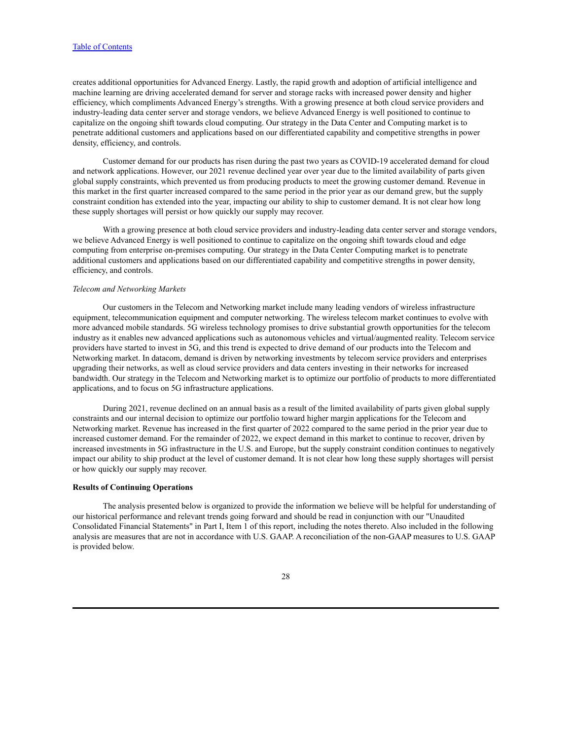creates additional opportunities for Advanced Energy. Lastly, the rapid growth and adoption of artificial intelligence and machine learning are driving accelerated demand for server and storage racks with increased power density and higher efficiency, which compliments Advanced Energy's strengths. With a growing presence at both cloud service providers and industry-leading data center server and storage vendors, we believe Advanced Energy is well positioned to continue to capitalize on the ongoing shift towards cloud computing. Our strategy in the Data Center and Computing market is to penetrate additional customers and applications based on our differentiated capability and competitive strengths in power density, efficiency, and controls.

Customer demand for our products has risen during the past two years as COVID-19 accelerated demand for cloud and network applications. However, our 2021 revenue declined year over year due to the limited availability of parts given global supply constraints, which prevented us from producing products to meet the growing customer demand. Revenue in this market in the first quarter increased compared to the same period in the prior year as our demand grew, but the supply constraint condition has extended into the year, impacting our ability to ship to customer demand. It is not clear how long these supply shortages will persist or how quickly our supply may recover.

With a growing presence at both cloud service providers and industry-leading data center server and storage vendors, we believe Advanced Energy is well positioned to continue to capitalize on the ongoing shift towards cloud and edge computing from enterprise on-premises computing. Our strategy in the Data Center Computing market is to penetrate additional customers and applications based on our differentiated capability and competitive strengths in power density, efficiency, and controls.

*Telecom and Networking Markets*

Our customers in the Telecom and Networking market include many leading vendors of wireless infrastructure equipment, telecommunication equipment and computer networking. The wireless telecom market continues to evolve with more advanced mobile standards. 5G wireless technology promises to drive substantial growth opportunities for the telecom industry as it enables new advanced applications such as autonomous vehicles and virtual/augmented reality. Telecom service providers have started to invest in 5G, and this trend is expected to drive demand of our products into the Telecom and Networking market. In datacom, demand is driven by networking investments by telecom service providers and enterprises upgrading their networks, as well as cloud service providers and data centers investing in their networks for increased bandwidth. Our strategy in the Telecom and Networking market is to optimize our portfolio of products to more differentiated applications, and to focus on 5G infrastructure applications.

During 2021, revenue declined on an annual basis as a result of the limited availability of parts given global supply constraints and our internal decision to optimize our portfolio toward higher margin applications for the Telecom and Networking market. Revenue has increased in the first quarter of 2022 compared to the same period in the prior year due to increased customer demand. For the remainder of 2022, we expect demand in this market to continue to recover, driven by increased investments in 5G infrastructure in the U.S. and Europe, but the supply constraint condition continues to negatively impact our ability to ship product at the level of customer demand. It is not clear how long these supply shortages will persist or how quickly our supply may recover.

**Results of Continuing Operations**

The analysis presented below is organized to provide the information we believe will be helpful for understanding of our historical performance and relevant trends going forward and should be read in conjunction with our "Unaudited Consolidated Financial Statements" in Part I, Item 1 of this report, including the notes thereto. Also included in the following analysis are measures that are not in accordance with U.S. GAAP. A reconciliation of the non-GAAP measures to U.S. GAAP is provided below.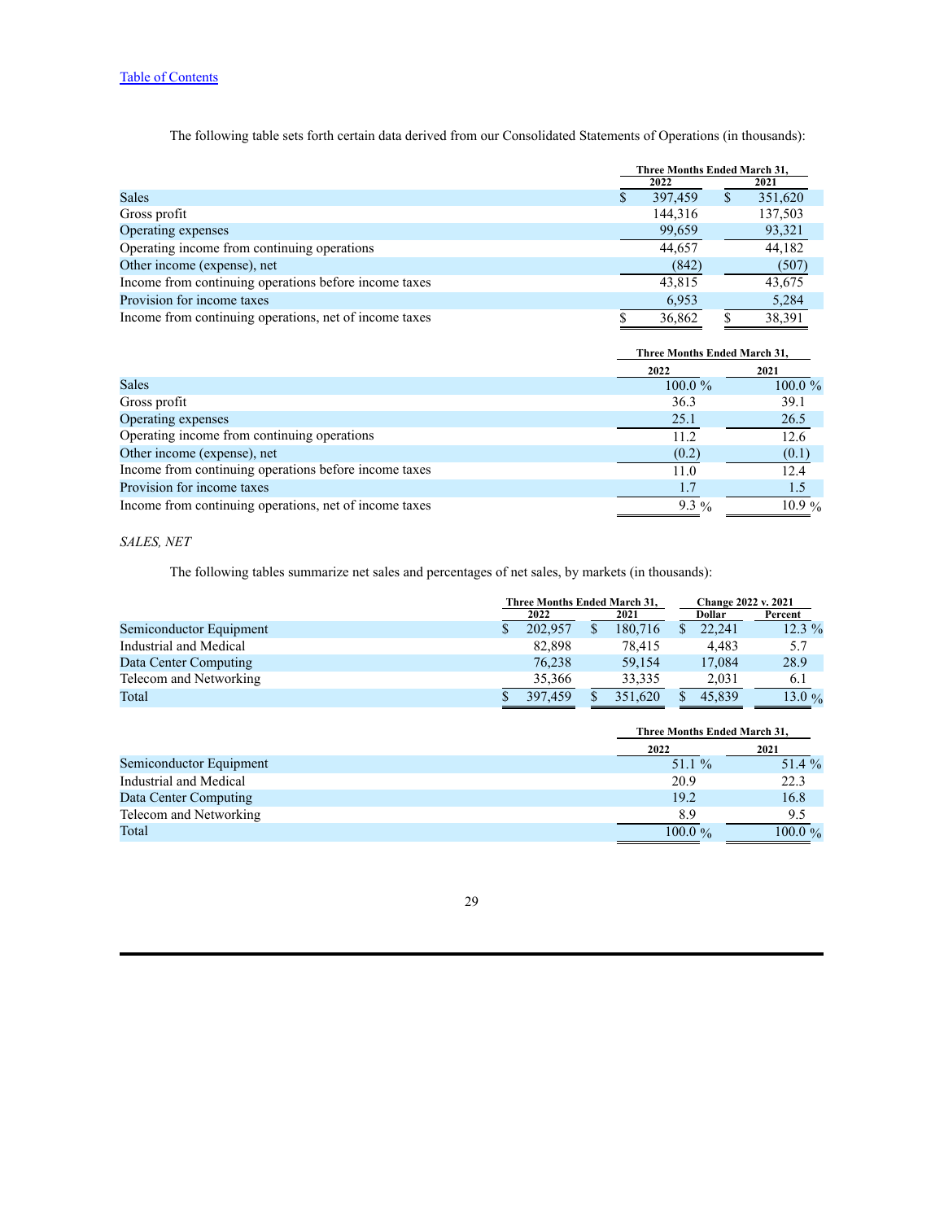[Table of Contents]

The following table sets forth certain data derived from our Consolidated Statements of Operations (in thousands):

| | Three Months Ended March 31, | |
|---|---|---|
| | 2022 | 2021 |
| Sales | $ 397,459 | $ 351,620 |
| Gross profit | 144,316 | 137,503 |
| Operating expenses | 99,659 | 93,321 |
| Operating income from continuing operations | 44,657 | 44,182 |
| Other income (expense), net | (842) | (507) |
| Income from continuing operations before income taxes | 43,815 | 43,675 |
| Provision for income taxes | 6,953 | 5,284 |
| Income from continuing operations, net of income taxes | $ 36,862 | $ 38,391 |

| | Three Months Ended March 31, | |
|---|---|---|
| | 2022 | 2021 |
| Sales | 100.0 % | 100.0 % |
| Gross profit | 36.3 | 39.1 |
| Operating expenses | 25.1 | 26.5 |
| Operating income from continuing operations | 11.2 | 12.6 |
| Other income (expense), net | (0.2) | (0.1) |
| Income from continuing operations before income taxes | 11.0 | 12.4 |
| Provision for income taxes | 1.7 | 1.5 |
| Income from continuing operations, net of income taxes | 9.3 % | 10.9 % |

*SALES, NET*

The following tables summarize net sales and percentages of net sales, by markets (in thousands):

| | Three Months Ended March 31, | | Change 2022 v. 2021 | |
|---|---|---|---|---|
| | 2022 | 2021 | Dollar | Percent |
| Semiconductor Equipment | $ 202,957 | $ 180,716 | $ 22,241 | 12.3 % |
| Industrial and Medical | 82,898 | 78,415 | 4,483 | 5.7 |
| Data Center Computing | 76,238 | 59,154 | 17,084 | 28.9 |
| Telecom and Networking | 35,366 | 33,335 | 2,031 | 6.1 |
| Total | $ 397,459 | $ 351,620 | $ 45,839 | 13.0 % |

| | Three Months Ended March 31, | |
|---|---|---|
| | 2022 | 2021 |
| Semiconductor Equipment | 51.1 % | 51.4 % |
| Industrial and Medical | 20.9 | 22.3 |
| Data Center Computing | 19.2 | 16.8 |
| Telecom and Networking | 8.9 | 9.5 |
| Total | 100.0 % | 100.0 % |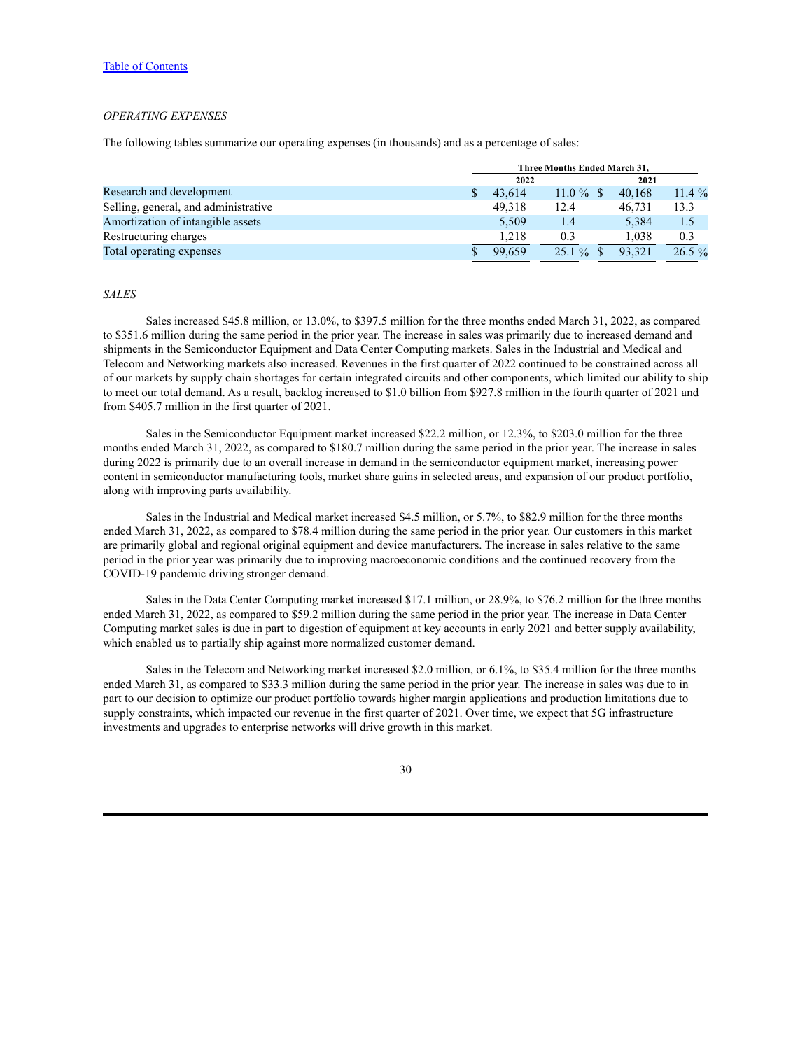*OPERATING EXPENSES*

The following tables summarize our operating expenses (in thousands) and as a percentage of sales:

| | Three Months Ended March 31, | | | |
|---|---|---|---|---|
| | 2022 | | 2021 | |
| Research and development | $ 43,614 | 11.0 % | $ 40,168 | 11.4 % |
| Selling, general, and administrative | 49,318 | 12.4 | 46,731 | 13.3 |
| Amortization of intangible assets | 5,509 | 1.4 | 5,384 | 1.5 |
| Restructuring charges | 1,218 | 0.3 | 1,038 | 0.3 |
| Total operating expenses | $ 99,659 | 25.1 % | $ 93,321 | 26.5 % |

*SALES*

Sales increased $45.8 million, or 13.0%, to $397.5 million for the three months ended March 31, 2022, as compared to $351.6 million during the same period in the prior year. The increase in sales was primarily due to increased demand and shipments in the Semiconductor Equipment and Data Center Computing markets. Sales in the Industrial and Medical and Telecom and Networking markets also increased. Revenues in the first quarter of 2022 continued to be constrained across all of our markets by supply chain shortages for certain integrated circuits and other components, which limited our ability to ship to meet our total demand. As a result, backlog increased to $1.0 billion from $927.8 million in the fourth quarter of 2021 and from $405.7 million in the first quarter of 2021.

Sales in the Semiconductor Equipment market increased $22.2 million, or 12.3%, to $203.0 million for the three months ended March 31, 2022, as compared to $180.7 million during the same period in the prior year. The increase in sales during 2022 is primarily due to an overall increase in demand in the semiconductor equipment market, increasing power content in semiconductor manufacturing tools, market share gains in selected areas, and expansion of our product portfolio, along with improving parts availability.

Sales in the Industrial and Medical market increased $4.5 million, or 5.7%, to $82.9 million for the three months ended March 31, 2022, as compared to $78.4 million during the same period in the prior year. Our customers in this market are primarily global and regional original equipment and device manufacturers. The increase in sales relative to the same period in the prior year was primarily due to improving macroeconomic conditions and the continued recovery from the COVID-19 pandemic driving stronger demand.

Sales in the Data Center Computing market increased $17.1 million, or 28.9%, to $76.2 million for the three months ended March 31, 2022, as compared to $59.2 million during the same period in the prior year. The increase in Data Center Computing market sales is due in part to digestion of equipment at key accounts in early 2021 and better supply availability, which enabled us to partially ship against more normalized customer demand.

Sales in the Telecom and Networking market increased $2.0 million, or 6.1%, to $35.4 million for the three months ended March 31, as compared to $33.3 million during the same period in the prior year. The increase in sales was due to in part to our decision to optimize our product portfolio towards higher margin applications and production limitations due to supply constraints, which impacted our revenue in the first quarter of 2021. Over time, we expect that 5G infrastructure investments and upgrades to enterprise networks will drive growth in this market.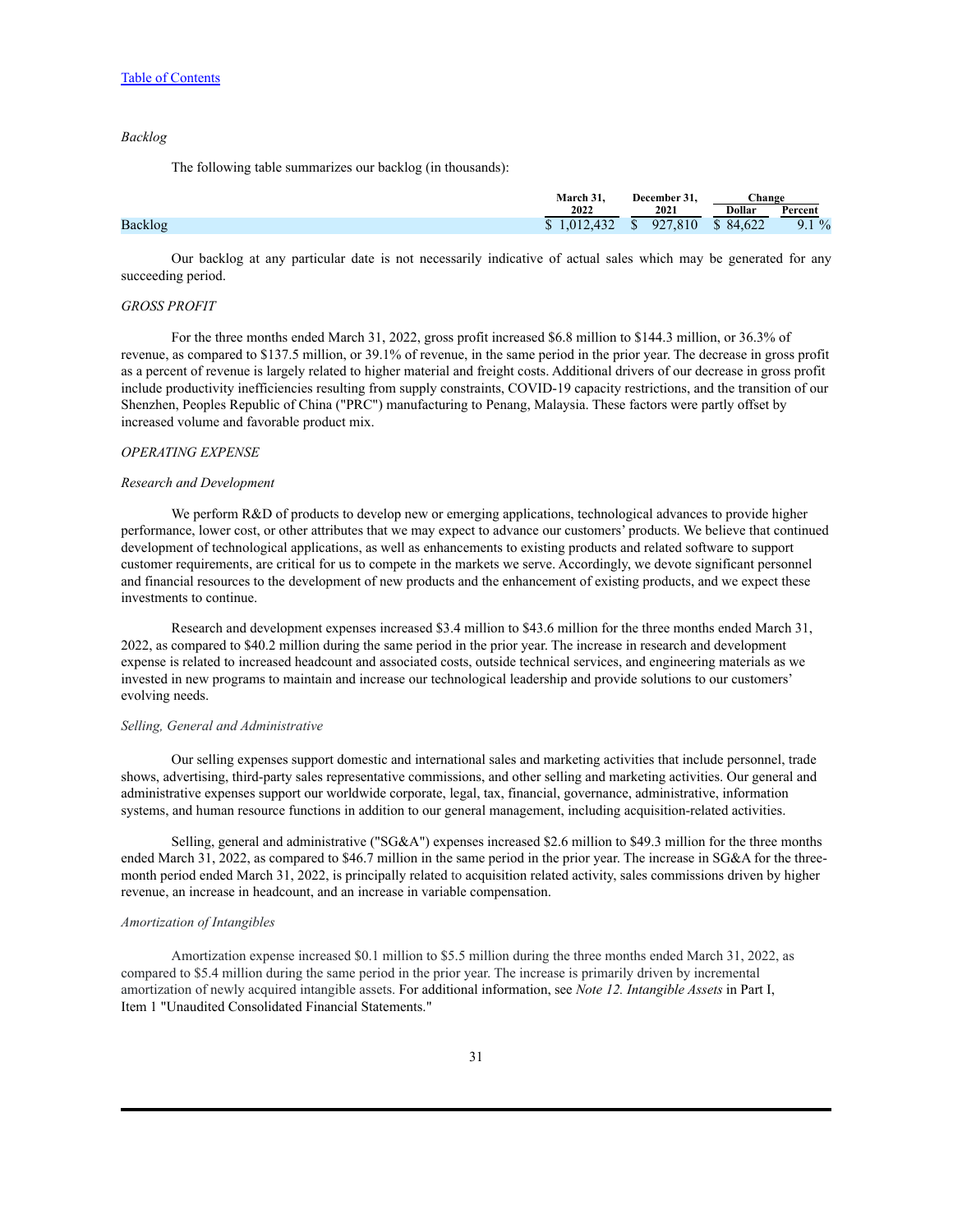[Table of Contents](#)

*Backlog*

The following table summarizes our backlog (in thousands):

| | March 31, 2022 | December 31, 2021 | Change | |
|---|---|---|---|---|
| | | | Dollar | Percent |
| Backlog | $ 1,012,432 | $ 927,810 | $ 84,622 | 9.1 % |

Our backlog at any particular date is not necessarily indicative of actual sales which may be generated for any succeeding period.

*GROSS PROFIT*

For the three months ended March 31, 2022, gross profit increased $6.8 million to $144.3 million, or 36.3% of revenue, as compared to $137.5 million, or 39.1% of revenue, in the same period in the prior year. The decrease in gross profit as a percent of revenue is largely related to higher material and freight costs. Additional drivers of our decrease in gross profit include productivity inefficiencies resulting from supply constraints, COVID-19 capacity restrictions, and the transition of our Shenzhen, Peoples Republic of China ("PRC") manufacturing to Penang, Malaysia. These factors were partly offset by increased volume and favorable product mix.

*OPERATING EXPENSE*

*Research and Development*

We perform R&D of products to develop new or emerging applications, technological advances to provide higher performance, lower cost, or other attributes that we may expect to advance our customers' products. We believe that continued development of technological applications, as well as enhancements to existing products and related software to support customer requirements, are critical for us to compete in the markets we serve. Accordingly, we devote significant personnel and financial resources to the development of new products and the enhancement of existing products, and we expect these investments to continue.

Research and development expenses increased $3.4 million to $43.6 million for the three months ended March 31, 2022, as compared to $40.2 million during the same period in the prior year. The increase in research and development expense is related to increased headcount and associated costs, outside technical services, and engineering materials as we invested in new programs to maintain and increase our technological leadership and provide solutions to our customers' evolving needs.

*Selling, General and Administrative*

Our selling expenses support domestic and international sales and marketing activities that include personnel, trade shows, advertising, third-party sales representative commissions, and other selling and marketing activities. Our general and administrative expenses support our worldwide corporate, legal, tax, financial, governance, administrative, information systems, and human resource functions in addition to our general management, including acquisition-related activities.

Selling, general and administrative ("SG&A") expenses increased $2.6 million to $49.3 million for the three months ended March 31, 2022, as compared to $46.7 million in the same period in the prior year. The increase in SG&A for the three-month period ended March 31, 2022, is principally related to acquisition related activity, sales commissions driven by higher revenue, an increase in headcount, and an increase in variable compensation.

*Amortization of Intangibles*

Amortization expense increased $0.1 million to $5.5 million during the three months ended March 31, 2022, as compared to $5.4 million during the same period in the prior year. The increase is primarily driven by incremental amortization of newly acquired intangible assets. For additional information, see *Note 12. Intangible Assets* in Part I, Item 1 "Unaudited Consolidated Financial Statements."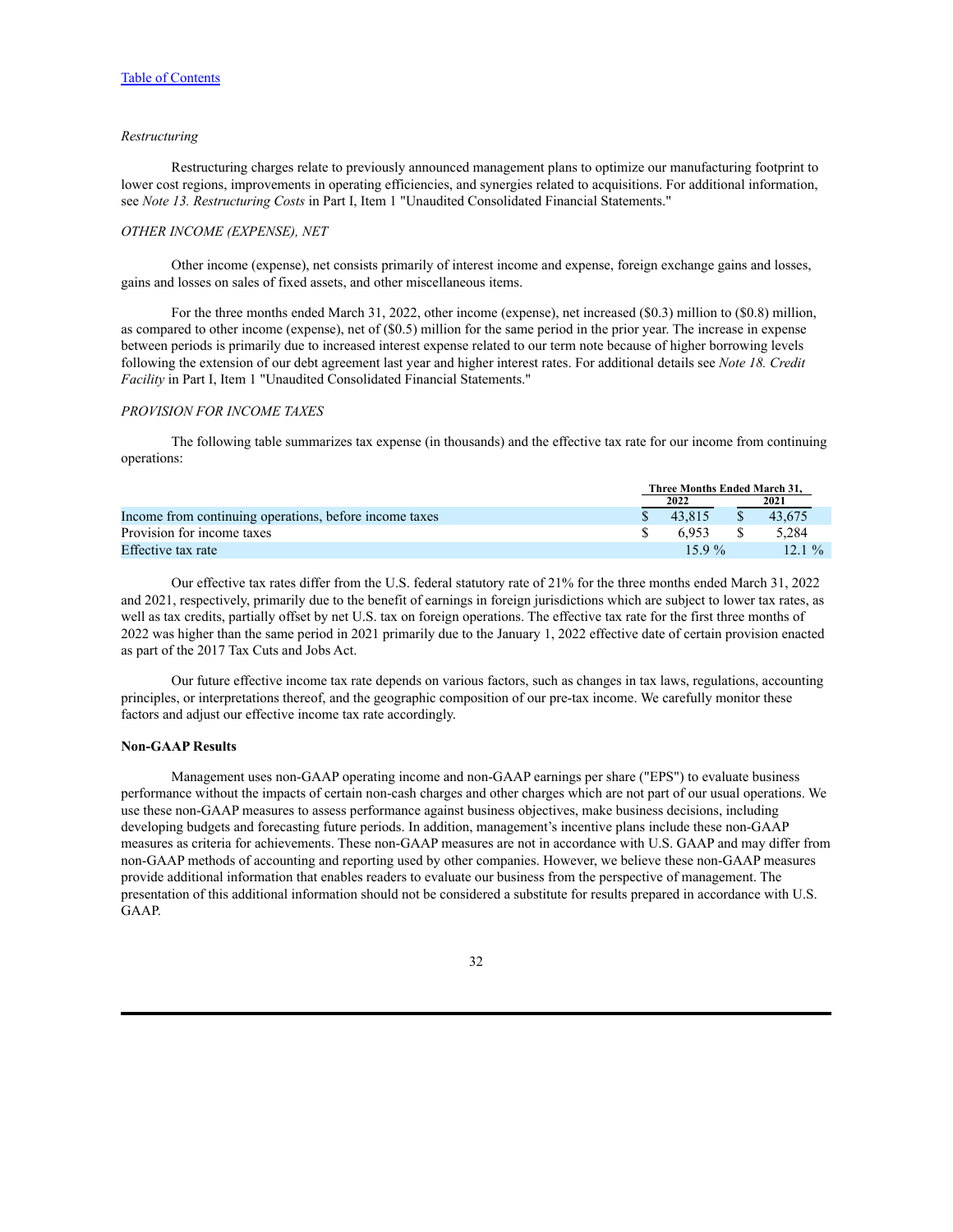*Restructuring*

Restructuring charges relate to previously announced management plans to optimize our manufacturing footprint to lower cost regions, improvements in operating efficiencies, and synergies related to acquisitions. For additional information, see *Note 13. Restructuring Costs* in Part I, Item 1 "Unaudited Consolidated Financial Statements."

*OTHER INCOME (EXPENSE), NET*

Other income (expense), net consists primarily of interest income and expense, foreign exchange gains and losses, gains and losses on sales of fixed assets, and other miscellaneous items.

For the three months ended March 31, 2022, other income (expense), net increased ($0.3) million to ($0.8) million, as compared to other income (expense), net of ($0.5) million for the same period in the prior year. The increase in expense between periods is primarily due to increased interest expense related to our term note because of higher borrowing levels following the extension of our debt agreement last year and higher interest rates. For additional details see *Note 18. Credit Facility* in Part I, Item 1 "Unaudited Consolidated Financial Statements."

*PROVISION FOR INCOME TAXES*

The following table summarizes tax expense (in thousands) and the effective tax rate for our income from continuing operations:

| | Three Months Ended March 31, | |
|---|---|---|
| | 2022 | 2021 |
| Income from continuing operations, before income taxes | $ 43,815 | $ 43,675 |
| Provision for income taxes | $ 6,953 | $ 5,284 |
| Effective tax rate | 15.9 % | 12.1 % |

Our effective tax rates differ from the U.S. federal statutory rate of 21% for the three months ended March 31, 2022 and 2021, respectively, primarily due to the benefit of earnings in foreign jurisdictions which are subject to lower tax rates, as well as tax credits, partially offset by net U.S. tax on foreign operations. The effective tax rate for the first three months of 2022 was higher than the same period in 2021 primarily due to the January 1, 2022 effective date of certain provision enacted as part of the 2017 Tax Cuts and Jobs Act.

Our future effective income tax rate depends on various factors, such as changes in tax laws, regulations, accounting principles, or interpretations thereof, and the geographic composition of our pre-tax income. We carefully monitor these factors and adjust our effective income tax rate accordingly.

**Non-GAAP Results**

Management uses non-GAAP operating income and non-GAAP earnings per share ("EPS") to evaluate business performance without the impacts of certain non-cash charges and other charges which are not part of our usual operations. We use these non-GAAP measures to assess performance against business objectives, make business decisions, including developing budgets and forecasting future periods. In addition, management's incentive plans include these non-GAAP measures as criteria for achievements. These non-GAAP measures are not in accordance with U.S. GAAP and may differ from non-GAAP methods of accounting and reporting used by other companies. However, we believe these non-GAAP measures provide additional information that enables readers to evaluate our business from the perspective of management. The presentation of this additional information should not be considered a substitute for results prepared in accordance with U.S. GAAP.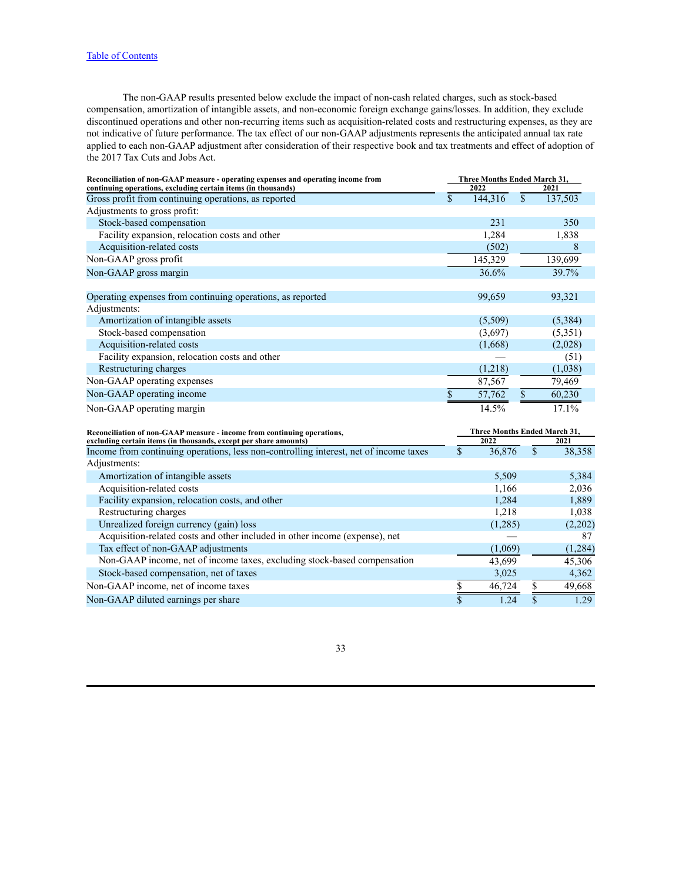The non-GAAP results presented below exclude the impact of non-cash related charges, such as stock-based compensation, amortization of intangible assets, and non-economic foreign exchange gains/losses. In addition, they exclude discontinued operations and other non-recurring items such as acquisition-related costs and restructuring expenses, as they are not indicative of future performance. The tax effect of our non-GAAP adjustments represents the anticipated annual tax rate applied to each non-GAAP adjustment after consideration of their respective book and tax treatments and effect of adoption of the 2017 Tax Cuts and Jobs Act.

| **Reconciliation of non-GAAP measure - operating expenses and operating income from continuing operations, excluding certain items (in thousands)** | **Three Months Ended March 31,** | |
|---|---|---|
| | **2022** | **2021** |
| Gross profit from continuing operations, as reported | $ 144,316 | $ 137,503 |
| Adjustments to gross profit: | | |
| Stock-based compensation | 231 | 350 |
| Facility expansion, relocation costs and other | 1,284 | 1,838 |
| Acquisition-related costs | (502) | 8 |
| Non-GAAP gross profit | 145,329 | 139,699 |
| Non-GAAP gross margin | 36.6% | 39.7% |
| | | |
| Operating expenses from continuing operations, as reported | 99,659 | 93,321 |
| Adjustments: | | |
| Amortization of intangible assets | (5,509) | (5,384) |
| Stock-based compensation | (3,697) | (5,351) |
| Acquisition-related costs | (1,668) | (2,028) |
| Facility expansion, relocation costs and other | — | (51) |
| Restructuring charges | (1,218) | (1,038) |
| Non-GAAP operating expenses | 87,567 | 79,469 |
| Non-GAAP operating income | $ 57,762 | $ 60,230 |
| Non-GAAP operating margin | 14.5% | 17.1% |

| **Reconciliation of non-GAAP measure - income from continuing operations, excluding certain items (in thousands, except per share amounts)** | **Three Months Ended March 31,** | |
|---|---|---|
| | **2022** | **2021** |
| Income from continuing operations, less non-controlling interest, net of income taxes | $ 36,876 | $ 38,358 |
| Adjustments: | | |
| Amortization of intangible assets | 5,509 | 5,384 |
| Acquisition-related costs | 1,166 | 2,036 |
| Facility expansion, relocation costs, and other | 1,284 | 1,889 |
| Restructuring charges | 1,218 | 1,038 |
| Unrealized foreign currency (gain) loss | (1,285) | (2,202) |
| Acquisition-related costs and other included in other income (expense), net | — | 87 |
| Tax effect of non-GAAP adjustments | (1,069) | (1,284) |
| Non-GAAP income, net of income taxes, excluding stock-based compensation | 43,699 | 45,306 |
| Stock-based compensation, net of taxes | 3,025 | 4,362 |
| Non-GAAP income, net of income taxes | $ 46,724 | $ 49,668 |
| Non-GAAP diluted earnings per share | $ 1.24 | $ 1.29 |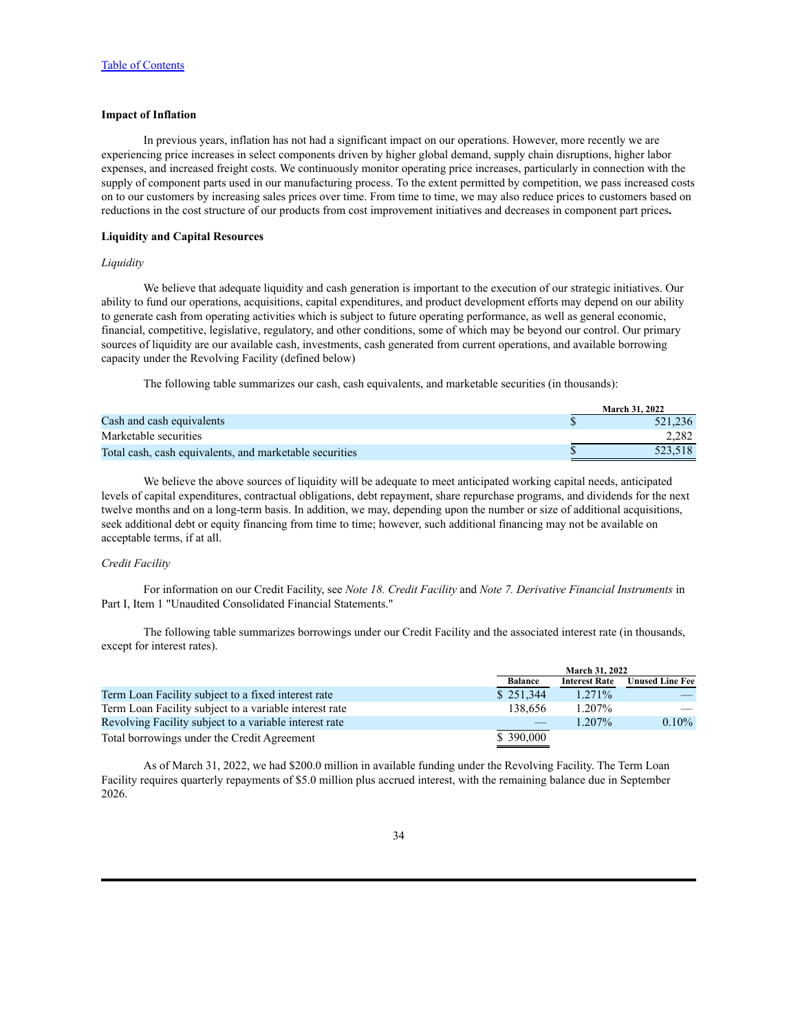[Table of Contents](#)

**Impact of Inflation**

In previous years, inflation has not had a significant impact on our operations. However, more recently we are experiencing price increases in select components driven by higher global demand, supply chain disruptions, higher labor expenses, and increased freight costs. We continuously monitor operating price increases, particularly in connection with the supply of component parts used in our manufacturing process. To the extent permitted by competition, we pass increased costs on to our customers by increasing sales prices over time. From time to time, we may also reduce prices to customers based on reductions in the cost structure of our products from cost improvement initiatives and decreases in component part prices**.**

**Liquidity and Capital Resources**

*Liquidity*

We believe that adequate liquidity and cash generation is important to the execution of our strategic initiatives. Our ability to fund our operations, acquisitions, capital expenditures, and product development efforts may depend on our ability to generate cash from operating activities which is subject to future operating performance, as well as general economic, financial, competitive, legislative, regulatory, and other conditions, some of which may be beyond our control. Our primary sources of liquidity are our available cash, investments, cash generated from current operations, and available borrowing capacity under the Revolving Facility (defined below)

The following table summarizes our cash, cash equivalents, and marketable securities (in thousands):

| | March 31, 2022 |
|---|---|
| Cash and cash equivalents | $ 521,236 |
| Marketable securities | 2,282 |
| Total cash, cash equivalents, and marketable securities | $ 523,518 |

We believe the above sources of liquidity will be adequate to meet anticipated working capital needs, anticipated levels of capital expenditures, contractual obligations, debt repayment, share repurchase programs, and dividends for the next twelve months and on a long-term basis. In addition, we may, depending upon the number or size of additional acquisitions, seek additional debt or equity financing from time to time; however, such additional financing may not be available on acceptable terms, if at all.

*Credit Facility*

For information on our Credit Facility, see *Note 18. Credit Facility* and *Note 7. Derivative Financial Instruments* in Part I, Item 1 "Unaudited Consolidated Financial Statements."

The following table summarizes borrowings under our Credit Facility and the associated interest rate (in thousands, except for interest rates).

| | March 31, 2022 | | |
|---|---|---|---|
| | Balance | Interest Rate | Unused Line Fee |
| Term Loan Facility subject to a fixed interest rate | $ 251,344 | 1.271% | — |
| Term Loan Facility subject to a variable interest rate | 138,656 | 1.207% | — |
| Revolving Facility subject to a variable interest rate | — | 1.207% | 0.10% |
| Total borrowings under the Credit Agreement | $ 390,000 | | |

As of March 31, 2022, we had $200.0 million in available funding under the Revolving Facility. The Term Loan Facility requires quarterly repayments of $5.0 million plus accrued interest, with the remaining balance due in September 2026.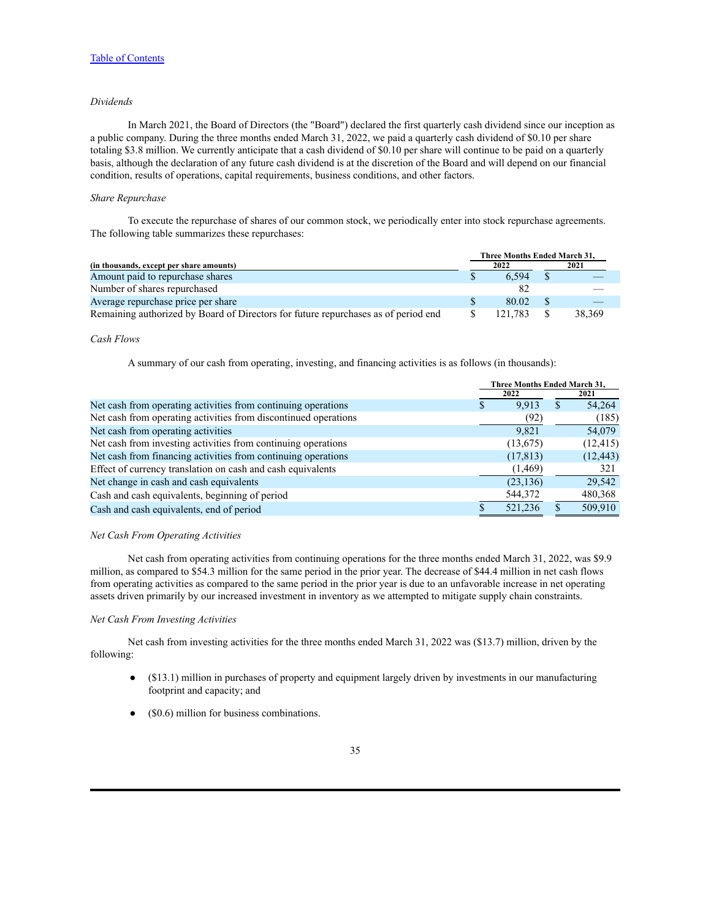[Table of Contents]

*Dividends*

In March 2021, the Board of Directors (the "Board") declared the first quarterly cash dividend since our inception as a public company. During the three months ended March 31, 2022, we paid a quarterly cash dividend of $0.10 per share totaling $3.8 million. We currently anticipate that a cash dividend of $0.10 per share will continue to be paid on a quarterly basis, although the declaration of any future cash dividend is at the discretion of the Board and will depend on our financial condition, results of operations, capital requirements, business conditions, and other factors.

*Share Repurchase*

To execute the repurchase of shares of our common stock, we periodically enter into stock repurchase agreements. The following table summarizes these repurchases:

| (in thousands, except per share amounts) | Three Months Ended March 31, 2022 | 2021 |
|---|---|---|
| Amount paid to repurchase shares | $ 6,594 | $ — |
| Number of shares repurchased | 82 | — |
| Average repurchase price per share | $ 80.02 | $ — |
| Remaining authorized by Board of Directors for future repurchases as of period end | $ 121,783 | $ 38,369 |

*Cash Flows*

A summary of our cash from operating, investing, and financing activities is as follows (in thousands):

| | Three Months Ended March 31, 2022 | 2021 |
|---|---|---|
| Net cash from operating activities from continuing operations | $ 9,913 | $ 54,264 |
| Net cash from operating activities from discontinued operations | (92) | (185) |
| Net cash from operating activities | 9,821 | 54,079 |
| Net cash from investing activities from continuing operations | (13,675) | (12,415) |
| Net cash from financing activities from continuing operations | (17,813) | (12,443) |
| Effect of currency translation on cash and cash equivalents | (1,469) | 321 |
| Net change in cash and cash equivalents | (23,136) | 29,542 |
| Cash and cash equivalents, beginning of period | 544,372 | 480,368 |
| Cash and cash equivalents, end of period | $ 521,236 | $ 509,910 |

*Net Cash From Operating Activities*

Net cash from operating activities from continuing operations for the three months ended March 31, 2022, was $9.9 million, as compared to $54.3 million for the same period in the prior year. The decrease of $44.4 million in net cash flows from operating activities as compared to the same period in the prior year is due to an unfavorable increase in net operating assets driven primarily by our increased investment in inventory as we attempted to mitigate supply chain constraints.

*Net Cash From Investing Activities*

Net cash from investing activities for the three months ended March 31, 2022 was ($13.7) million, driven by the following:

- ($13.1) million in purchases of property and equipment largely driven by investments in our manufacturing footprint and capacity; and
- ($0.6) million for business combinations.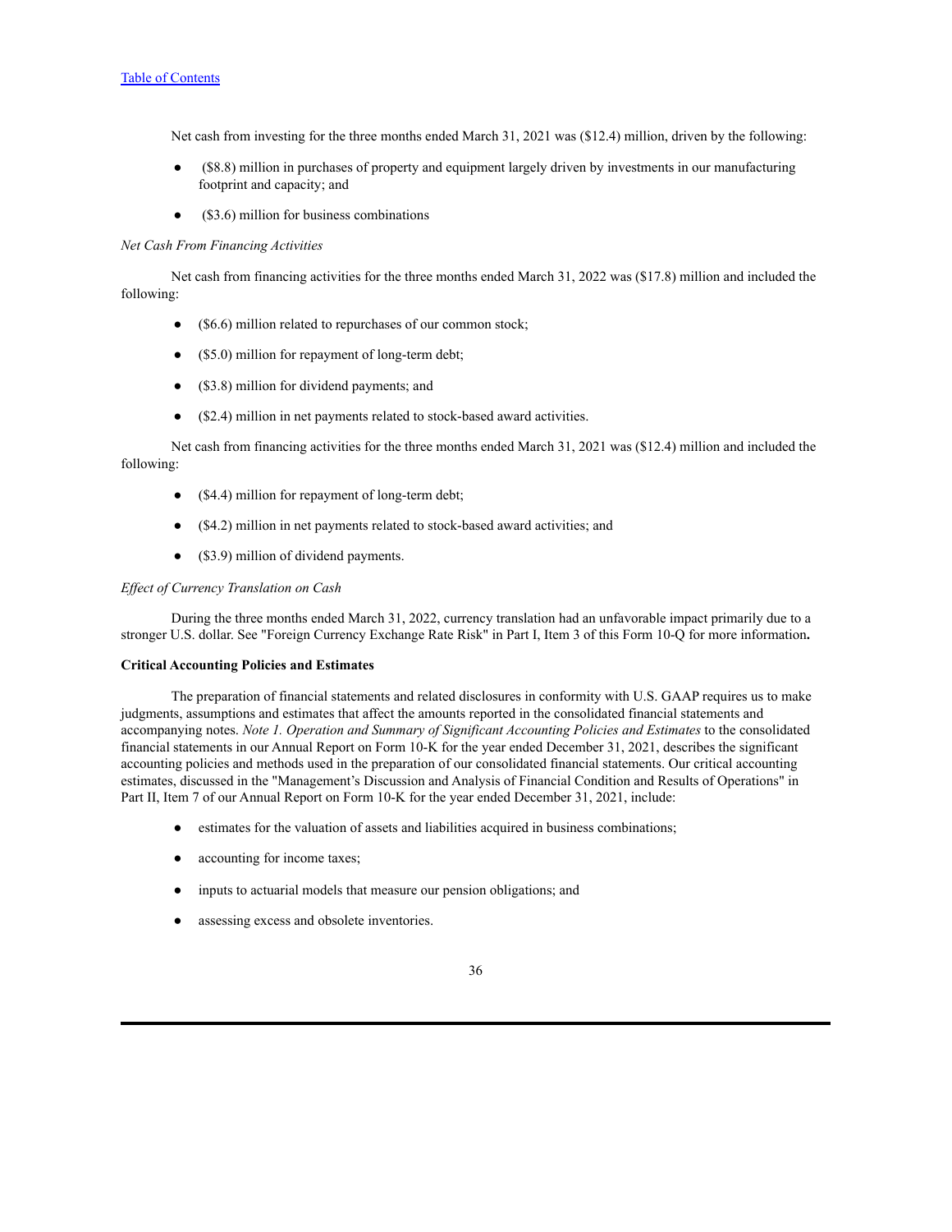Net cash from investing for the three months ended March 31, 2021 was ($12.4) million, driven by the following:

- ($8.8) million in purchases of property and equipment largely driven by investments in our manufacturing footprint and capacity; and
- ($3.6) million for business combinations

*Net Cash From Financing Activities*

Net cash from financing activities for the three months ended March 31, 2022 was ($17.8) million and included the following:

- ($6.6) million related to repurchases of our common stock;
- ($5.0) million for repayment of long-term debt;
- ($3.8) million for dividend payments; and
- ($2.4) million in net payments related to stock-based award activities.

Net cash from financing activities for the three months ended March 31, 2021 was ($12.4) million and included the following:

- ($4.4) million for repayment of long-term debt;
- ($4.2) million in net payments related to stock-based award activities; and
- ($3.9) million of dividend payments.

*Effect of Currency Translation on Cash*

During the three months ended March 31, 2022, currency translation had an unfavorable impact primarily due to a stronger U.S. dollar. See "Foreign Currency Exchange Rate Risk" in Part I, Item 3 of this Form 10-Q for more information**.**

**Critical Accounting Policies and Estimates**

The preparation of financial statements and related disclosures in conformity with U.S. GAAP requires us to make judgments, assumptions and estimates that affect the amounts reported in the consolidated financial statements and accompanying notes. *Note 1. Operation and Summary of Significant Accounting Policies and Estimates* to the consolidated financial statements in our Annual Report on Form 10-K for the year ended December 31, 2021, describes the significant accounting policies and methods used in the preparation of our consolidated financial statements. Our critical accounting estimates, discussed in the "Management's Discussion and Analysis of Financial Condition and Results of Operations" in Part II, Item 7 of our Annual Report on Form 10-K for the year ended December 31, 2021, include:

- estimates for the valuation of assets and liabilities acquired in business combinations;
- accounting for income taxes;
- inputs to actuarial models that measure our pension obligations; and
- assessing excess and obsolete inventories.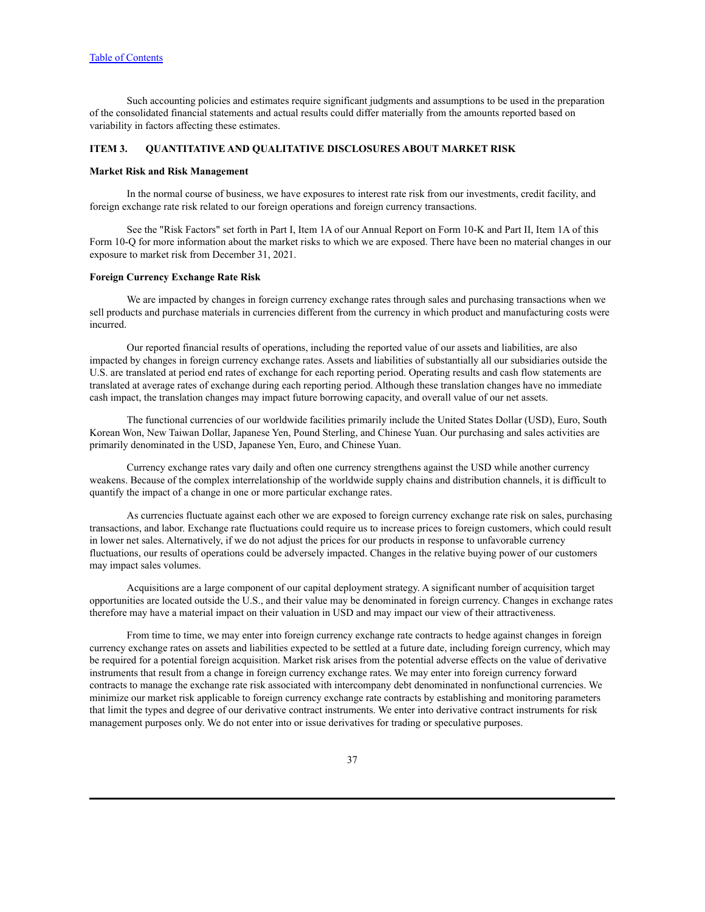Such accounting policies and estimates require significant judgments and assumptions to be used in the preparation of the consolidated financial statements and actual results could differ materially from the amounts reported based on variability in factors affecting these estimates.

## ITEM 3. QUANTITATIVE AND QUALITATIVE DISCLOSURES ABOUT MARKET RISK

### Market Risk and Risk Management

In the normal course of business, we have exposures to interest rate risk from our investments, credit facility, and foreign exchange rate risk related to our foreign operations and foreign currency transactions.

See the "Risk Factors" set forth in Part I, Item 1A of our Annual Report on Form 10-K and Part II, Item 1A of this Form 10-Q for more information about the market risks to which we are exposed. There have been no material changes in our exposure to market risk from December 31, 2021.

### Foreign Currency Exchange Rate Risk

We are impacted by changes in foreign currency exchange rates through sales and purchasing transactions when we sell products and purchase materials in currencies different from the currency in which product and manufacturing costs were incurred.

Our reported financial results of operations, including the reported value of our assets and liabilities, are also impacted by changes in foreign currency exchange rates. Assets and liabilities of substantially all our subsidiaries outside the U.S. are translated at period end rates of exchange for each reporting period. Operating results and cash flow statements are translated at average rates of exchange during each reporting period. Although these translation changes have no immediate cash impact, the translation changes may impact future borrowing capacity, and overall value of our net assets.

The functional currencies of our worldwide facilities primarily include the United States Dollar (USD), Euro, South Korean Won, New Taiwan Dollar, Japanese Yen, Pound Sterling, and Chinese Yuan. Our purchasing and sales activities are primarily denominated in the USD, Japanese Yen, Euro, and Chinese Yuan.

Currency exchange rates vary daily and often one currency strengthens against the USD while another currency weakens. Because of the complex interrelationship of the worldwide supply chains and distribution channels, it is difficult to quantify the impact of a change in one or more particular exchange rates.

As currencies fluctuate against each other we are exposed to foreign currency exchange rate risk on sales, purchasing transactions, and labor. Exchange rate fluctuations could require us to increase prices to foreign customers, which could result in lower net sales. Alternatively, if we do not adjust the prices for our products in response to unfavorable currency fluctuations, our results of operations could be adversely impacted. Changes in the relative buying power of our customers may impact sales volumes.

Acquisitions are a large component of our capital deployment strategy. A significant number of acquisition target opportunities are located outside the U.S., and their value may be denominated in foreign currency. Changes in exchange rates therefore may have a material impact on their valuation in USD and may impact our view of their attractiveness.

From time to time, we may enter into foreign currency exchange rate contracts to hedge against changes in foreign currency exchange rates on assets and liabilities expected to be settled at a future date, including foreign currency, which may be required for a potential foreign acquisition. Market risk arises from the potential adverse effects on the value of derivative instruments that result from a change in foreign currency exchange rates. We may enter into foreign currency forward contracts to manage the exchange rate risk associated with intercompany debt denominated in nonfunctional currencies. We minimize our market risk applicable to foreign currency exchange rate contracts by establishing and monitoring parameters that limit the types and degree of our derivative contract instruments. We enter into derivative contract instruments for risk management purposes only. We do not enter into or issue derivatives for trading or speculative purposes.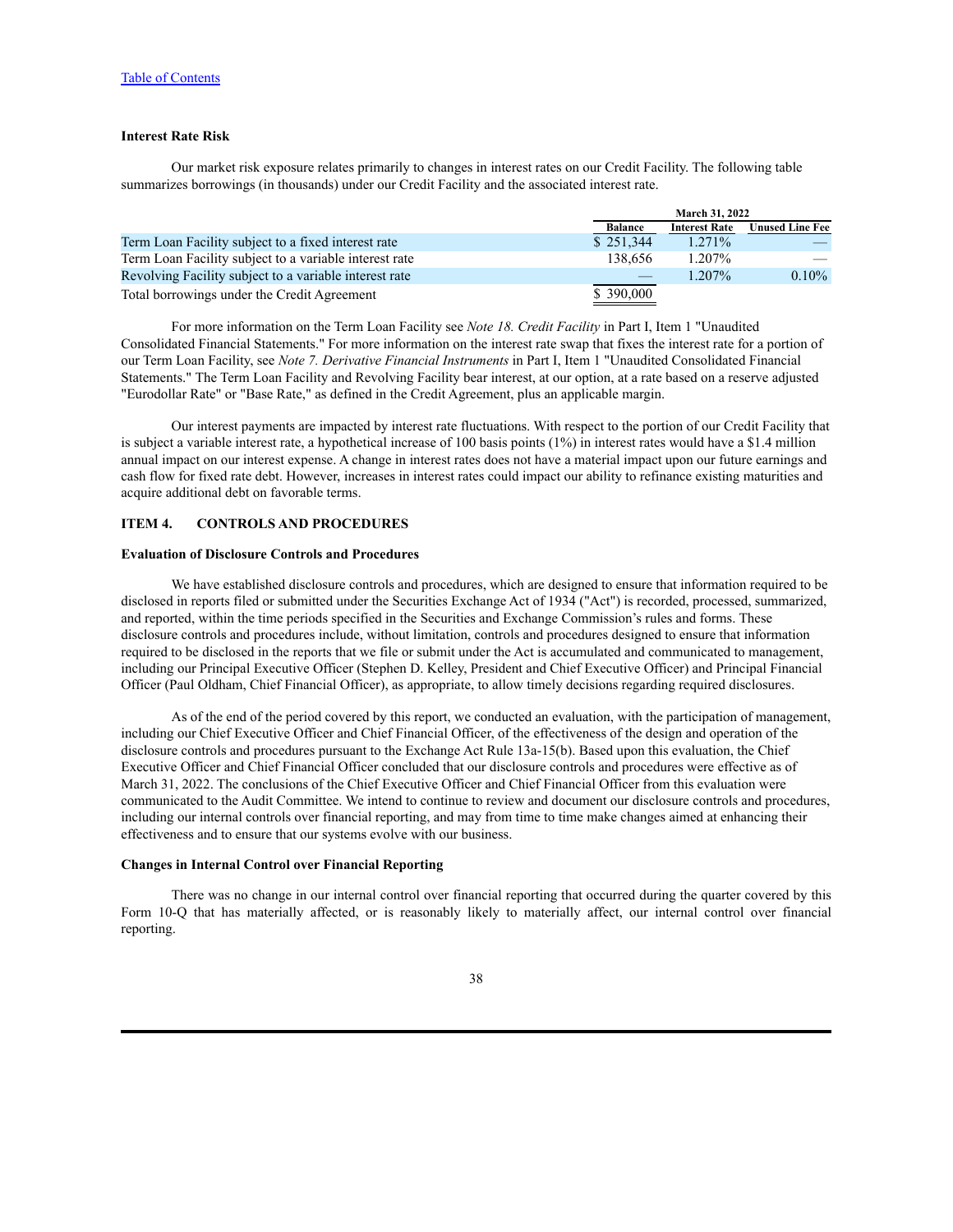"Table of Contents" link at top — omit? It's a running header link; omit.

### Interest Rate Risk

Our market risk exposure relates primarily to changes in interest rates on our Credit Facility. The following table summarizes borrowings (in thousands) under our Credit Facility and the associated interest rate.

| | March 31, 2022 | | |
|---|---|---|---|
| | Balance | Interest Rate | Unused Line Fee |
| Term Loan Facility subject to a fixed interest rate | $ 251,344 | 1.271% | — |
| Term Loan Facility subject to a variable interest rate | 138,656 | 1.207% | — |
| Revolving Facility subject to a variable interest rate | — | 1.207% | 0.10% |
| Total borrowings under the Credit Agreement | $ 390,000 | | |

For more information on the Term Loan Facility see *Note 18. Credit Facility* in Part I, Item 1 "Unaudited Consolidated Financial Statements." For more information on the interest rate swap that fixes the interest rate for a portion of our Term Loan Facility, see *Note 7. Derivative Financial Instruments* in Part I, Item 1 "Unaudited Consolidated Financial Statements." The Term Loan Facility and Revolving Facility bear interest, at our option, at a rate based on a reserve adjusted "Eurodollar Rate" or "Base Rate," as defined in the Credit Agreement, plus an applicable margin.

Our interest payments are impacted by interest rate fluctuations. With respect to the portion of our Credit Facility that is subject a variable interest rate, a hypothetical increase of 100 basis points (1%) in interest rates would have a $1.4 million annual impact on our interest expense. A change in interest rates does not have a material impact upon our future earnings and cash flow for fixed rate debt. However, increases in interest rates could impact our ability to refinance existing maturities and acquire additional debt on favorable terms.

## ITEM 4. CONTROLS AND PROCEDURES

### Evaluation of Disclosure Controls and Procedures

We have established disclosure controls and procedures, which are designed to ensure that information required to be disclosed in reports filed or submitted under the Securities Exchange Act of 1934 ("Act") is recorded, processed, summarized, and reported, within the time periods specified in the Securities and Exchange Commission's rules and forms. These disclosure controls and procedures include, without limitation, controls and procedures designed to ensure that information required to be disclosed in the reports that we file or submit under the Act is accumulated and communicated to management, including our Principal Executive Officer (Stephen D. Kelley, President and Chief Executive Officer) and Principal Financial Officer (Paul Oldham, Chief Financial Officer), as appropriate, to allow timely decisions regarding required disclosures.

As of the end of the period covered by this report, we conducted an evaluation, with the participation of management, including our Chief Executive Officer and Chief Financial Officer, of the effectiveness of the design and operation of the disclosure controls and procedures pursuant to the Exchange Act Rule 13a-15(b). Based upon this evaluation, the Chief Executive Officer and Chief Financial Officer concluded that our disclosure controls and procedures were effective as of March 31, 2022. The conclusions of the Chief Executive Officer and Chief Financial Officer from this evaluation were communicated to the Audit Committee. We intend to continue to review and document our disclosure controls and procedures, including our internal controls over financial reporting, and may from time to time make changes aimed at enhancing their effectiveness and to ensure that our systems evolve with our business.

### Changes in Internal Control over Financial Reporting

There was no change in our internal control over financial reporting that occurred during the quarter covered by this Form 10-Q that has materially affected, or is reasonably likely to materially affect, our internal control over financial reporting.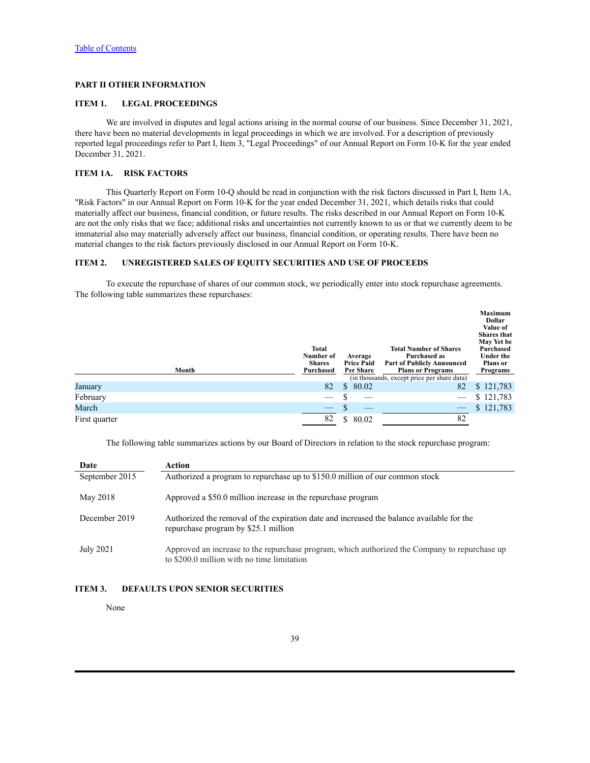[Table of Contents](#)

## PART II OTHER INFORMATION

### ITEM 1. LEGAL PROCEEDINGS

We are involved in disputes and legal actions arising in the normal course of our business. Since December 31, 2021, there have been no material developments in legal proceedings in which we are involved. For a description of previously reported legal proceedings refer to Part I, Item 3, "Legal Proceedings" of our Annual Report on Form 10-K for the year ended December 31, 2021.

### ITEM 1A. RISK FACTORS

This Quarterly Report on Form 10-Q should be read in conjunction with the risk factors discussed in Part I, Item 1A, "Risk Factors" in our Annual Report on Form 10-K for the year ended December 31, 2021, which details risks that could materially affect our business, financial condition, or future results. The risks described in our Annual Report on Form 10-K are not the only risks that we face; additional risks and uncertainties not currently known to us or that we currently deem to be immaterial also may materially adversely affect our business, financial condition, or operating results. There have been no material changes to the risk factors previously disclosed in our Annual Report on Form 10-K.

### ITEM 2. UNREGISTERED SALES OF EQUITY SECURITIES AND USE OF PROCEEDS

To execute the repurchase of shares of our common stock, we periodically enter into stock repurchase agreements. The following table summarizes these repurchases:

| Month | Total Number of Shares Purchased | Average Price Paid Per Share | Total Number of Shares Purchased as Part of Publicly Announced Plans or Programs | Maximum Dollar Value of Shares that May Yet be Purchased Under the Plans or Programs |
|---|---|---|---|---|
| | (in thousands, except price per share data) | | | |
| January | 82 | $ 80.02 | 82 | $ 121,783 |
| February | — | $ — | — | $ 121,783 |
| March | — | $ — | — | $ 121,783 |
| First quarter | 82 | $ 80.02 | 82 | |

The following table summarizes actions by our Board of Directors in relation to the stock repurchase program:

| Date | Action |
|---|---|
| September 2015 | Authorized a program to repurchase up to $150.0 million of our common stock |
| May 2018 | Approved a $50.0 million increase in the repurchase program |
| December 2019 | Authorized the removal of the expiration date and increased the balance available for the repurchase program by $25.1 million |
| July 2021 | Approved an increase to the repurchase program, which authorized the Company to repurchase up to $200.0 million with no time limitation |

### ITEM 3. DEFAULTS UPON SENIOR SECURITIES

None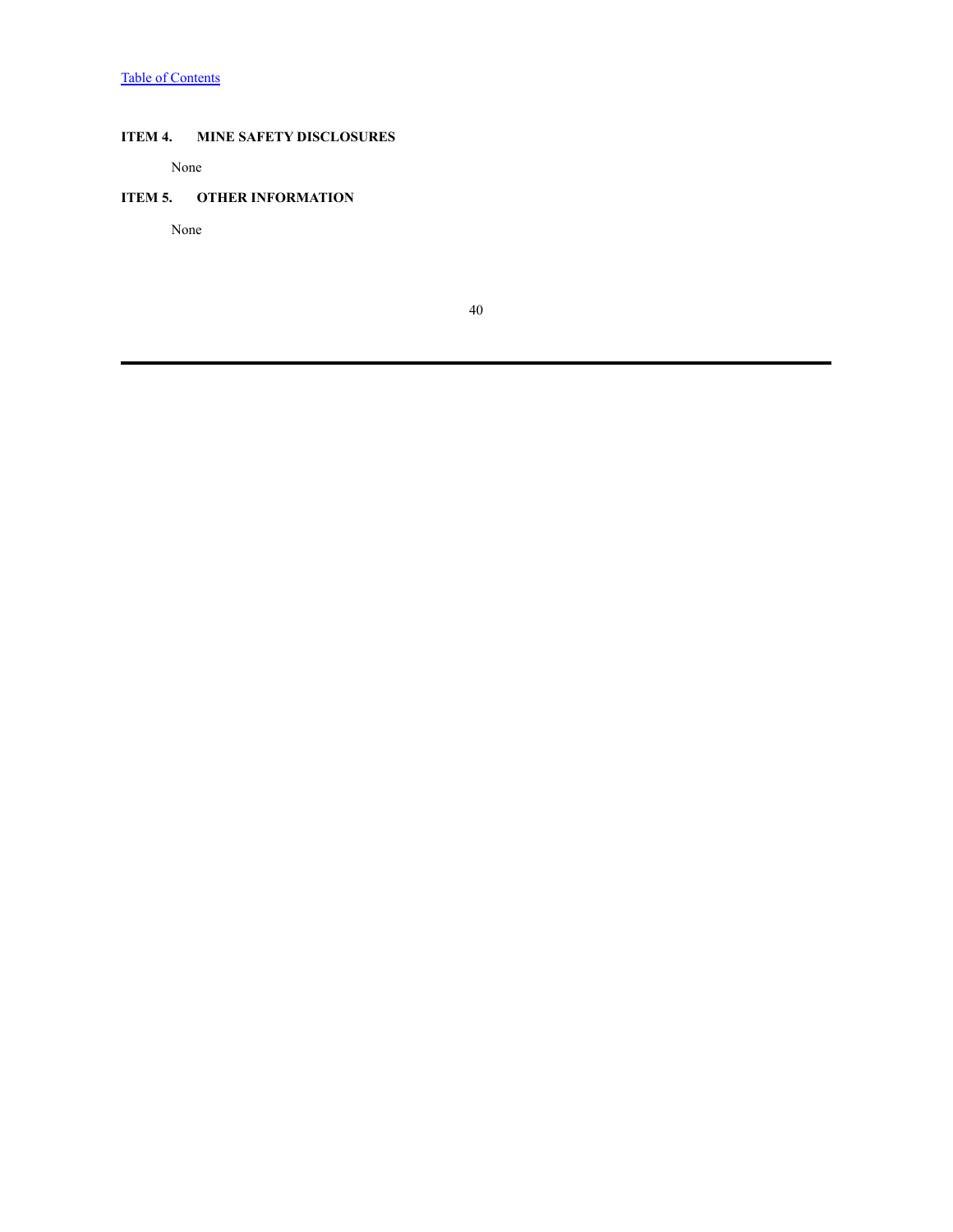## ITEM 4. MINE SAFETY DISCLOSURES

None

## ITEM 5. OTHER INFORMATION

None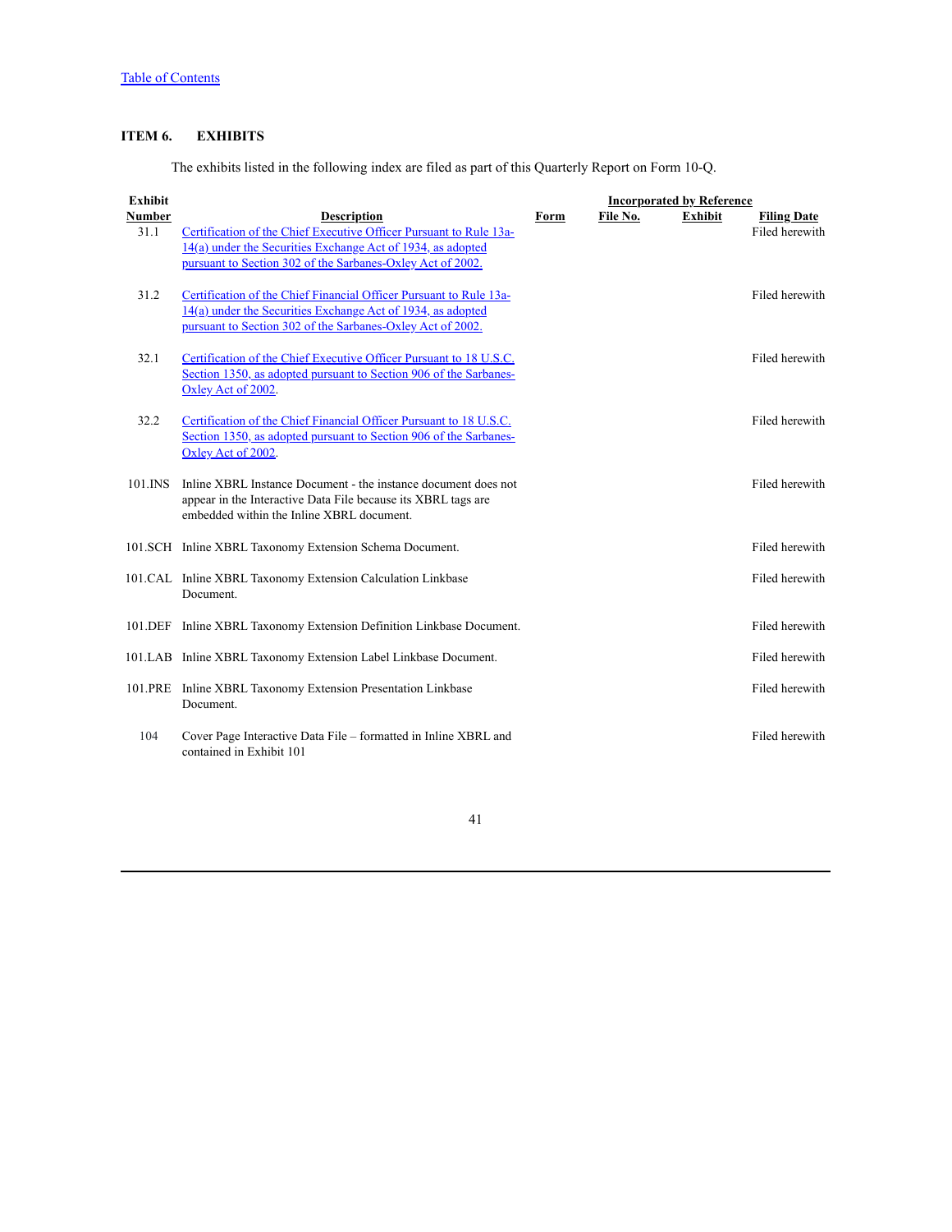## ITEM 6. EXHIBITS

The exhibits listed in the following index are filed as part of this Quarterly Report on Form 10-Q.

| Exhibit Number | Description | Incorporated by Reference | | | |
|---|---|---|---|---|---|
| | | Form | File No. | Exhibit | Filing Date |
| 31.1 | Certification of the Chief Executive Officer Pursuant to Rule 13a-14(a) under the Securities Exchange Act of 1934, as adopted pursuant to Section 302 of the Sarbanes-Oxley Act of 2002. | | | | Filed herewith |
| 31.2 | Certification of the Chief Financial Officer Pursuant to Rule 13a-14(a) under the Securities Exchange Act of 1934, as adopted pursuant to Section 302 of the Sarbanes-Oxley Act of 2002. | | | | Filed herewith |
| 32.1 | Certification of the Chief Executive Officer Pursuant to 18 U.S.C. Section 1350, as adopted pursuant to Section 906 of the Sarbanes-Oxley Act of 2002. | | | | Filed herewith |
| 32.2 | Certification of the Chief Financial Officer Pursuant to 18 U.S.C. Section 1350, as adopted pursuant to Section 906 of the Sarbanes-Oxley Act of 2002. | | | | Filed herewith |
| 101.INS | Inline XBRL Instance Document - the instance document does not appear in the Interactive Data File because its XBRL tags are embedded within the Inline XBRL document. | | | | Filed herewith |
| 101.SCH | Inline XBRL Taxonomy Extension Schema Document. | | | | Filed herewith |
| 101.CAL | Inline XBRL Taxonomy Extension Calculation Linkbase Document. | | | | Filed herewith |
| 101.DEF | Inline XBRL Taxonomy Extension Definition Linkbase Document. | | | | Filed herewith |
| 101.LAB | Inline XBRL Taxonomy Extension Label Linkbase Document. | | | | Filed herewith |
| 101.PRE | Inline XBRL Taxonomy Extension Presentation Linkbase Document. | | | | Filed herewith |
| 104 | Cover Page Interactive Data File – formatted in Inline XBRL and contained in Exhibit 101 | | | | Filed herewith |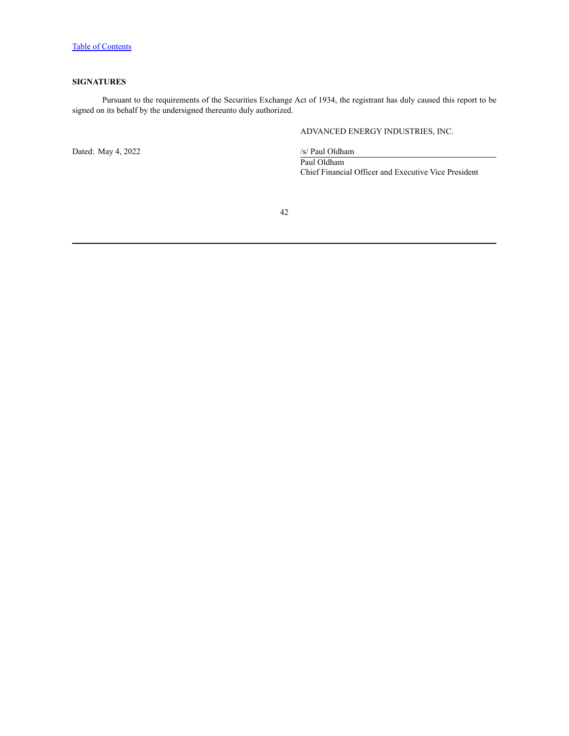[Table of Contents](#)

**SIGNATURES**

Pursuant to the requirements of the Securities Exchange Act of 1934, the registrant has duly caused this report to be signed on its behalf by the undersigned thereunto duly authorized.

ADVANCED ENERGY INDUSTRIES, INC.

Dated: May 4, 2022

/s/ Paul Oldham

Paul Oldham
Chief Financial Officer and Executive Vice President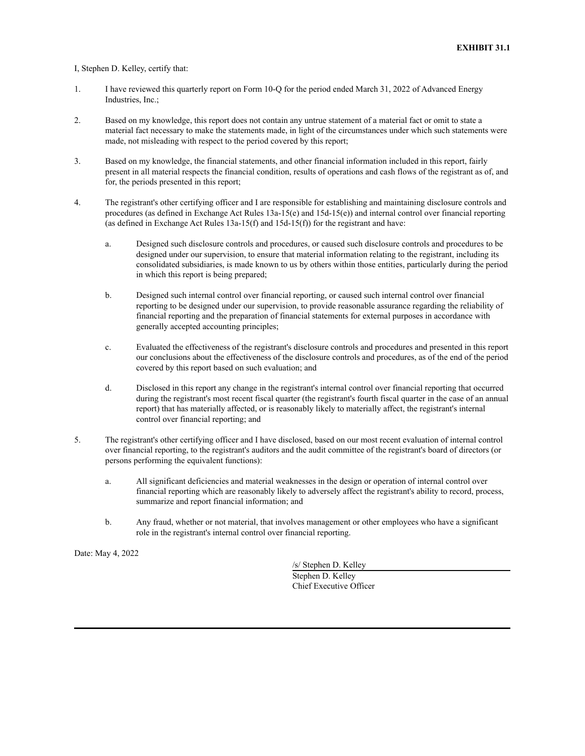**EXHIBIT 31.1**

I, Stephen D. Kelley, certify that:

1. I have reviewed this quarterly report on Form 10-Q for the period ended March 31, 2022 of Advanced Energy Industries, Inc.;

2. Based on my knowledge, this report does not contain any untrue statement of a material fact or omit to state a material fact necessary to make the statements made, in light of the circumstances under which such statements were made, not misleading with respect to the period covered by this report;

3. Based on my knowledge, the financial statements, and other financial information included in this report, fairly present in all material respects the financial condition, results of operations and cash flows of the registrant as of, and for, the periods presented in this report;

4. The registrant's other certifying officer and I are responsible for establishing and maintaining disclosure controls and procedures (as defined in Exchange Act Rules 13a-15(e) and 15d-15(e)) and internal control over financial reporting (as defined in Exchange Act Rules 13a-15(f) and 15d-15(f)) for the registrant and have:

    a. Designed such disclosure controls and procedures, or caused such disclosure controls and procedures to be designed under our supervision, to ensure that material information relating to the registrant, including its consolidated subsidiaries, is made known to us by others within those entities, particularly during the period in which this report is being prepared;

    b. Designed such internal control over financial reporting, or caused such internal control over financial reporting to be designed under our supervision, to provide reasonable assurance regarding the reliability of financial reporting and the preparation of financial statements for external purposes in accordance with generally accepted accounting principles;

    c. Evaluated the effectiveness of the registrant's disclosure controls and procedures and presented in this report our conclusions about the effectiveness of the disclosure controls and procedures, as of the end of the period covered by this report based on such evaluation; and

    d. Disclosed in this report any change in the registrant's internal control over financial reporting that occurred during the registrant's most recent fiscal quarter (the registrant's fourth fiscal quarter in the case of an annual report) that has materially affected, or is reasonably likely to materially affect, the registrant's internal control over financial reporting; and

5. The registrant's other certifying officer and I have disclosed, based on our most recent evaluation of internal control over financial reporting, to the registrant's auditors and the audit committee of the registrant's board of directors (or persons performing the equivalent functions):

    a. All significant deficiencies and material weaknesses in the design or operation of internal control over financial reporting which are reasonably likely to adversely affect the registrant's ability to record, process, summarize and report financial information; and

    b. Any fraud, whether or not material, that involves management or other employees who have a significant role in the registrant's internal control over financial reporting.

Date: May 4, 2022

/s/ Stephen D. Kelley
Stephen D. Kelley
Chief Executive Officer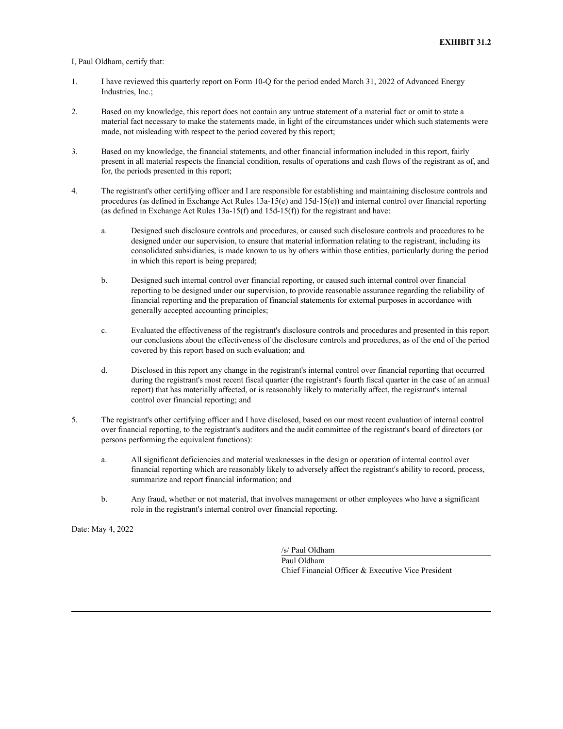**EXHIBIT 31.2**

I, Paul Oldham, certify that:

1. I have reviewed this quarterly report on Form 10-Q for the period ended March 31, 2022 of Advanced Energy Industries, Inc.;

2. Based on my knowledge, this report does not contain any untrue statement of a material fact or omit to state a material fact necessary to make the statements made, in light of the circumstances under which such statements were made, not misleading with respect to the period covered by this report;

3. Based on my knowledge, the financial statements, and other financial information included in this report, fairly present in all material respects the financial condition, results of operations and cash flows of the registrant as of, and for, the periods presented in this report;

4. The registrant's other certifying officer and I are responsible for establishing and maintaining disclosure controls and procedures (as defined in Exchange Act Rules 13a-15(e) and 15d-15(e)) and internal control over financial reporting (as defined in Exchange Act Rules 13a-15(f) and 15d-15(f)) for the registrant and have:

   a. Designed such disclosure controls and procedures, or caused such disclosure controls and procedures to be designed under our supervision, to ensure that material information relating to the registrant, including its consolidated subsidiaries, is made known to us by others within those entities, particularly during the period in which this report is being prepared;

   b. Designed such internal control over financial reporting, or caused such internal control over financial reporting to be designed under our supervision, to provide reasonable assurance regarding the reliability of financial reporting and the preparation of financial statements for external purposes in accordance with generally accepted accounting principles;

   c. Evaluated the effectiveness of the registrant's disclosure controls and procedures and presented in this report our conclusions about the effectiveness of the disclosure controls and procedures, as of the end of the period covered by this report based on such evaluation; and

   d. Disclosed in this report any change in the registrant's internal control over financial reporting that occurred during the registrant's most recent fiscal quarter (the registrant's fourth fiscal quarter in the case of an annual report) that has materially affected, or is reasonably likely to materially affect, the registrant's internal control over financial reporting; and

5. The registrant's other certifying officer and I have disclosed, based on our most recent evaluation of internal control over financial reporting, to the registrant's auditors and the audit committee of the registrant's board of directors (or persons performing the equivalent functions):

   a. All significant deficiencies and material weaknesses in the design or operation of internal control over financial reporting which are reasonably likely to adversely affect the registrant's ability to record, process, summarize and report financial information; and

   b. Any fraud, whether or not material, that involves management or other employees who have a significant role in the registrant's internal control over financial reporting.

Date: May 4, 2022

/s/ Paul Oldham
Paul Oldham
Chief Financial Officer & Executive Vice President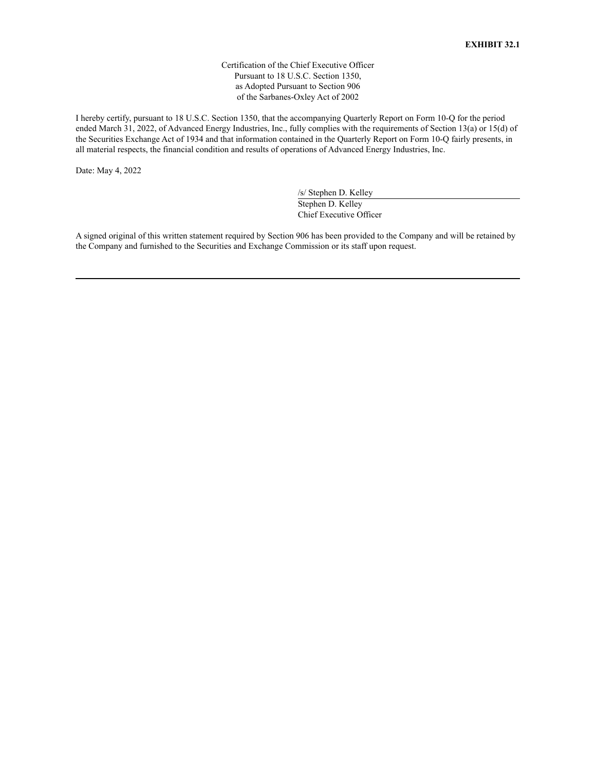**EXHIBIT 32.1**

Certification of the Chief Executive Officer
Pursuant to 18 U.S.C. Section 1350,
as Adopted Pursuant to Section 906
of the Sarbanes-Oxley Act of 2002

I hereby certify, pursuant to 18 U.S.C. Section 1350, that the accompanying Quarterly Report on Form 10-Q for the period ended March 31, 2022, of Advanced Energy Industries, Inc., fully complies with the requirements of Section 13(a) or 15(d) of the Securities Exchange Act of 1934 and that information contained in the Quarterly Report on Form 10-Q fairly presents, in all material respects, the financial condition and results of operations of Advanced Energy Industries, Inc.

Date: May 4, 2022

/s/ Stephen D. Kelley
Stephen D. Kelley
Chief Executive Officer

A signed original of this written statement required by Section 906 has been provided to the Company and will be retained by the Company and furnished to the Securities and Exchange Commission or its staff upon request.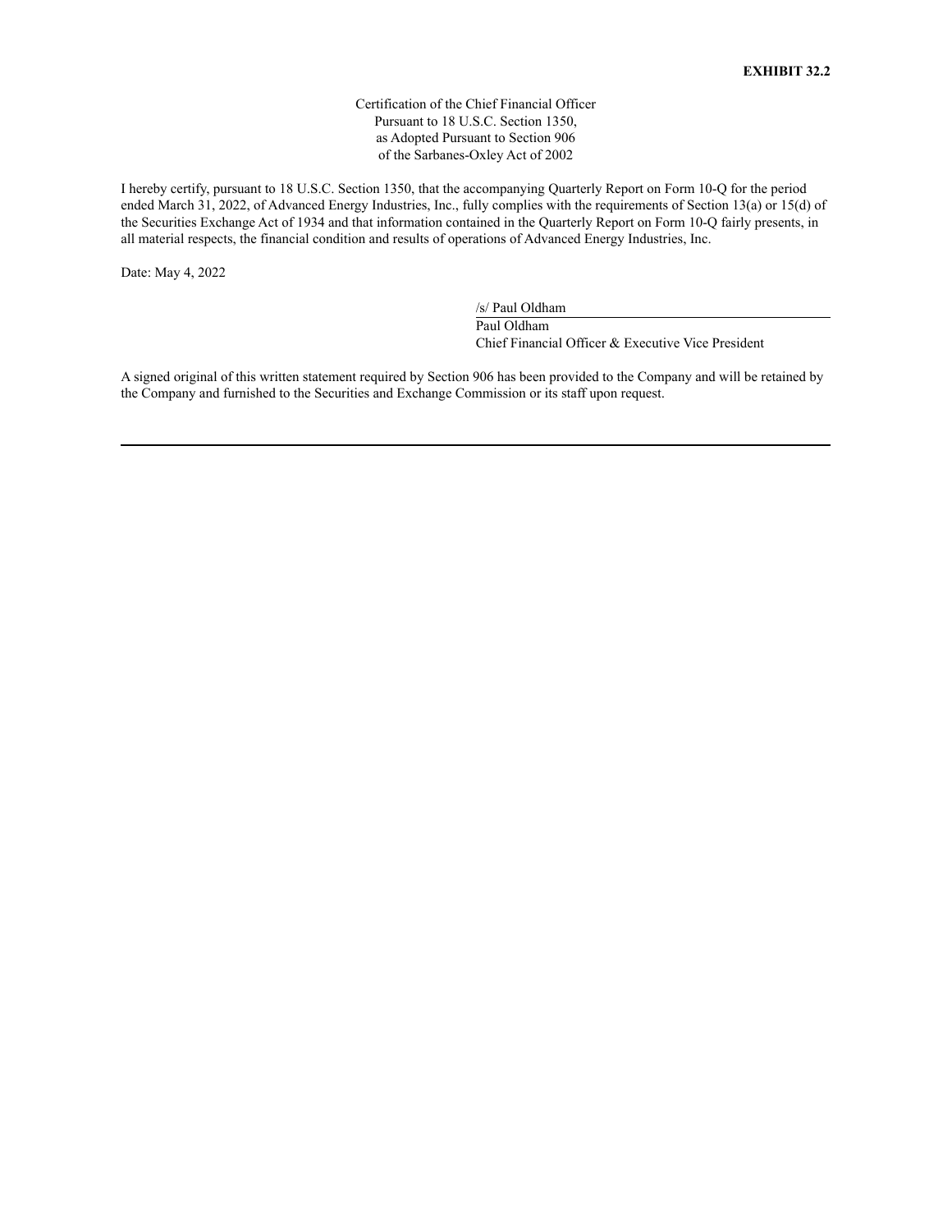**EXHIBIT 32.2**

Certification of the Chief Financial Officer
Pursuant to 18 U.S.C. Section 1350,
as Adopted Pursuant to Section 906
of the Sarbanes-Oxley Act of 2002

I hereby certify, pursuant to 18 U.S.C. Section 1350, that the accompanying Quarterly Report on Form 10-Q for the period ended March 31, 2022, of Advanced Energy Industries, Inc., fully complies with the requirements of Section 13(a) or 15(d) of the Securities Exchange Act of 1934 and that information contained in the Quarterly Report on Form 10-Q fairly presents, in all material respects, the financial condition and results of operations of Advanced Energy Industries, Inc.

Date: May 4, 2022

/s/ Paul Oldham
Paul Oldham
Chief Financial Officer & Executive Vice President

A signed original of this written statement required by Section 906 has been provided to the Company and will be retained by the Company and furnished to the Securities and Exchange Commission or its staff upon request.